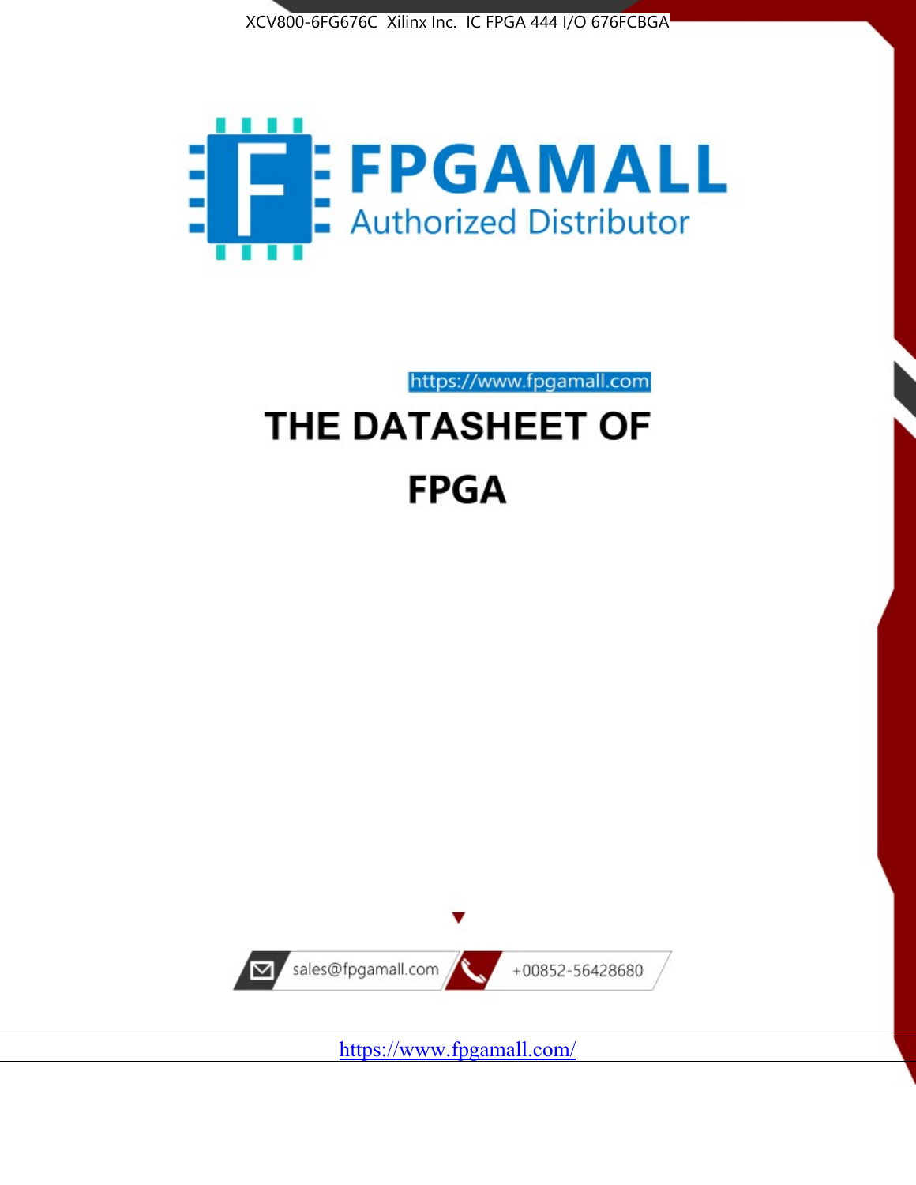XCV800-6FG676C Xilinx Inc. IC FPGA 444 I/O 676FCBGA

FPGAMALL

Authorized Distributor

https://www.fpgamall.com

# THE DATASHEET OF

# FPGA

sales@fpgamall.com

+00852-56428680

https://www.fpgamall.com/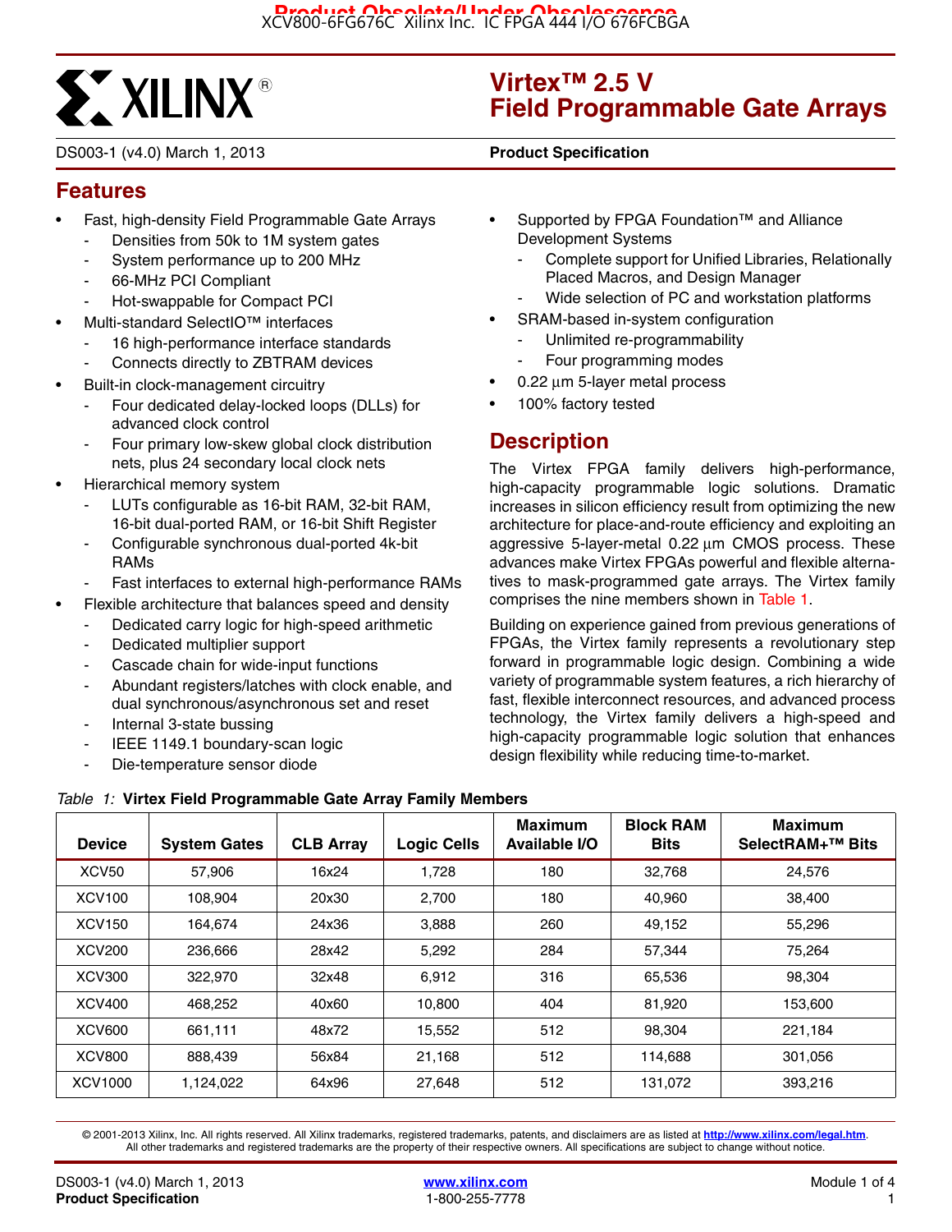# Virtex™ 2.5 V Field Programmable Gate Arrays

DS003-1 (v4.0) March 1, 2013 **Product Specification**

## Features

- Fast, high-density Field Programmable Gate Arrays
  - Densities from 50k to 1M system gates
  - System performance up to 200 MHz
  - 66-MHz PCI Compliant
  - Hot-swappable for Compact PCI
- Multi-standard SelectIO™ interfaces
  - 16 high-performance interface standards
  - Connects directly to ZBTRAM devices
- Built-in clock-management circuitry
  - Four dedicated delay-locked loops (DLLs) for advanced clock control
  - Four primary low-skew global clock distribution nets, plus 24 secondary local clock nets
- Hierarchical memory system
  - LUTs configurable as 16-bit RAM, 32-bit RAM, 16-bit dual-ported RAM, or 16-bit Shift Register
  - Configurable synchronous dual-ported 4k-bit RAMs
  - Fast interfaces to external high-performance RAMs
- Flexible architecture that balances speed and density
  - Dedicated carry logic for high-speed arithmetic
  - Dedicated multiplier support
  - Cascade chain for wide-input functions
  - Abundant registers/latches with clock enable, and dual synchronous/asynchronous set and reset
  - Internal 3-state bussing
  - IEEE 1149.1 boundary-scan logic
  - Die-temperature sensor diode
- Supported by FPGA Foundation™ and Alliance Development Systems
  - Complete support for Unified Libraries, Relationally Placed Macros, and Design Manager
  - Wide selection of PC and workstation platforms
- SRAM-based in-system configuration
  - Unlimited re-programmability
  - Four programming modes
- 0.22 µm 5-layer metal process
- 100% factory tested

## Description

The Virtex FPGA family delivers high-performance, high-capacity programmable logic solutions. Dramatic increases in silicon efficiency result from optimizing the new architecture for place-and-route efficiency and exploiting an aggressive 5-layer-metal 0.22 µm CMOS process. These advances make Virtex FPGAs powerful and flexible alternatives to mask-programmed gate arrays. The Virtex family comprises the nine members shown in Table 1.

Building on experience gained from previous generations of FPGAs, the Virtex family represents a revolutionary step forward in programmable logic design. Combining a wide variety of programmable system features, a rich hierarchy of fast, flexible interconnect resources, and advanced process technology, the Virtex family delivers a high-speed and high-capacity programmable logic solution that enhances design flexibility while reducing time-to-market.

*Table 1:* **Virtex Field Programmable Gate Array Family Members**

| Device | System Gates | CLB Array | Logic Cells | Maximum Available I/O | Block RAM Bits | Maximum SelectRAM+™ Bits |
|---|---|---|---|---|---|---|
| XCV50 | 57,906 | 16x24 | 1,728 | 180 | 32,768 | 24,576 |
| XCV100 | 108,904 | 20x30 | 2,700 | 180 | 40,960 | 38,400 |
| XCV150 | 164,674 | 24x36 | 3,888 | 260 | 49,152 | 55,296 |
| XCV200 | 236,666 | 28x42 | 5,292 | 284 | 57,344 | 75,264 |
| XCV300 | 322,970 | 32x48 | 6,912 | 316 | 65,536 | 98,304 |
| XCV400 | 468,252 | 40x60 | 10,800 | 404 | 81,920 | 153,600 |
| XCV600 | 661,111 | 48x72 | 15,552 | 512 | 98,304 | 221,184 |
| XCV800 | 888,439 | 56x84 | 21,168 | 512 | 114,688 | 301,056 |
| XCV1000 | 1,124,022 | 64x96 | 27,648 | 512 | 131,072 | 393,216 |

© 2001-2013 Xilinx, Inc. All rights reserved. All Xilinx trademarks, registered trademarks, patents, and disclaimers are as listed at http://www.xilinx.com/legal.htm. All other trademarks and registered trademarks are the property of their respective owners. All specifications are subject to change without notice.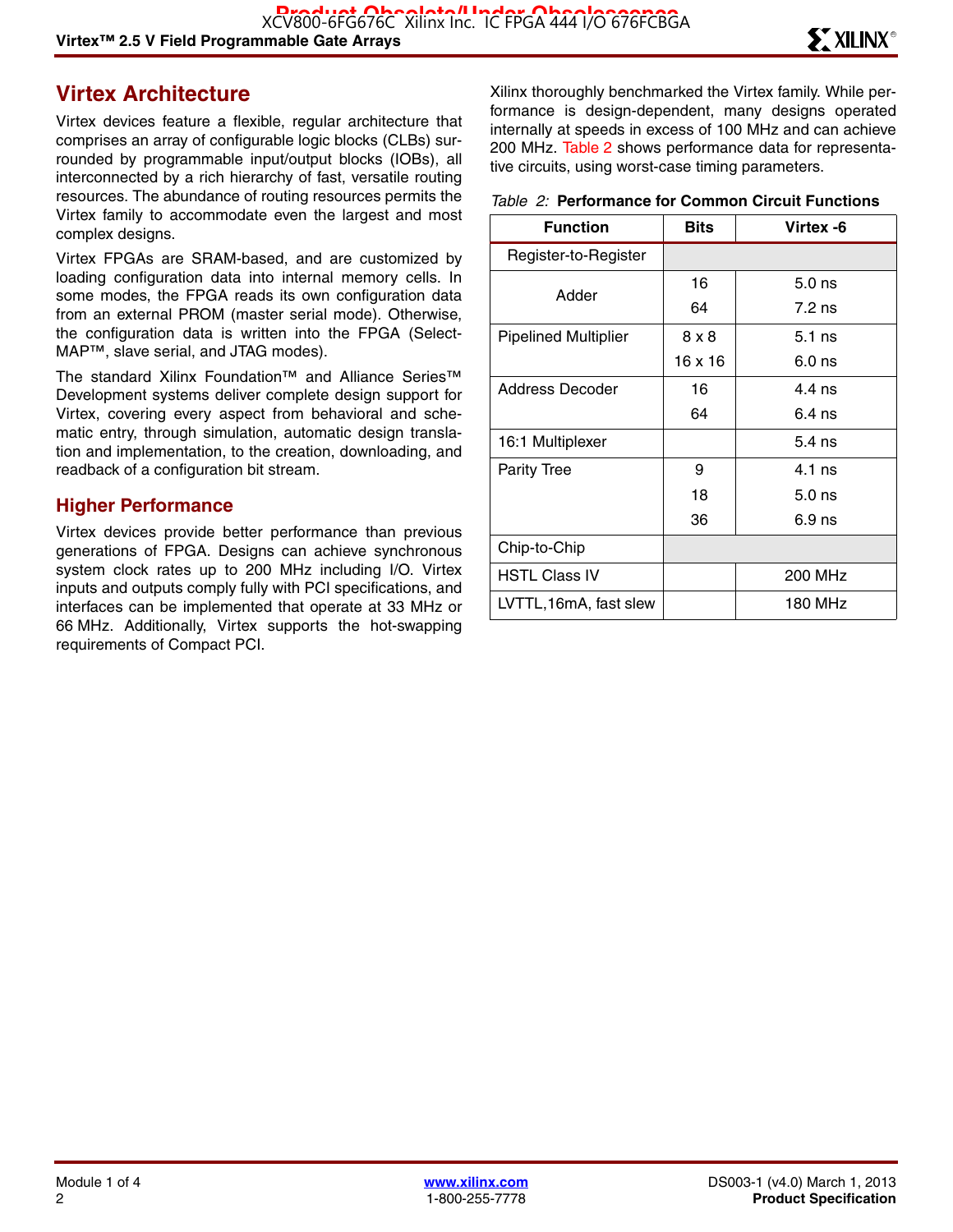## Virtex Architecture

Virtex devices feature a flexible, regular architecture that comprises an array of configurable logic blocks (CLBs) surrounded by programmable input/output blocks (IOBs), all interconnected by a rich hierarchy of fast, versatile routing resources. The abundance of routing resources permits the Virtex family to accommodate even the largest and most complex designs.

Virtex FPGAs are SRAM-based, and are customized by loading configuration data into internal memory cells. In some modes, the FPGA reads its own configuration data from an external PROM (master serial mode). Otherwise, the configuration data is written into the FPGA (Select-MAP™, slave serial, and JTAG modes).

The standard Xilinx Foundation™ and Alliance Series™ Development systems deliver complete design support for Virtex, covering every aspect from behavioral and schematic entry, through simulation, automatic design translation and implementation, to the creation, downloading, and readback of a configuration bit stream.

### Higher Performance

Virtex devices provide better performance than previous generations of FPGA. Designs can achieve synchronous system clock rates up to 200 MHz including I/O. Virtex inputs and outputs comply fully with PCI specifications, and interfaces can be implemented that operate at 33 MHz or 66 MHz. Additionally, Virtex supports the hot-swapping requirements of Compact PCI.

Xilinx thoroughly benchmarked the Virtex family. While performance is design-dependent, many designs operated internally at speeds in excess of 100 MHz and can achieve 200 MHz. Table 2 shows performance data for representative circuits, using worst-case timing parameters.

*Table 2:* **Performance for Common Circuit Functions**

| Function | Bits | Virtex -6 |
|---|---|---|
| Register-to-Register | | |
| Adder | 16 | 5.0 ns |
| | 64 | 7.2 ns |
| Pipelined Multiplier | 8 x 8 | 5.1 ns |
| | 16 x 16 | 6.0 ns |
| Address Decoder | 16 | 4.4 ns |
| | 64 | 6.4 ns |
| 16:1 Multiplexer | | 5.4 ns |
| Parity Tree | 9 | 4.1 ns |
| | 18 | 5.0 ns |
| | 36 | 6.9 ns |
| Chip-to-Chip | | |
| HSTL Class IV | | 200 MHz |
| LVTTL,16mA, fast slew | | 180 MHz |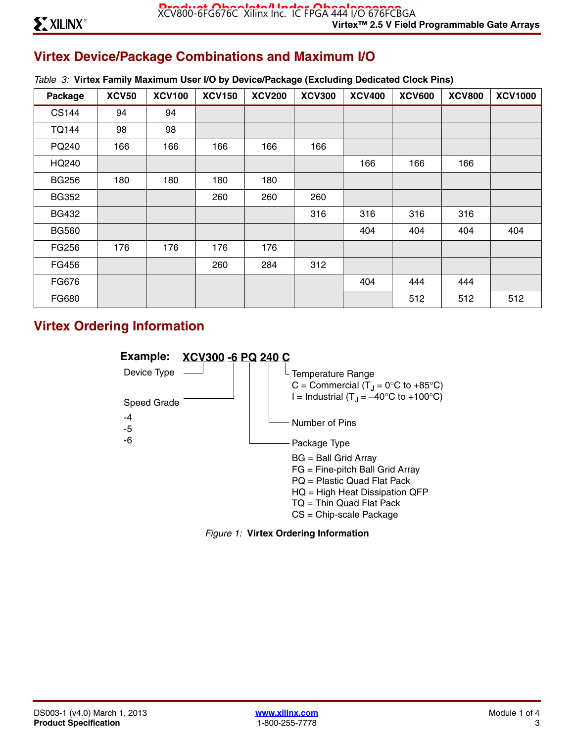## Virtex Device/Package Combinations and Maximum I/O

*Table 3:* **Virtex Family Maximum User I/O by Device/Package (Excluding Dedicated Clock Pins)**

| Package | XCV50 | XCV100 | XCV150 | XCV200 | XCV300 | XCV400 | XCV600 | XCV800 | XCV1000 |
|---|---|---|---|---|---|---|---|---|---|
| CS144 | 94 | 94 | | | | | | | |
| TQ144 | 98 | 98 | | | | | | | |
| PQ240 | 166 | 166 | 166 | 166 | 166 | | | | |
| HQ240 | | | | | | 166 | 166 | 166 | |
| BG256 | 180 | 180 | 180 | 180 | | | | | |
| BG352 | | | 260 | 260 | 260 | | | | |
| BG432 | | | | | 316 | 316 | 316 | 316 | |
| BG560 | | | | | | 404 | 404 | 404 | 404 |
| FG256 | 176 | 176 | 176 | 176 | | | | | |
| FG456 | | | 260 | 284 | 312 | | | | |
| FG676 | | | | | | 404 | 444 | 444 | |
| FG680 | | | | | | | 512 | 512 | 512 |

## Virtex Ordering Information

**Example: XCV300 -6 PQ 240 C**

- Device Type: XCV300
- Speed Grade: -6
  - -4
  - -5
  - -6
- Package Type: PQ
  - BG = Ball Grid Array
  - FG = Fine-pitch Ball Grid Array
  - PQ = Plastic Quad Flat Pack
  - HQ = High Heat Dissipation QFP
  - TQ = Thin Quad Flat Pack
  - CS = Chip-scale Package
- Number of Pins: 240
- Temperature Range: C
  - C = Commercial ($T_J$ = 0°C to +85°C)
  - I = Industrial ($T_J$ = –40°C to +100°C)

*Figure 1:* **Virtex Ordering Information**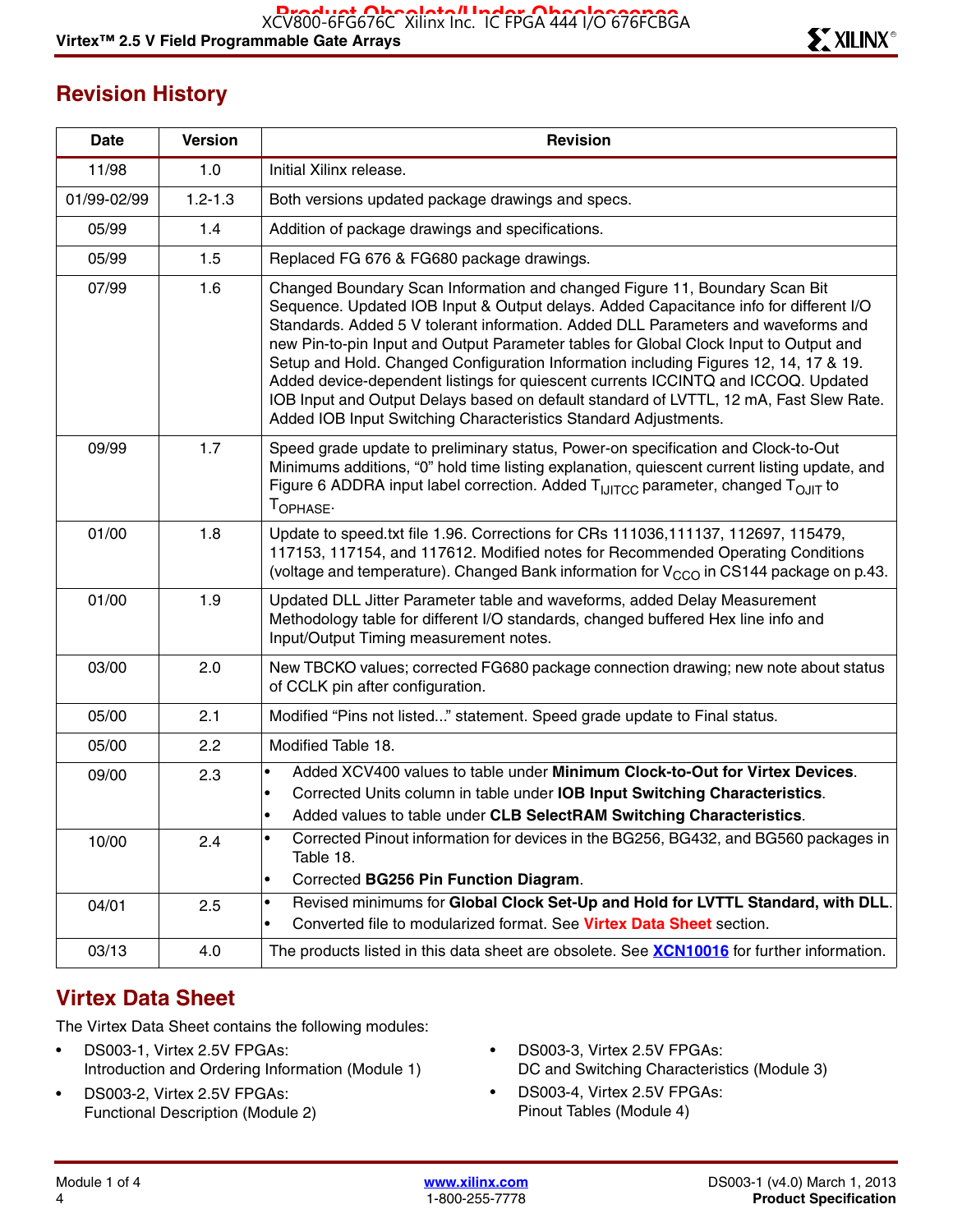## Revision History

| Date | Version | Revision |
| --- | --- | --- |
| 11/98 | 1.0 | Initial Xilinx release. |
| 01/99-02/99 | 1.2-1.3 | Both versions updated package drawings and specs. |
| 05/99 | 1.4 | Addition of package drawings and specifications. |
| 05/99 | 1.5 | Replaced FG 676 & FG680 package drawings. |
| 07/99 | 1.6 | Changed Boundary Scan Information and changed Figure 11, Boundary Scan Bit Sequence. Updated IOB Input & Output delays. Added Capacitance info for different I/O Standards. Added 5 V tolerant information. Added DLL Parameters and waveforms and new Pin-to-pin Input and Output Parameter tables for Global Clock Input to Output and Setup and Hold. Changed Configuration Information including Figures 12, 14, 17 & 19. Added device-dependent listings for quiescent currents ICCINTQ and ICCOQ. Updated IOB Input and Output Delays based on default standard of LVTTL, 12 mA, Fast Slew Rate. Added IOB Input Switching Characteristics Standard Adjustments. |
| 09/99 | 1.7 | Speed grade update to preliminary status, Power-on specification and Clock-to-Out Minimums additions, "0" hold time listing explanation, quiescent current listing update, and Figure 6 ADDRA input label correction. Added $T_{IJITCC}$ parameter, changed $T_{OJIT}$ to $T_{OPHASE}$. |
| 01/00 | 1.8 | Update to speed.txt file 1.96. Corrections for CRs 111036,111137, 112697, 115479, 117153, 117154, and 117612. Modified notes for Recommended Operating Conditions (voltage and temperature). Changed Bank information for $V_{CCO}$ in CS144 package on p.43. |
| 01/00 | 1.9 | Updated DLL Jitter Parameter table and waveforms, added Delay Measurement Methodology table for different I/O standards, changed buffered Hex line info and Input/Output Timing measurement notes. |
| 03/00 | 2.0 | New TBCKO values; corrected FG680 package connection drawing; new note about status of CCLK pin after configuration. |
| 05/00 | 2.1 | Modified "Pins not listed..." statement. Speed grade update to Final status. |
| 05/00 | 2.2 | Modified Table 18. |
| 09/00 | 2.3 | • Added XCV400 values to table under **Minimum Clock-to-Out for Virtex Devices**. • Corrected Units column in table under **IOB Input Switching Characteristics**. • Added values to table under **CLB SelectRAM Switching Characteristics**. |
| 10/00 | 2.4 | • Corrected Pinout information for devices in the BG256, BG432, and BG560 packages in Table 18. • Corrected **BG256 Pin Function Diagram**. |
| 04/01 | 2.5 | • Revised minimums for **Global Clock Set-Up and Hold for LVTTL Standard, with DLL**. • Converted file to modularized format. See Virtex Data Sheet section. |
| 03/13 | 4.0 | The products listed in this data sheet are obsolete. See XCN10016 for further information. |

## Virtex Data Sheet

The Virtex Data Sheet contains the following modules:

- DS003-1, Virtex 2.5V FPGAs:
  Introduction and Ordering Information (Module 1)
- DS003-2, Virtex 2.5V FPGAs:
  Functional Description (Module 2)
- DS003-3, Virtex 2.5V FPGAs:
  DC and Switching Characteristics (Module 3)
- DS003-4, Virtex 2.5V FPGAs:
  Pinout Tables (Module 4)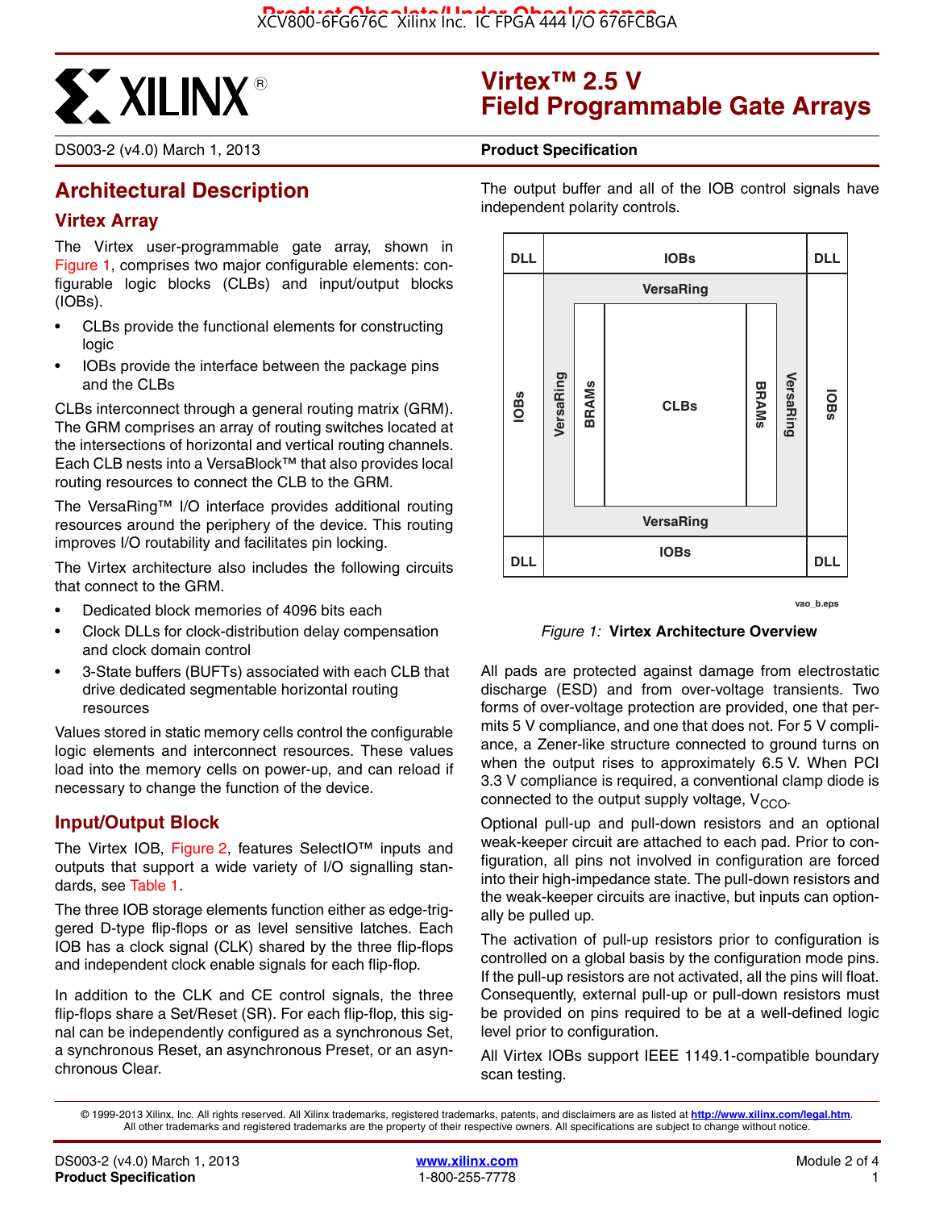# Virtex™ 2.5 V Field Programmable Gate Arrays

DS003-2 (v4.0) March 1, 2013 **Product Specification**

## Architectural Description

### Virtex Array

The Virtex user-programmable gate array, shown in Figure 1, comprises two major configurable elements: configurable logic blocks (CLBs) and input/output blocks (IOBs).

- CLBs provide the functional elements for constructing logic
- IOBs provide the interface between the package pins and the CLBs

CLBs interconnect through a general routing matrix (GRM). The GRM comprises an array of routing switches located at the intersections of horizontal and vertical routing channels. Each CLB nests into a VersaBlock™ that also provides local routing resources to connect the CLB to the GRM.

The VersaRing™ I/O interface provides additional routing resources around the periphery of the device. This routing improves I/O routability and facilitates pin locking.

The Virtex architecture also includes the following circuits that connect to the GRM.

- Dedicated block memories of 4096 bits each
- Clock DLLs for clock-distribution delay compensation and clock domain control
- 3-State buffers (BUFTs) associated with each CLB that drive dedicated segmentable horizontal routing resources

Values stored in static memory cells control the configurable logic elements and interconnect resources. These values load into the memory cells on power-up, and can reload if necessary to change the function of the device.

### Input/Output Block

The Virtex IOB, Figure 2, features SelectIO™ inputs and outputs that support a wide variety of I/O signalling standards, see Table 1.

The three IOB storage elements function either as edge-triggered D-type flip-flops or as level sensitive latches. Each IOB has a clock signal (CLK) shared by the three flip-flops and independent clock enable signals for each flip-flop.

In addition to the CLK and CE control signals, the three flip-flops share a Set/Reset (SR). For each flip-flop, this signal can be independently configured as a synchronous Set, a synchronous Reset, an asynchronous Preset, or an asynchronous Clear.

The output buffer and all of the IOB control signals have independent polarity controls.

| DLL | IOBs | DLL |
|---|---|---|
| IOBs | VersaRing / BRAMs / CLBs / BRAMs / VersaRing | IOBs |
| DLL | IOBs | DLL |

vao_b.eps

*Figure 1:* **Virtex Architecture Overview**

All pads are protected against damage from electrostatic discharge (ESD) and from over-voltage transients. Two forms of over-voltage protection are provided, one that permits 5 V compliance, and one that does not. For 5 V compliance, a Zener-like structure connected to ground turns on when the output rises to approximately 6.5 V. When PCI 3.3 V compliance is required, a conventional clamp diode is connected to the output supply voltage, $V_{CCO}$.

Optional pull-up and pull-down resistors and an optional weak-keeper circuit are attached to each pad. Prior to configuration, all pins not involved in configuration are forced into their high-impedance state. The pull-down resistors and the weak-keeper circuits are inactive, but inputs can optionally be pulled up.

The activation of pull-up resistors prior to configuration is controlled on a global basis by the configuration mode pins. If the pull-up resistors are not activated, all the pins will float. Consequently, external pull-up or pull-down resistors must be provided on pins required to be at a well-defined logic level prior to configuration.

All Virtex IOBs support IEEE 1149.1-compatible boundary scan testing.

© 1999-2013 Xilinx, Inc. All rights reserved. All Xilinx trademarks, registered trademarks, patents, and disclaimers are as listed at http://www.xilinx.com/legal.htm. All other trademarks and registered trademarks are the property of their respective owners. All specifications are subject to change without notice.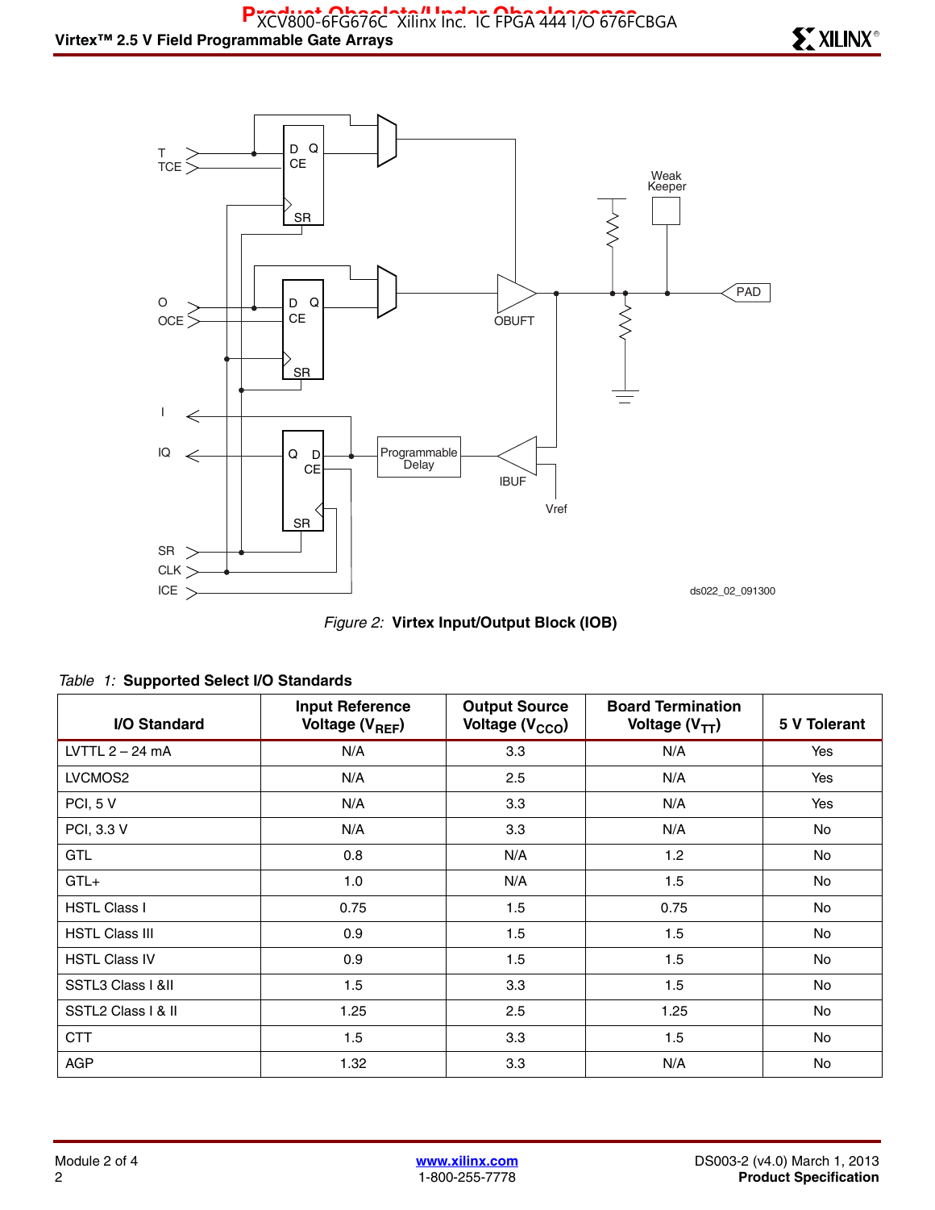*Figure 2:* **Virtex Input/Output Block (IOB)**

*Table 1:* **Supported Select I/O Standards**

| I/O Standard | Input Reference Voltage ($V_{REF}$) | Output Source Voltage ($V_{CCO}$) | Board Termination Voltage ($V_{TT}$) | 5 V Tolerant |
|---|---|---|---|---|
| LVTTL 2 – 24 mA | N/A | 3.3 | N/A | Yes |
| LVCMOS2 | N/A | 2.5 | N/A | Yes |
| PCI, 5 V | N/A | 3.3 | N/A | Yes |
| PCI, 3.3 V | N/A | 3.3 | N/A | No |
| GTL | 0.8 | N/A | 1.2 | No |
| GTL+ | 1.0 | N/A | 1.5 | No |
| HSTL Class I | 0.75 | 1.5 | 0.75 | No |
| HSTL Class III | 0.9 | 1.5 | 1.5 | No |
| HSTL Class IV | 0.9 | 1.5 | 1.5 | No |
| SSTL3 Class I &II | 1.5 | 3.3 | 1.5 | No |
| SSTL2 Class I & II | 1.25 | 2.5 | 1.25 | No |
| CTT | 1.5 | 3.3 | 1.5 | No |
| AGP | 1.32 | 3.3 | N/A | No |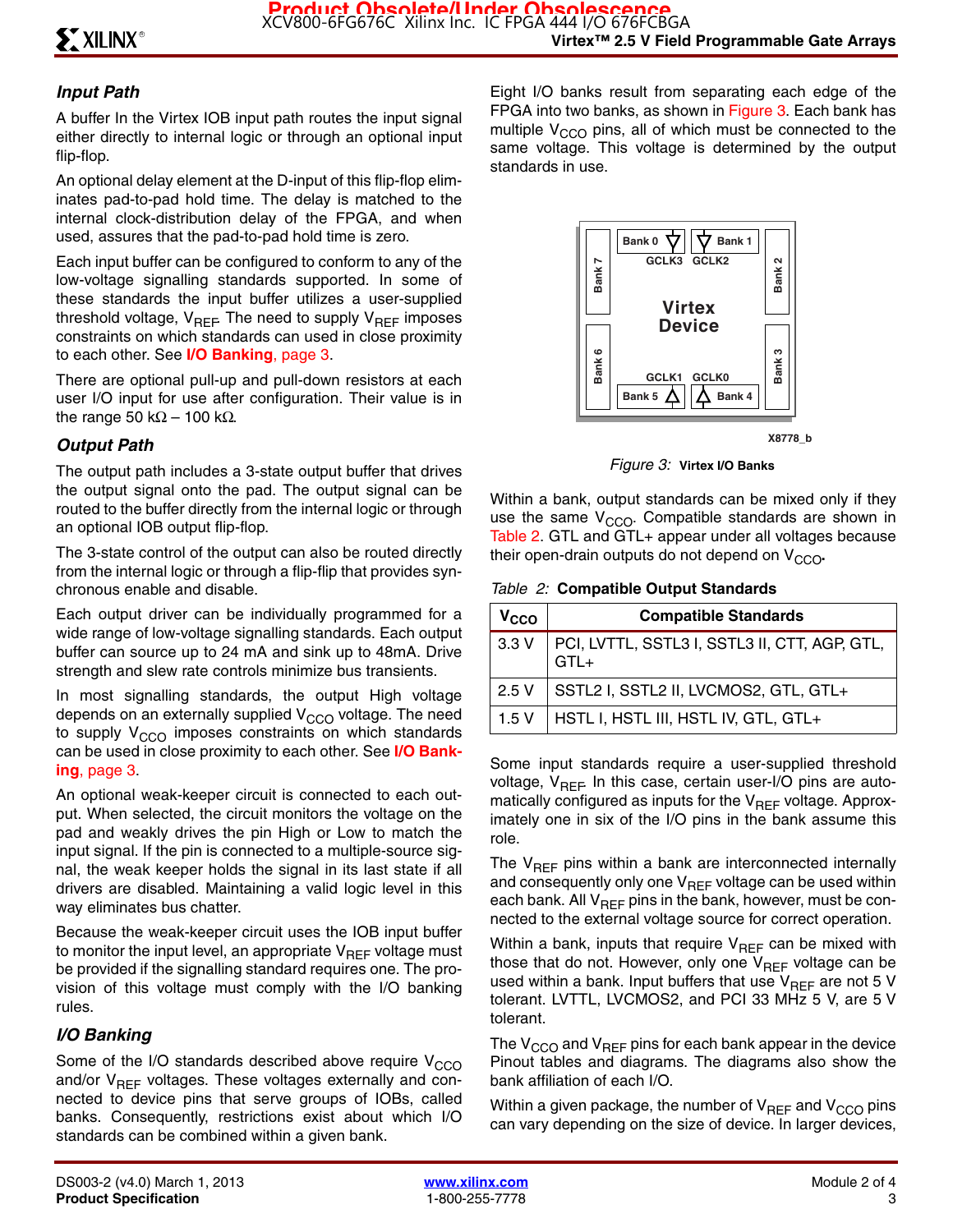### Input Path

A buffer In the Virtex IOB input path routes the input signal either directly to internal logic or through an optional input flip-flop.

An optional delay element at the D-input of this flip-flop eliminates pad-to-pad hold time. The delay is matched to the internal clock-distribution delay of the FPGA, and when used, assures that the pad-to-pad hold time is zero.

Each input buffer can be configured to conform to any of the low-voltage signalling standards supported. In some of these standards the input buffer utilizes a user-supplied threshold voltage, $V_{REF}$. The need to supply $V_{REF}$ imposes constraints on which standards can used in close proximity to each other. See **I/O Banking**, page 3.

There are optional pull-up and pull-down resistors at each user I/O input for use after configuration. Their value is in the range 50 kΩ – 100 kΩ.

### Output Path

The output path includes a 3-state output buffer that drives the output signal onto the pad. The output signal can be routed to the buffer directly from the internal logic or through an optional IOB output flip-flop.

The 3-state control of the output can also be routed directly from the internal logic or through a flip-flip that provides synchronous enable and disable.

Each output driver can be individually programmed for a wide range of low-voltage signalling standards. Each output buffer can source up to 24 mA and sink up to 48mA. Drive strength and slew rate controls minimize bus transients.

In most signalling standards, the output High voltage depends on an externally supplied $V_{CCO}$ voltage. The need to supply $V_{CCO}$ imposes constraints on which standards can be used in close proximity to each other. See **I/O Banking**, page 3.

An optional weak-keeper circuit is connected to each output. When selected, the circuit monitors the voltage on the pad and weakly drives the pin High or Low to match the input signal. If the pin is connected to a multiple-source signal, the weak keeper holds the signal in its last state if all drivers are disabled. Maintaining a valid logic level in this way eliminates bus chatter.

Because the weak-keeper circuit uses the IOB input buffer to monitor the input level, an appropriate $V_{REF}$ voltage must be provided if the signalling standard requires one. The provision of this voltage must comply with the I/O banking rules.

### I/O Banking

Some of the I/O standards described above require $V_{CCO}$ and/or $V_{REF}$ voltages. These voltages externally and connected to device pins that serve groups of IOBs, called banks. Consequently, restrictions exist about which I/O standards can be combined within a given bank.

Eight I/O banks result from separating each edge of the FPGA into two banks, as shown in Figure 3. Each bank has multiple $V_{CCO}$ pins, all of which must be connected to the same voltage. This voltage is determined by the output standards in use.

Bank 0 | Bank 1 | Bank 2 | Bank 3 | Bank 4 | Bank 5 | Bank 6 | Bank 7 | GCLK3 | GCLK2 | GCLK1 | GCLK0 | Virtex Device

X8778_b

*Figure 3:* **Virtex I/O Banks**

Within a bank, output standards can be mixed only if they use the same $V_{CCO}$. Compatible standards are shown in Table 2. GTL and GTL+ appear under all voltages because their open-drain outputs do not depend on $V_{CCO}$.

*Table 2:* **Compatible Output Standards**

| $V_{CCO}$ | Compatible Standards |
|---|---|
| 3.3 V | PCI, LVTTL, SSTL3 I, SSTL3 II, CTT, AGP, GTL, GTL+ |
| 2.5 V | SSTL2 I, SSTL2 II, LVCMOS2, GTL, GTL+ |
| 1.5 V | HSTL I, HSTL III, HSTL IV, GTL, GTL+ |

Some input standards require a user-supplied threshold voltage, $V_{REF}$. In this case, certain user-I/O pins are automatically configured as inputs for the $V_{REF}$ voltage. Approximately one in six of the I/O pins in the bank assume this role.

The $V_{REF}$ pins within a bank are interconnected internally and consequently only one $V_{REF}$ voltage can be used within each bank. All $V_{REF}$ pins in the bank, however, must be connected to the external voltage source for correct operation.

Within a bank, inputs that require $V_{REF}$ can be mixed with those that do not. However, only one $V_{REF}$ voltage can be used within a bank. Input buffers that use $V_{REF}$ are not 5 V tolerant. LVTTL, LVCMOS2, and PCI 33 MHz 5 V, are 5 V tolerant.

The $V_{CCO}$ and $V_{REF}$ pins for each bank appear in the device Pinout tables and diagrams. The diagrams also show the bank affiliation of each I/O.

Within a given package, the number of $V_{REF}$ and $V_{CCO}$ pins can vary depending on the size of device. In larger devices,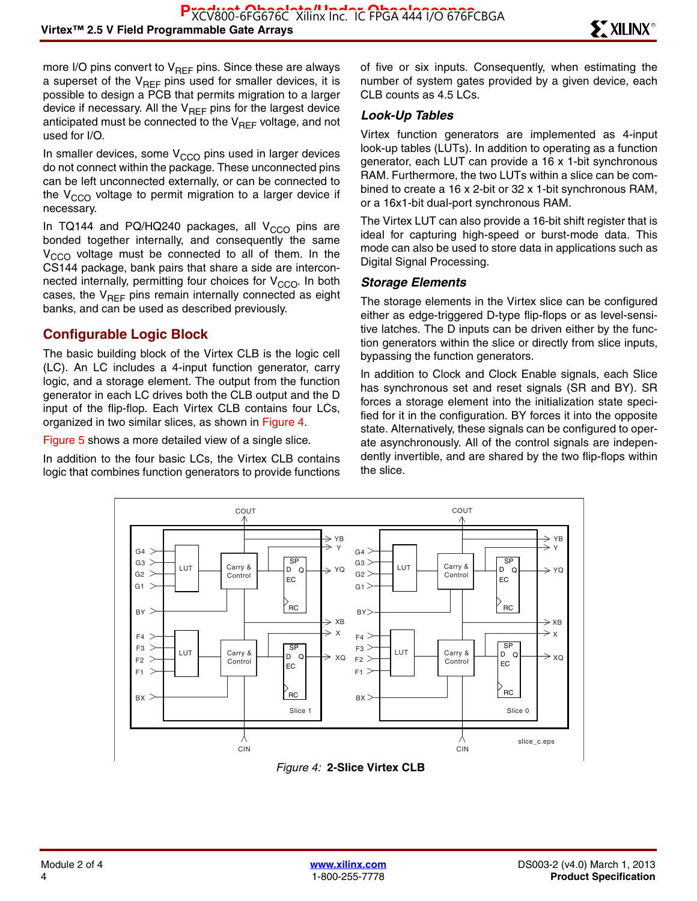more I/O pins convert to $V_{REF}$ pins. Since these are always a superset of the $V_{REF}$ pins used for smaller devices, it is possible to design a PCB that permits migration to a larger device if necessary. All the $V_{REF}$ pins for the largest device anticipated must be connected to the $V_{REF}$ voltage, and not used for I/O.

In smaller devices, some $V_{CCO}$ pins used in larger devices do not connect within the package. These unconnected pins can be left unconnected externally, or can be connected to the $V_{CCO}$ voltage to permit migration to a larger device if necessary.

In TQ144 and PQ/HQ240 packages, all $V_{CCO}$ pins are bonded together internally, and consequently the same $V_{CCO}$ voltage must be connected to all of them. In the CS144 package, bank pairs that share a side are interconnected internally, permitting four choices for $V_{CCO}$. In both cases, the $V_{REF}$ pins remain internally connected as eight banks, and can be used as described previously.

## Configurable Logic Block

The basic building block of the Virtex CLB is the logic cell (LC). An LC includes a 4-input function generator, carry logic, and a storage element. The output from the function generator in each LC drives both the CLB output and the D input of the flip-flop. Each Virtex CLB contains four LCs, organized in two similar slices, as shown in Figure 4.

Figure 5 shows a more detailed view of a single slice.

In addition to the four basic LCs, the Virtex CLB contains logic that combines function generators to provide functions of five or six inputs. Consequently, when estimating the number of system gates provided by a given device, each CLB counts as 4.5 LCs.

### *Look-Up Tables*

Virtex function generators are implemented as 4-input look-up tables (LUTs). In addition to operating as a function generator, each LUT can provide a 16 x 1-bit synchronous RAM. Furthermore, the two LUTs within a slice can be combined to create a 16 x 2-bit or 32 x 1-bit synchronous RAM, or a 16x1-bit dual-port synchronous RAM.

The Virtex LUT can also provide a 16-bit shift register that is ideal for capturing high-speed or burst-mode data. This mode can also be used to store data in applications such as Digital Signal Processing.

### *Storage Elements*

The storage elements in the Virtex slice can be configured either as edge-triggered D-type flip-flops or as level-sensitive latches. The D inputs can be driven either by the function generators within the slice or directly from slice inputs, bypassing the function generators.

In addition to Clock and Clock Enable signals, each Slice has synchronous set and reset signals (SR and BY). SR forces a storage element into the initialization state specified for it in the configuration. BY forces it into the opposite state. Alternatively, these signals can be configured to operate asynchronously. All of the control signals are independently invertible, and are shared by the two flip-flops within the slice.

*Figure 4:* **2-Slice Virtex CLB**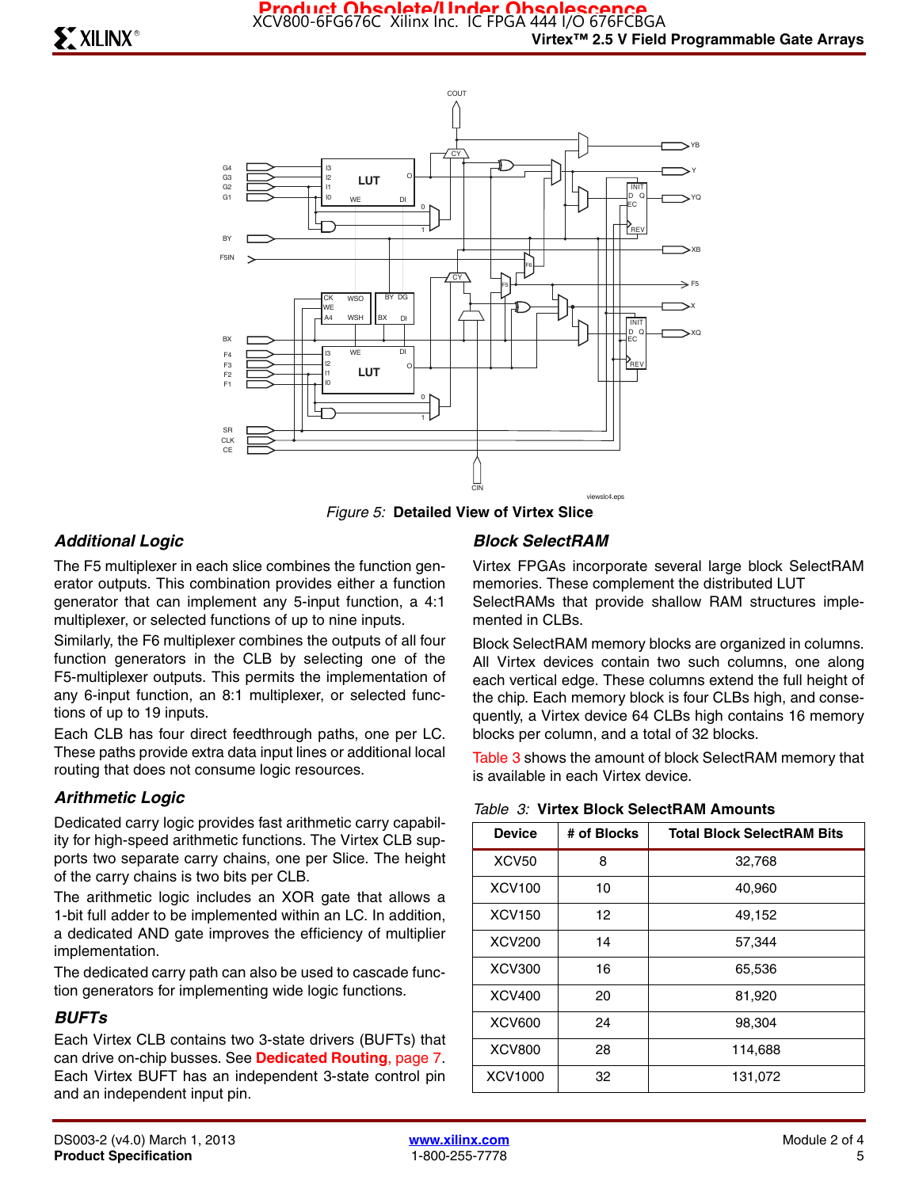Figure 5: **Detailed View of Virtex Slice**

### *Additional Logic*

The F5 multiplexer in each slice combines the function generator outputs. This combination provides either a function generator that can implement any 5-input function, a 4:1 multiplexer, or selected functions of up to nine inputs.

Similarly, the F6 multiplexer combines the outputs of all four function generators in the CLB by selecting one of the F5-multiplexer outputs. This permits the implementation of any 6-input function, an 8:1 multiplexer, or selected functions of up to 19 inputs.

Each CLB has four direct feedthrough paths, one per LC. These paths provide extra data input lines or additional local routing that does not consume logic resources.

### *Arithmetic Logic*

Dedicated carry logic provides fast arithmetic carry capability for high-speed arithmetic functions. The Virtex CLB supports two separate carry chains, one per Slice. The height of the carry chains is two bits per CLB.

The arithmetic logic includes an XOR gate that allows a 1-bit full adder to be implemented within an LC. In addition, a dedicated AND gate improves the efficiency of multiplier implementation.

The dedicated carry path can also be used to cascade function generators for implementing wide logic functions.

### *BUFTs*

Each Virtex CLB contains two 3-state drivers (BUFTs) that can drive on-chip busses. See **Dedicated Routing**, page 7. Each Virtex BUFT has an independent 3-state control pin and an independent input pin.

### *Block SelectRAM*

Virtex FPGAs incorporate several large block SelectRAM memories. These complement the distributed LUT SelectRAMs that provide shallow RAM structures implemented in CLBs.

Block SelectRAM memory blocks are organized in columns. All Virtex devices contain two such columns, one along each vertical edge. These columns extend the full height of the chip. Each memory block is four CLBs high, and consequently, a Virtex device 64 CLBs high contains 16 memory blocks per column, and a total of 32 blocks.

Table 3 shows the amount of block SelectRAM memory that is available in each Virtex device.

*Table 3:* **Virtex Block SelectRAM Amounts**

| Device | # of Blocks | Total Block SelectRAM Bits |
|---|---|---|
| XCV50 | 8 | 32,768 |
| XCV100 | 10 | 40,960 |
| XCV150 | 12 | 49,152 |
| XCV200 | 14 | 57,344 |
| XCV300 | 16 | 65,536 |
| XCV400 | 20 | 81,920 |
| XCV600 | 24 | 98,304 |
| XCV800 | 28 | 114,688 |
| XCV1000 | 32 | 131,072 |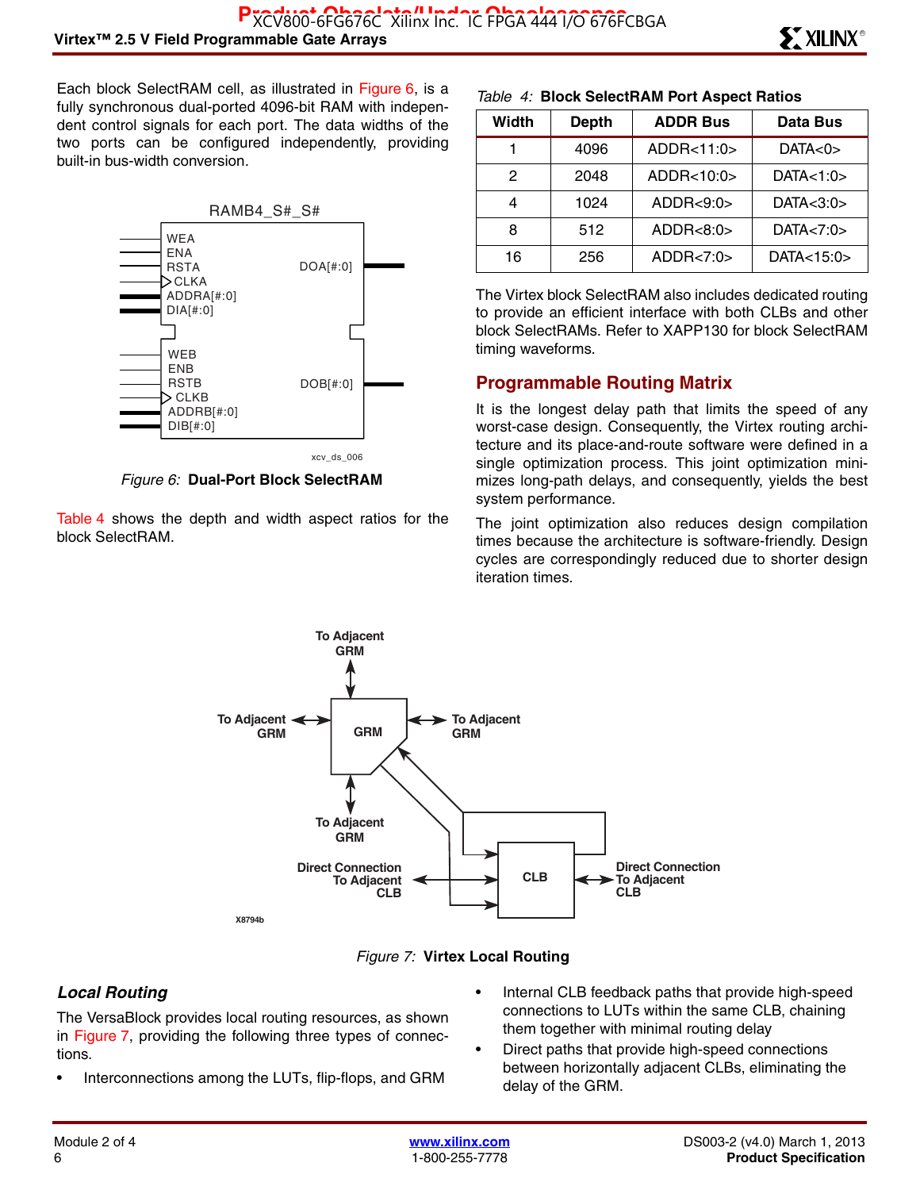Each block SelectRAM cell, as illustrated in Figure 6, is a fully synchronous dual-ported 4096-bit RAM with independent control signals for each port. The data widths of the two ports can be configured independently, providing built-in bus-width conversion.

Figure 6: **Dual-Port Block SelectRAM**

Table 4 shows the depth and width aspect ratios for the block SelectRAM.

*Table 4:* **Block SelectRAM Port Aspect Ratios**

| Width | Depth | ADDR Bus | Data Bus |
|---|---|---|---|
| 1 | 4096 | ADDR<11:0> | DATA<0> |
| 2 | 2048 | ADDR<10:0> | DATA<1:0> |
| 4 | 1024 | ADDR<9:0> | DATA<3:0> |
| 8 | 512 | ADDR<8:0> | DATA<7:0> |
| 16 | 256 | ADDR<7:0> | DATA<15:0> |

The Virtex block SelectRAM also includes dedicated routing to provide an efficient interface with both CLBs and other block SelectRAMs. Refer to XAPP130 for block SelectRAM timing waveforms.

## Programmable Routing Matrix

It is the longest delay path that limits the speed of any worst-case design. Consequently, the Virtex routing architecture and its place-and-route software were defined in a single optimization process. This joint optimization minimizes long-path delays, and consequently, yields the best system performance.

The joint optimization also reduces design compilation times because the architecture is software-friendly. Design cycles are correspondingly reduced due to shorter design iteration times.

Figure 7: **Virtex Local Routing**

### *Local Routing*

The VersaBlock provides local routing resources, as shown in Figure 7, providing the following three types of connections.

- Interconnections among the LUTs, flip-flops, and GRM
- Internal CLB feedback paths that provide high-speed connections to LUTs within the same CLB, chaining them together with minimal routing delay
- Direct paths that provide high-speed connections between horizontally adjacent CLBs, eliminating the delay of the GRM.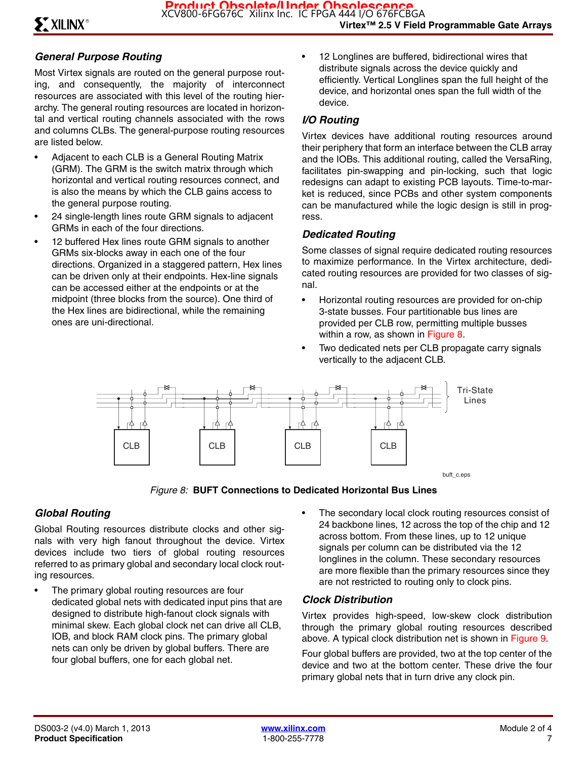### General Purpose Routing

Most Virtex signals are routed on the general purpose routing, and consequently, the majority of interconnect resources are associated with this level of the routing hierarchy. The general routing resources are located in horizontal and vertical routing channels associated with the rows and columns CLBs. The general-purpose routing resources are listed below.

- Adjacent to each CLB is a General Routing Matrix (GRM). The GRM is the switch matrix through which horizontal and vertical routing resources connect, and is also the means by which the CLB gains access to the general purpose routing.
- 24 single-length lines route GRM signals to adjacent GRMs in each of the four directions.
- 12 buffered Hex lines route GRM signals to another GRMs six-blocks away in each one of the four directions. Organized in a staggered pattern, Hex lines can be driven only at their endpoints. Hex-line signals can be accessed either at the endpoints or at the midpoint (three blocks from the source). One third of the Hex lines are bidirectional, while the remaining ones are uni-directional.
- 12 Longlines are buffered, bidirectional wires that distribute signals across the device quickly and efficiently. Vertical Longlines span the full height of the device, and horizontal ones span the full width of the device.

### I/O Routing

Virtex devices have additional routing resources around their periphery that form an interface between the CLB array and the IOBs. This additional routing, called the VersaRing, facilitates pin-swapping and pin-locking, such that logic redesigns can adapt to existing PCB layouts. Time-to-market is reduced, since PCBs and other system components can be manufactured while the logic design is still in progress.

### Dedicated Routing

Some classes of signal require dedicated routing resources to maximize performance. In the Virtex architecture, dedicated routing resources are provided for two classes of signal.

- Horizontal routing resources are provided for on-chip 3-state busses. Four partitionable bus lines are provided per CLB row, permitting multiple busses within a row, as shown in Figure 8.
- Two dedicated nets per CLB propagate carry signals vertically to the adjacent CLB.

*Figure 8:* **BUFT Connections to Dedicated Horizontal Bus Lines**

### Global Routing

Global Routing resources distribute clocks and other signals with very high fanout throughout the device. Virtex devices include two tiers of global routing resources referred to as primary global and secondary local clock routing resources.

- The primary global routing resources are four dedicated global nets with dedicated input pins that are designed to distribute high-fanout clock signals with minimal skew. Each global clock net can drive all CLB, IOB, and block RAM clock pins. The primary global nets can only be driven by global buffers. There are four global buffers, one for each global net.
- The secondary local clock routing resources consist of 24 backbone lines, 12 across the top of the chip and 12 across bottom. From these lines, up to 12 unique signals per column can be distributed via the 12 longlines in the column. These secondary resources are more flexible than the primary resources since they are not restricted to routing only to clock pins.

### Clock Distribution

Virtex provides high-speed, low-skew clock distribution through the primary global routing resources described above. A typical clock distribution net is shown in Figure 9.

Four global buffers are provided, two at the top center of the device and two at the bottom center. These drive the four primary global nets that in turn drive any clock pin.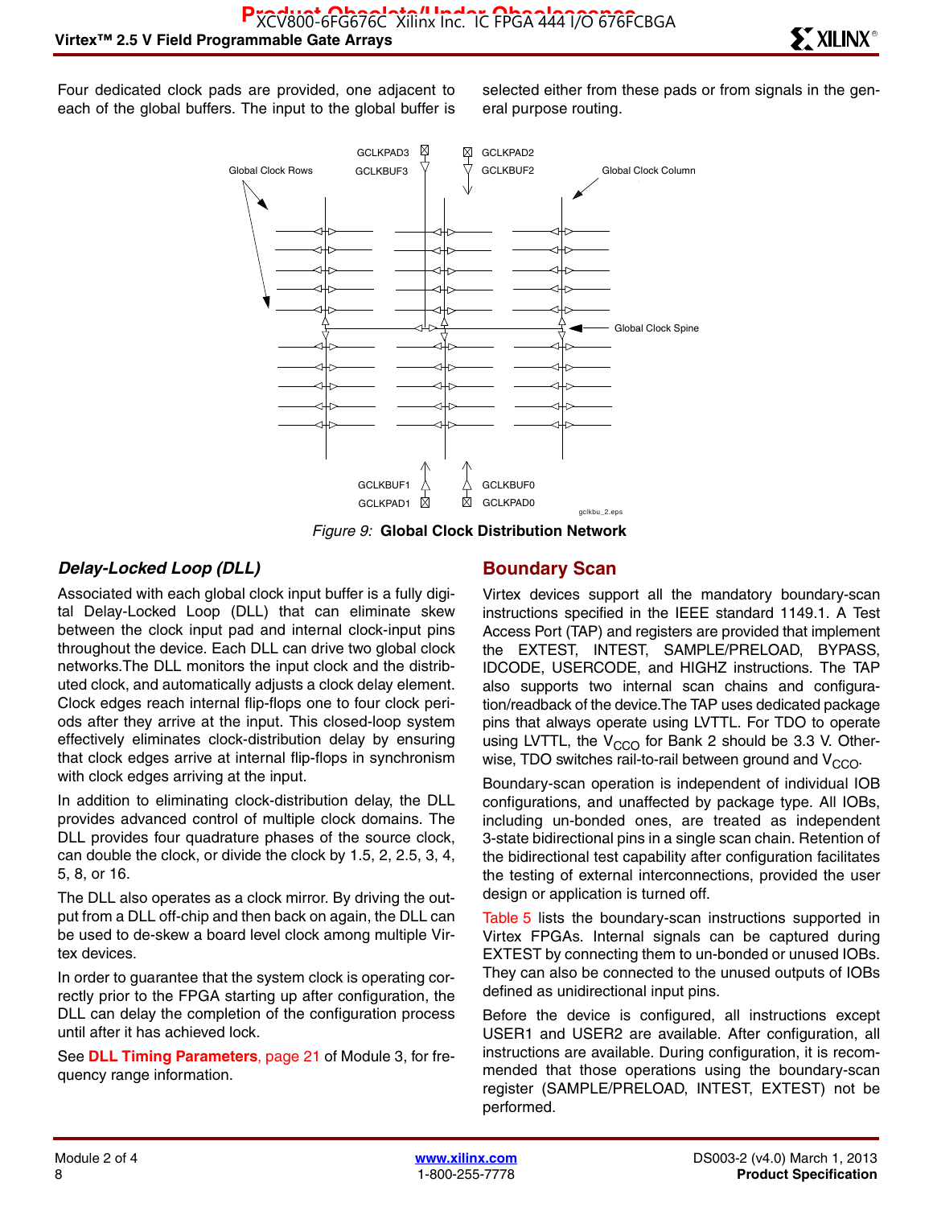Four dedicated clock pads are provided, one adjacent to each of the global buffers. The input to the global buffer is selected either from these pads or from signals in the general purpose routing.

*Figure 9:* **Global Clock Distribution Network**

### *Delay-Locked Loop (DLL)*

Associated with each global clock input buffer is a fully digital Delay-Locked Loop (DLL) that can eliminate skew between the clock input pad and internal clock-input pins throughout the device. Each DLL can drive two global clock networks.The DLL monitors the input clock and the distributed clock, and automatically adjusts a clock delay element. Clock edges reach internal flip-flops one to four clock periods after they arrive at the input. This closed-loop system effectively eliminates clock-distribution delay by ensuring that clock edges arrive at internal flip-flops in synchronism with clock edges arriving at the input.

In addition to eliminating clock-distribution delay, the DLL provides advanced control of multiple clock domains. The DLL provides four quadrature phases of the source clock, can double the clock, or divide the clock by 1.5, 2, 2.5, 3, 4, 5, 8, or 16.

The DLL also operates as a clock mirror. By driving the output from a DLL off-chip and then back on again, the DLL can be used to de-skew a board level clock among multiple Virtex devices.

In order to guarantee that the system clock is operating correctly prior to the FPGA starting up after configuration, the DLL can delay the completion of the configuration process until after it has achieved lock.

See **DLL Timing Parameters**, page 21 of Module 3, for frequency range information.

## Boundary Scan

Virtex devices support all the mandatory boundary-scan instructions specified in the IEEE standard 1149.1. A Test Access Port (TAP) and registers are provided that implement the EXTEST, INTEST, SAMPLE/PRELOAD, BYPASS, IDCODE, USERCODE, and HIGHZ instructions. The TAP also supports two internal scan chains and configuration/readback of the device.The TAP uses dedicated package pins that always operate using LVTTL. For TDO to operate using LVTTL, the $V_{CCO}$ for Bank 2 should be 3.3 V. Otherwise, TDO switches rail-to-rail between ground and $V_{CCO}$.

Boundary-scan operation is independent of individual IOB configurations, and unaffected by package type. All IOBs, including un-bonded ones, are treated as independent 3-state bidirectional pins in a single scan chain. Retention of the bidirectional test capability after configuration facilitates the testing of external interconnections, provided the user design or application is turned off.

Table 5 lists the boundary-scan instructions supported in Virtex FPGAs. Internal signals can be captured during EXTEST by connecting them to un-bonded or unused IOBs. They can also be connected to the unused outputs of IOBs defined as unidirectional input pins.

Before the device is configured, all instructions except USER1 and USER2 are available. After configuration, all instructions are available. During configuration, it is recommended that those operations using the boundary-scan register (SAMPLE/PRELOAD, INTEST, EXTEST) not be performed.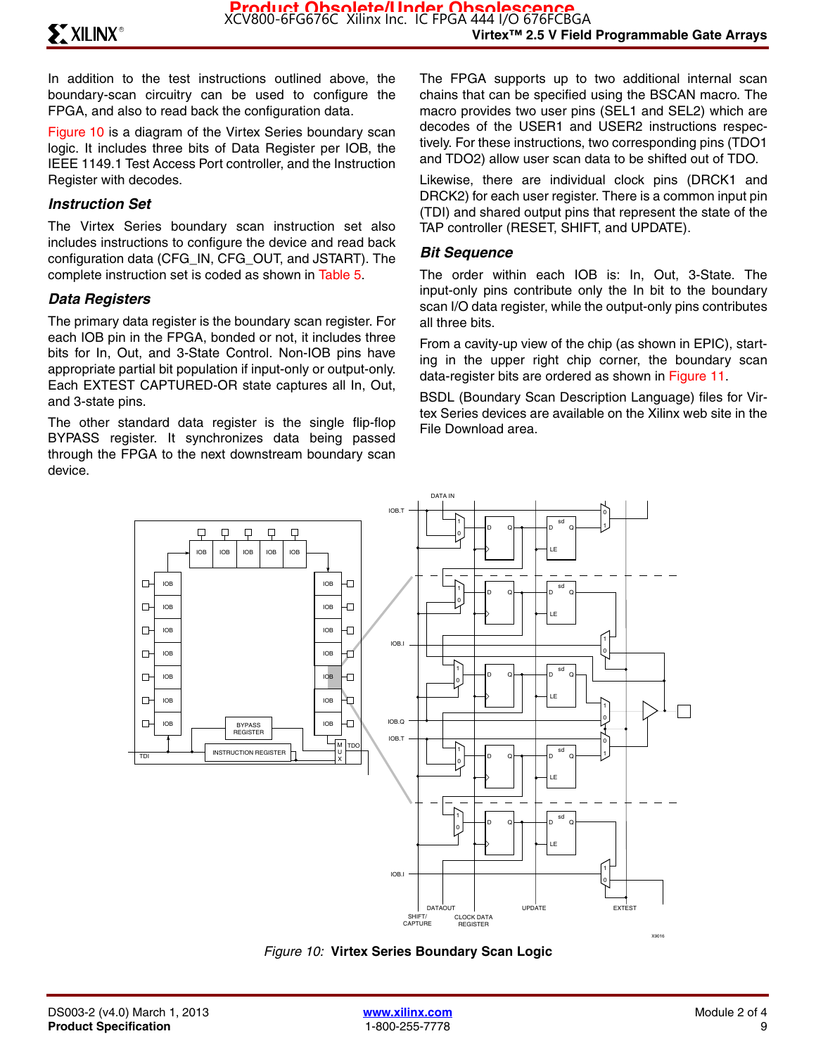In addition to the test instructions outlined above, the boundary-scan circuitry can be used to configure the FPGA, and also to read back the configuration data.

Figure 10 is a diagram of the Virtex Series boundary scan logic. It includes three bits of Data Register per IOB, the IEEE 1149.1 Test Access Port controller, and the Instruction Register with decodes.

### Instruction Set

The Virtex Series boundary scan instruction set also includes instructions to configure the device and read back configuration data (CFG_IN, CFG_OUT, and JSTART). The complete instruction set is coded as shown in Table 5.

### Data Registers

The primary data register is the boundary scan register. For each IOB pin in the FPGA, bonded or not, it includes three bits for In, Out, and 3-State Control. Non-IOB pins have appropriate partial bit population if input-only or output-only. Each EXTEST CAPTURED-OR state captures all In, Out, and 3-state pins.

The other standard data register is the single flip-flop BYPASS register. It synchronizes data being passed through the FPGA to the next downstream boundary scan device.

The FPGA supports up to two additional internal scan chains that can be specified using the BSCAN macro. The macro provides two user pins (SEL1 and SEL2) which are decodes of the USER1 and USER2 instructions respectively. For these instructions, two corresponding pins (TDO1 and TDO2) allow user scan data to be shifted out of TDO.

Likewise, there are individual clock pins (DRCK1 and DRCK2) for each user register. There is a common input pin (TDI) and shared output pins that represent the state of the TAP controller (RESET, SHIFT, and UPDATE).

### Bit Sequence

The order within each IOB is: In, Out, 3-State. The input-only pins contribute only the In bit to the boundary scan I/O data register, while the output-only pins contributes all three bits.

From a cavity-up view of the chip (as shown in EPIC), starting in the upper right chip corner, the boundary scan data-register bits are ordered as shown in Figure 11.

BSDL (Boundary Scan Description Language) files for Virtex Series devices are available on the Xilinx web site in the File Download area.

*Figure 10:* **Virtex Series Boundary Scan Logic**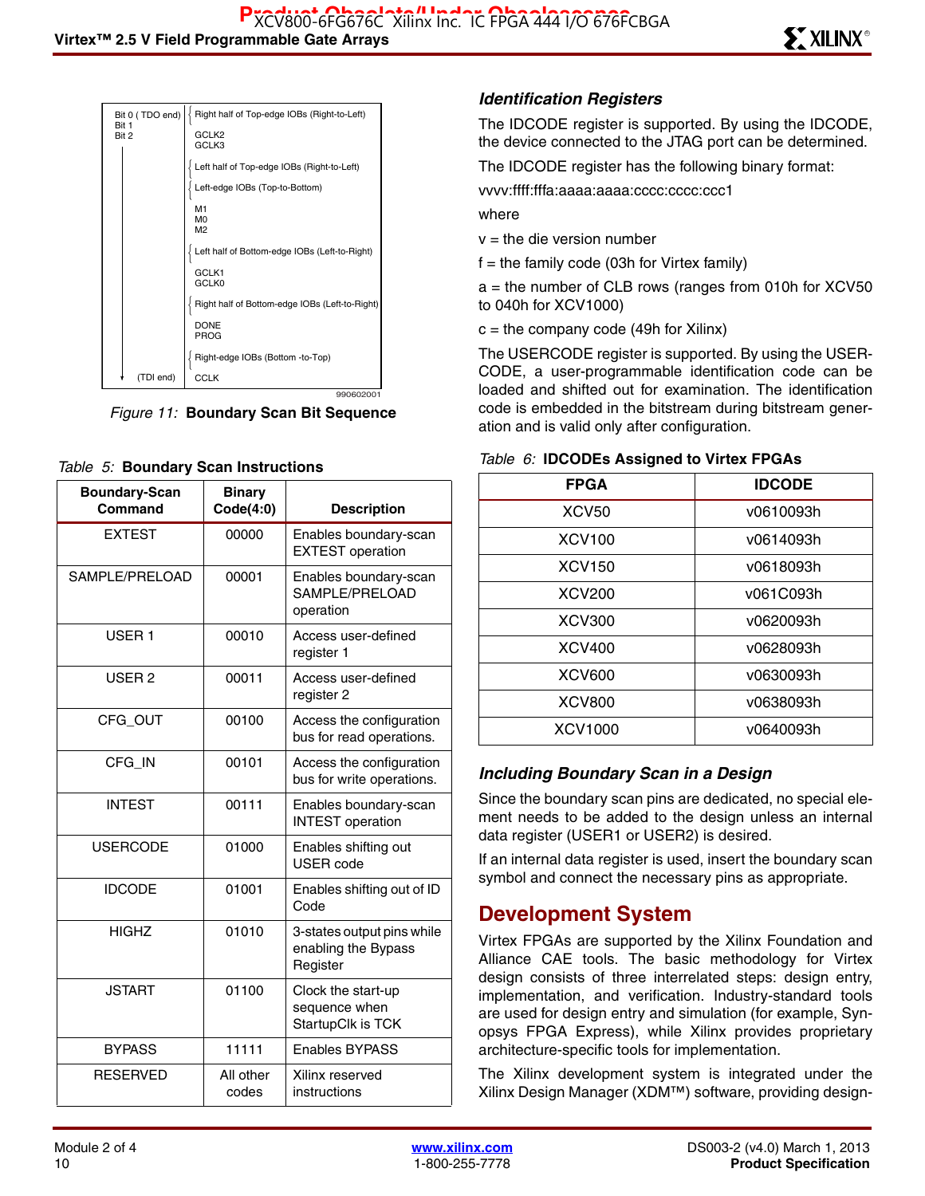| Bit 0 ( TDO end) Bit 1 Bit 2 | |
|---|---|
| | Right half of Top-edge IOBs (Right-to-Left) |
| | GCLK2 GCLK3 |
| | Left half of Top-edge IOBs (Right-to-Left) |
| | Left-edge IOBs (Top-to-Bottom) |
| | M1 M0 M2 |
| | Left half of Bottom-edge IOBs (Left-to-Right) |
| | GCLK1 GCLK0 |
| | Right half of Bottom-edge IOBs (Left-to-Right) |
| | DONE PROG |
| | Right-edge IOBs (Bottom -to-Top) |
| (TDI end) | CCLK |

990602001

*Figure 11:* **Boundary Scan Bit Sequence**

*Table 5:* **Boundary Scan Instructions**

| Boundary-Scan Command | Binary Code(4:0) | Description |
|---|---|---|
| EXTEST | 00000 | Enables boundary-scan EXTEST operation |
| SAMPLE/PRELOAD | 00001 | Enables boundary-scan SAMPLE/PRELOAD operation |
| USER 1 | 00010 | Access user-defined register 1 |
| USER 2 | 00011 | Access user-defined register 2 |
| CFG_OUT | 00100 | Access the configuration bus for read operations. |
| CFG_IN | 00101 | Access the configuration bus for write operations. |
| INTEST | 00111 | Enables boundary-scan INTEST operation |
| USERCODE | 01000 | Enables shifting out USER code |
| IDCODE | 01001 | Enables shifting out of ID Code |
| HIGHZ | 01010 | 3-states output pins while enabling the Bypass Register |
| JSTART | 01100 | Clock the start-up sequence when StartupClk is TCK |
| BYPASS | 11111 | Enables BYPASS |
| RESERVED | All other codes | Xilinx reserved instructions |

### *Identification Registers*

The IDCODE register is supported. By using the IDCODE, the device connected to the JTAG port can be determined.

The IDCODE register has the following binary format:

vvvv:ffff:fffa:aaaa:aaaa:cccc:cccc:ccc1

where

v = the die version number

f = the family code (03h for Virtex family)

a = the number of CLB rows (ranges from 010h for XCV50 to 040h for XCV1000)

c = the company code (49h for Xilinx)

The USERCODE register is supported. By using the USERCODE, a user-programmable identification code can be loaded and shifted out for examination. The identification code is embedded in the bitstream during bitstream generation and is valid only after configuration.

*Table 6:* **IDCODEs Assigned to Virtex FPGAs**

| FPGA | IDCODE |
|---|---|
| XCV50 | v0610093h |
| XCV100 | v0614093h |
| XCV150 | v0618093h |
| XCV200 | v061C093h |
| XCV300 | v0620093h |
| XCV400 | v0628093h |
| XCV600 | v0630093h |
| XCV800 | v0638093h |
| XCV1000 | v0640093h |

### *Including Boundary Scan in a Design*

Since the boundary scan pins are dedicated, no special element needs to be added to the design unless an internal data register (USER1 or USER2) is desired.

If an internal data register is used, insert the boundary scan symbol and connect the necessary pins as appropriate.

## Development System

Virtex FPGAs are supported by the Xilinx Foundation and Alliance CAE tools. The basic methodology for Virtex design consists of three interrelated steps: design entry, implementation, and verification. Industry-standard tools are used for design entry and simulation (for example, Synopsys FPGA Express), while Xilinx provides proprietary architecture-specific tools for implementation.

The Xilinx development system is integrated under the Xilinx Design Manager (XDM™) software, providing design-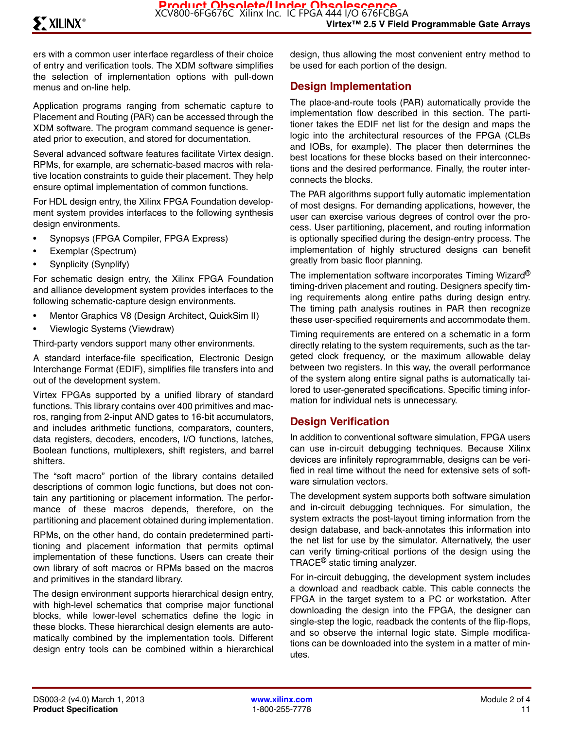ers with a common user interface regardless of their choice of entry and verification tools. The XDM software simplifies the selection of implementation options with pull-down menus and on-line help.

Application programs ranging from schematic capture to Placement and Routing (PAR) can be accessed through the XDM software. The program command sequence is generated prior to execution, and stored for documentation.

Several advanced software features facilitate Virtex design. RPMs, for example, are schematic-based macros with relative location constraints to guide their placement. They help ensure optimal implementation of common functions.

For HDL design entry, the Xilinx FPGA Foundation development system provides interfaces to the following synthesis design environments.

- Synopsys (FPGA Compiler, FPGA Express)
- Exemplar (Spectrum)
- Synplicity (Synplify)

For schematic design entry, the Xilinx FPGA Foundation and alliance development system provides interfaces to the following schematic-capture design environments.

- Mentor Graphics V8 (Design Architect, QuickSim II)
- Viewlogic Systems (Viewdraw)

Third-party vendors support many other environments.

A standard interface-file specification, Electronic Design Interchange Format (EDIF), simplifies file transfers into and out of the development system.

Virtex FPGAs supported by a unified library of standard functions. This library contains over 400 primitives and macros, ranging from 2-input AND gates to 16-bit accumulators, and includes arithmetic functions, comparators, counters, data registers, decoders, encoders, I/O functions, latches, Boolean functions, multiplexers, shift registers, and barrel shifters.

The "soft macro" portion of the library contains detailed descriptions of common logic functions, but does not contain any partitioning or placement information. The performance of these macros depends, therefore, on the partitioning and placement obtained during implementation.

RPMs, on the other hand, do contain predetermined partitioning and placement information that permits optimal implementation of these functions. Users can create their own library of soft macros or RPMs based on the macros and primitives in the standard library.

The design environment supports hierarchical design entry, with high-level schematics that comprise major functional blocks, while lower-level schematics define the logic in these blocks. These hierarchical design elements are automatically combined by the implementation tools. Different design entry tools can be combined within a hierarchical design, thus allowing the most convenient entry method to be used for each portion of the design.

## Design Implementation

The place-and-route tools (PAR) automatically provide the implementation flow described in this section. The partitioner takes the EDIF net list for the design and maps the logic into the architectural resources of the FPGA (CLBs and IOBs, for example). The placer then determines the best locations for these blocks based on their interconnections and the desired performance. Finally, the router interconnects the blocks.

The PAR algorithms support fully automatic implementation of most designs. For demanding applications, however, the user can exercise various degrees of control over the process. User partitioning, placement, and routing information is optionally specified during the design-entry process. The implementation of highly structured designs can benefit greatly from basic floor planning.

The implementation software incorporates Timing Wizard® timing-driven placement and routing. Designers specify timing requirements along entire paths during design entry. The timing path analysis routines in PAR then recognize these user-specified requirements and accommodate them.

Timing requirements are entered on a schematic in a form directly relating to the system requirements, such as the targeted clock frequency, or the maximum allowable delay between two registers. In this way, the overall performance of the system along entire signal paths is automatically tailored to user-generated specifications. Specific timing information for individual nets is unnecessary.

## Design Verification

In addition to conventional software simulation, FPGA users can use in-circuit debugging techniques. Because Xilinx devices are infinitely reprogrammable, designs can be verified in real time without the need for extensive sets of software simulation vectors.

The development system supports both software simulation and in-circuit debugging techniques. For simulation, the system extracts the post-layout timing information from the design database, and back-annotates this information into the net list for use by the simulator. Alternatively, the user can verify timing-critical portions of the design using the TRACE® static timing analyzer.

For in-circuit debugging, the development system includes a download and readback cable. This cable connects the FPGA in the target system to a PC or workstation. After downloading the design into the FPGA, the designer can single-step the logic, readback the contents of the flip-flops, and so observe the internal logic state. Simple modifications can be downloaded into the system in a matter of minutes.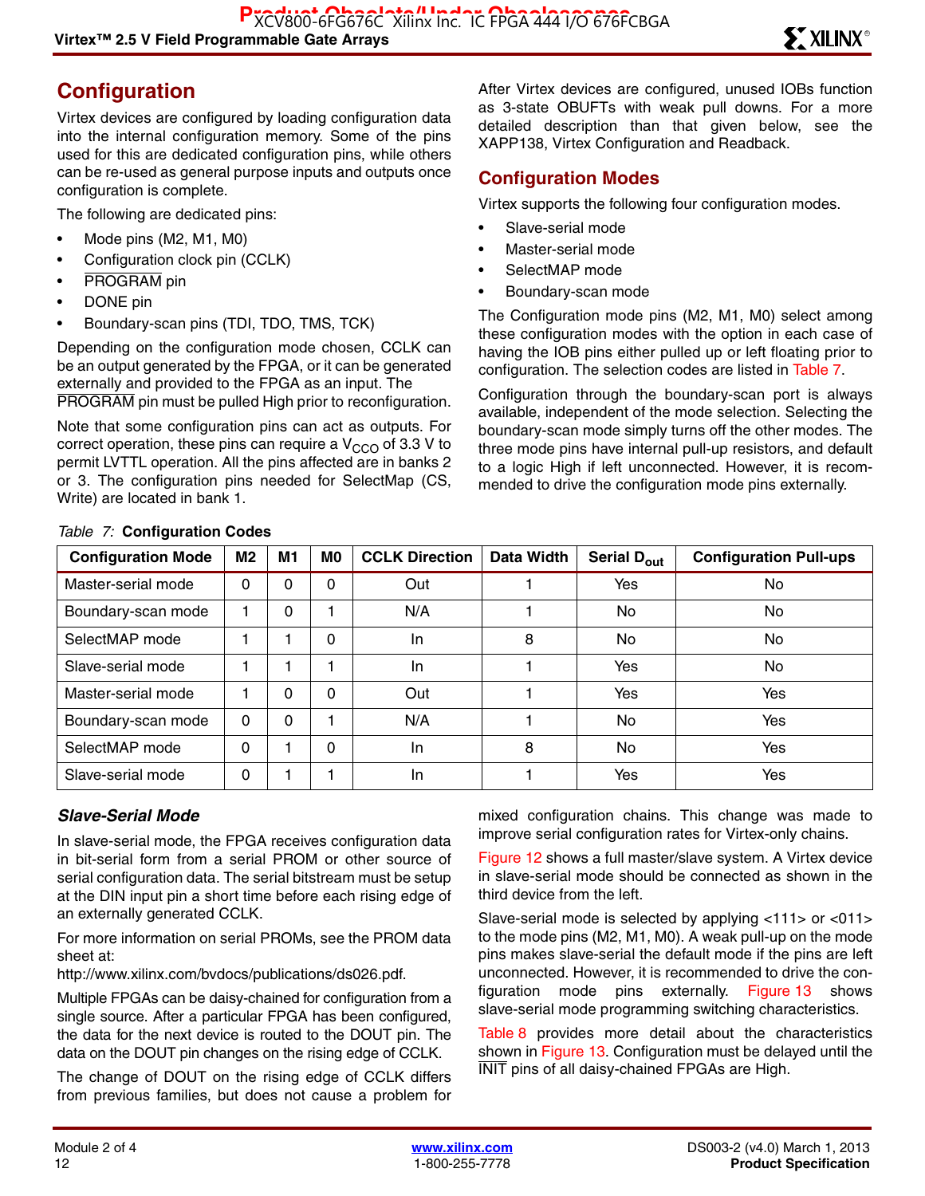## Configuration

Virtex devices are configured by loading configuration data into the internal configuration memory. Some of the pins used for this are dedicated configuration pins, while others can be re-used as general purpose inputs and outputs once configuration is complete.

The following are dedicated pins:

- Mode pins (M2, M1, M0)
- Configuration clock pin (CCLK)
- PROGRAM pin
- DONE pin
- Boundary-scan pins (TDI, TDO, TMS, TCK)

Depending on the configuration mode chosen, CCLK can be an output generated by the FPGA, or it can be generated externally and provided to the FPGA as an input. The PROGRAM pin must be pulled High prior to reconfiguration.

Note that some configuration pins can act as outputs. For correct operation, these pins can require a $V_{CCO}$ of 3.3 V to permit LVTTL operation. All the pins affected are in banks 2 or 3. The configuration pins needed for SelectMap (CS, Write) are located in bank 1.

After Virtex devices are configured, unused IOBs function as 3-state OBUFTs with weak pull downs. For a more detailed description than that given below, see the XAPP138, Virtex Configuration and Readback.

### Configuration Modes

Virtex supports the following four configuration modes.

- Slave-serial mode
- Master-serial mode
- SelectMAP mode
- Boundary-scan mode

The Configuration mode pins (M2, M1, M0) select among these configuration modes with the option in each case of having the IOB pins either pulled up or left floating prior to configuration. The selection codes are listed in Table 7.

Configuration through the boundary-scan port is always available, independent of the mode selection. Selecting the boundary-scan mode simply turns off the other modes. The three mode pins have internal pull-up resistors, and default to a logic High if left unconnected. However, it is recommended to drive the configuration mode pins externally.

*Table 7:* **Configuration Codes**

| Configuration Mode | M2 | M1 | M0 | CCLK Direction | Data Width | Serial $D_{out}$ | Configuration Pull-ups |
|---|---|---|---|---|---|---|---|
| Master-serial mode | 0 | 0 | 0 | Out | 1 | Yes | No |
| Boundary-scan mode | 1 | 0 | 1 | N/A | 1 | No | No |
| SelectMAP mode | 1 | 1 | 0 | In | 8 | No | No |
| Slave-serial mode | 1 | 1 | 1 | In | 1 | Yes | No |
| Master-serial mode | 1 | 0 | 0 | Out | 1 | Yes | Yes |
| Boundary-scan mode | 0 | 0 | 1 | N/A | 1 | No | Yes |
| SelectMAP mode | 0 | 1 | 0 | In | 8 | No | Yes |
| Slave-serial mode | 0 | 1 | 1 | In | 1 | Yes | Yes |

### *Slave-Serial Mode*

In slave-serial mode, the FPGA receives configuration data in bit-serial form from a serial PROM or other source of serial configuration data. The serial bitstream must be setup at the DIN input pin a short time before each rising edge of an externally generated CCLK.

For more information on serial PROMs, see the PROM data sheet at:

http://www.xilinx.com/bvdocs/publications/ds026.pdf.

Multiple FPGAs can be daisy-chained for configuration from a single source. After a particular FPGA has been configured, the data for the next device is routed to the DOUT pin. The data on the DOUT pin changes on the rising edge of CCLK.

The change of DOUT on the rising edge of CCLK differs from previous families, but does not cause a problem for mixed configuration chains. This change was made to improve serial configuration rates for Virtex-only chains.

Figure 12 shows a full master/slave system. A Virtex device in slave-serial mode should be connected as shown in the third device from the left.

Slave-serial mode is selected by applying <111> or <011> to the mode pins (M2, M1, M0). A weak pull-up on the mode pins makes slave-serial the default mode if the pins are left unconnected. However, it is recommended to drive the configuration mode pins externally. Figure 13 shows slave-serial mode programming switching characteristics.

Table 8 provides more detail about the characteristics shown in Figure 13. Configuration must be delayed until the INIT pins of all daisy-chained FPGAs are High.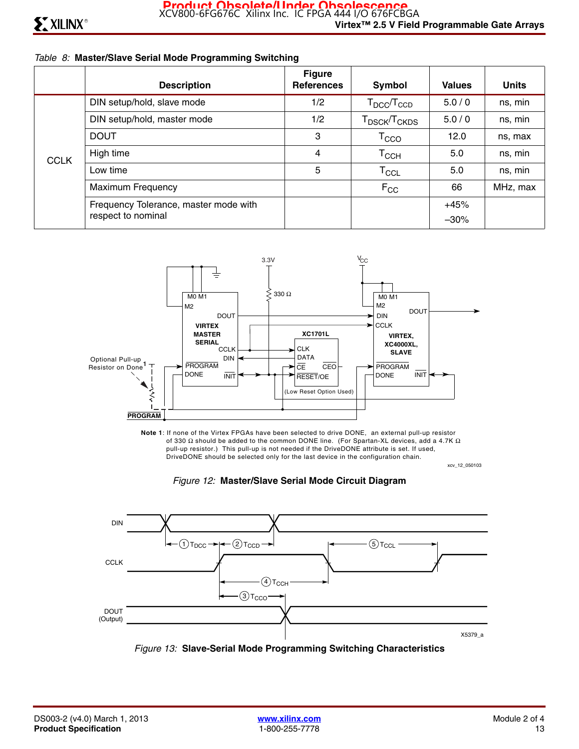*Table 8:* **Master/Slave Serial Mode Programming Switching**

| | Description | Figure References | Symbol | Values | Units |
|---|---|---|---|---|---|
| CCLK | DIN setup/hold, slave mode | 1/2 | $T_{DCC}/T_{CCD}$ | 5.0 / 0 | ns, min |
| | DIN setup/hold, master mode | 1/2 | $T_{DSCK}/T_{CKDS}$ | 5.0 / 0 | ns, min |
| | DOUT | 3 | $T_{CCO}$ | 12.0 | ns, max |
| | High time | 4 | $T_{CCH}$ | 5.0 | ns, min |
| | Low time | 5 | $T_{CCL}$ | 5.0 | ns, min |
| | Maximum Frequency | | $F_{CC}$ | 66 | MHz, max |
| | Frequency Tolerance, master mode with respect to nominal | | | +45% –30% | |

**Note 1**: If none of the Virtex FPGAs have been selected to drive DONE, an external pull-up resistor of 330 Ω should be added to the common DONE line. (For Spartan-XL devices, add a 4.7K Ω pull-up resistor.) This pull-up is not needed if the DriveDONE attribute is set. If used, DriveDONE should be selected only for the last device in the configuration chain.

*Figure 12:* **Master/Slave Serial Mode Circuit Diagram**

*Figure 13:* **Slave-Serial Mode Programming Switching Characteristics**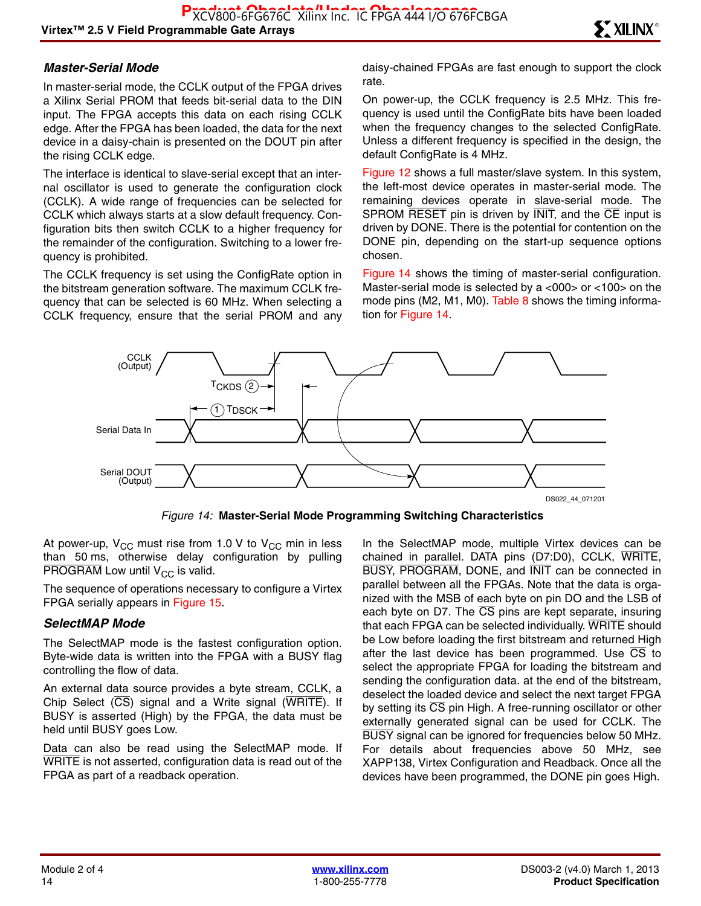### Master-Serial Mode

In master-serial mode, the CCLK output of the FPGA drives a Xilinx Serial PROM that feeds bit-serial data to the DIN input. The FPGA accepts this data on each rising CCLK edge. After the FPGA has been loaded, the data for the next device in a daisy-chain is presented on the DOUT pin after the rising CCLK edge.

The interface is identical to slave-serial except that an internal oscillator is used to generate the configuration clock (CCLK). A wide range of frequencies can be selected for CCLK which always starts at a slow default frequency. Configuration bits then switch CCLK to a higher frequency for the remainder of the configuration. Switching to a lower frequency is prohibited.

The CCLK frequency is set using the ConfigRate option in the bitstream generation software. The maximum CCLK frequency that can be selected is 60 MHz. When selecting a CCLK frequency, ensure that the serial PROM and any daisy-chained FPGAs are fast enough to support the clock rate.

On power-up, the CCLK frequency is 2.5 MHz. This frequency is used until the ConfigRate bits have been loaded when the frequency changes to the selected ConfigRate. Unless a different frequency is specified in the design, the default ConfigRate is 4 MHz.

Figure 12 shows a full master/slave system. In this system, the left-most device operates in master-serial mode. The remaining devices operate in slave-serial mode. The SPROM RESET pin is driven by INIT, and the CE input is driven by DONE. There is the potential for contention on the DONE pin, depending on the start-up sequence options chosen.

Figure 14 shows the timing of master-serial configuration. Master-serial mode is selected by a <000> or <100> on the mode pins (M2, M1, M0). Table 8 shows the timing information for Figure 14.

CCLK (Output)
$T_{CKDS}$ (2)
(1) $T_{DSCK}$
Serial Data In
Serial DOUT (Output)
DS022_44_071201

*Figure 14:* **Master-Serial Mode Programming Switching Characteristics**

At power-up, $V_{CC}$ must rise from 1.0 V to $V_{CC}$ min in less than 50 ms, otherwise delay configuration by pulling PROGRAM Low until $V_{CC}$ is valid.

The sequence of operations necessary to configure a Virtex FPGA serially appears in Figure 15.

### SelectMAP Mode

The SelectMAP mode is the fastest configuration option. Byte-wide data is written into the FPGA with a BUSY flag controlling the flow of data.

An external data source provides a byte stream, CCLK, a Chip Select (CS) signal and a Write signal (WRITE). If BUSY is asserted (High) by the FPGA, the data must be held until BUSY goes Low.

Data can also be read using the SelectMAP mode. If WRITE is not asserted, configuration data is read out of the FPGA as part of a readback operation.

In the SelectMAP mode, multiple Virtex devices can be chained in parallel. DATA pins (D7:D0), CCLK, WRITE, BUSY, PROGRAM, DONE, and INIT can be connected in parallel between all the FPGAs. Note that the data is organized with the MSB of each byte on pin DO and the LSB of each byte on D7. The CS pins are kept separate, insuring that each FPGA can be selected individually. WRITE should be Low before loading the first bitstream and returned High after the last device has been programmed. Use CS to select the appropriate FPGA for loading the bitstream and sending the configuration data. at the end of the bitstream, deselect the loaded device and select the next target FPGA by setting its CS pin High. A free-running oscillator or other externally generated signal can be used for CCLK. The BUSY signal can be ignored for frequencies below 50 MHz. For details about frequencies above 50 MHz, see XAPP138, Virtex Configuration and Readback. Once all the devices have been programmed, the DONE pin goes High.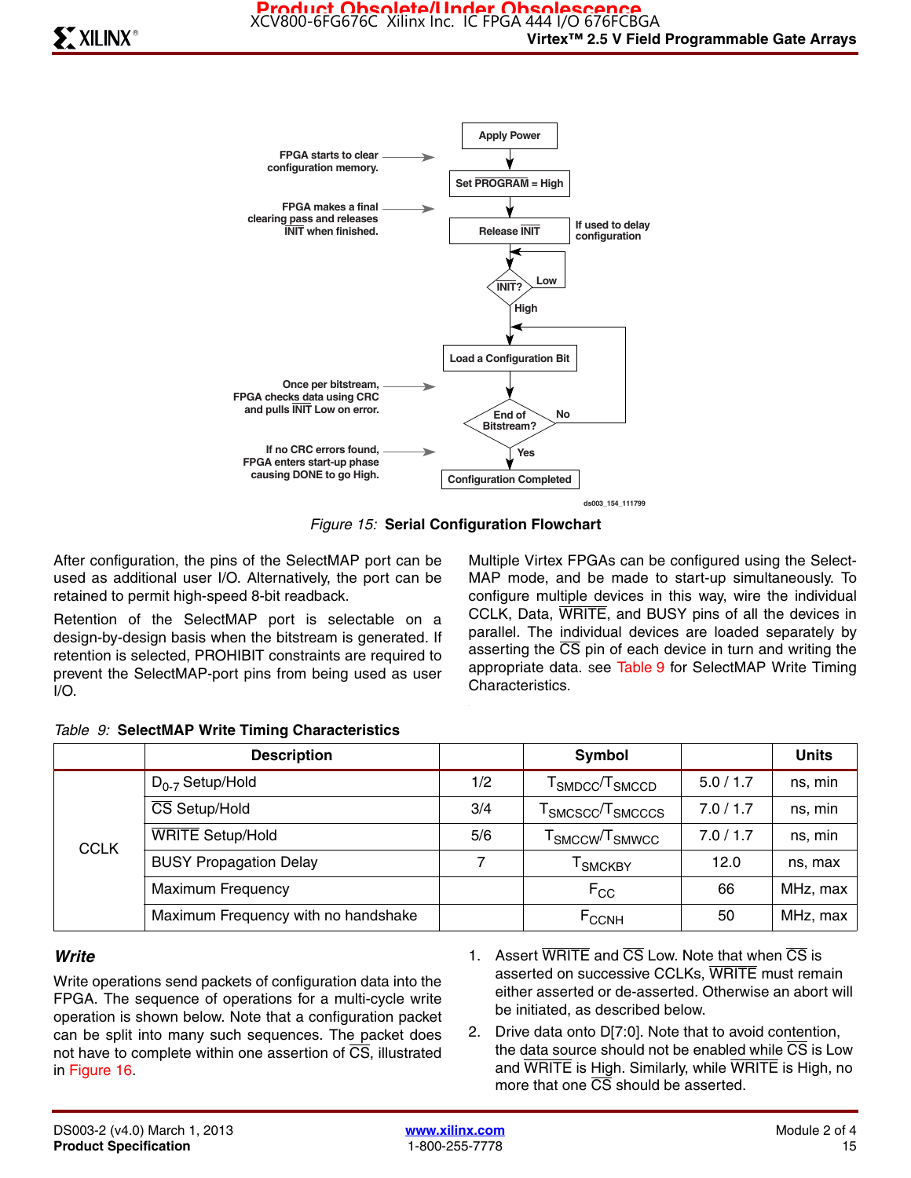FPGA starts to clear configuration memory.

FPGA makes a final clearing pass and releases INIT when finished.

Once per bitstream, FPGA checks data using CRC and pulls INIT Low on error.

If no CRC errors found, FPGA enters start-up phase causing DONE to go High.

Apply Power → Set PROGRAM = High → Release INIT (If used to delay configuration) → INIT? (Low: loop; High) → Load a Configuration Bit → End of Bitstream? (No: Load a Configuration Bit; Yes) → Configuration Completed

ds003_154_111799

*Figure 15:* **Serial Configuration Flowchart**

After configuration, the pins of the SelectMAP port can be used as additional user I/O. Alternatively, the port can be retained to permit high-speed 8-bit readback.

Retention of the SelectMAP port is selectable on a design-by-design basis when the bitstream is generated. If retention is selected, PROHIBIT constraints are required to prevent the SelectMAP-port pins from being used as user I/O.

Multiple Virtex FPGAs can be configured using the SelectMAP mode, and be made to start-up simultaneously. To configure multiple devices in this way, wire the individual CCLK, Data, WRITE, and BUSY pins of all the devices in parallel. The individual devices are loaded separately by asserting the CS pin of each device in turn and writing the appropriate data. see Table 9 for SelectMAP Write Timing Characteristics.

*Table 9:* **SelectMAP Write Timing Characteristics**

| | Description | | Symbol | | Units |
|---|---|---|---|---|---|
| CCLK | $D_{0-7}$ Setup/Hold | 1/2 | $T_{SMDCC}/T_{SMCCD}$ | 5.0 / 1.7 | ns, min |
| | CS Setup/Hold | 3/4 | $T_{SMCSCC}/T_{SMCCCS}$ | 7.0 / 1.7 | ns, min |
| | WRITE Setup/Hold | 5/6 | $T_{SMCCW}/T_{SMWCC}$ | 7.0 / 1.7 | ns, min |
| | BUSY Propagation Delay | 7 | $T_{SMCKBY}$ | 12.0 | ns, max |
| | Maximum Frequency | | $F_{CC}$ | 66 | MHz, max |
| | Maximum Frequency with no handshake | | $F_{CCNH}$ | 50 | MHz, max |

### *Write*

Write operations send packets of configuration data into the FPGA. The sequence of operations for a multi-cycle write operation is shown below. Note that a configuration packet can be split into many such sequences. The packet does not have to complete within one assertion of CS, illustrated in Figure 16.

1. Assert WRITE and CS Low. Note that when CS is asserted on successive CCLKs, WRITE must remain either asserted or de-asserted. Otherwise an abort will be initiated, as described below.
2. Drive data onto D[7:0]. Note that to avoid contention, the data source should not be enabled while CS is Low and WRITE is High. Similarly, while WRITE is High, no more that one CS should be asserted.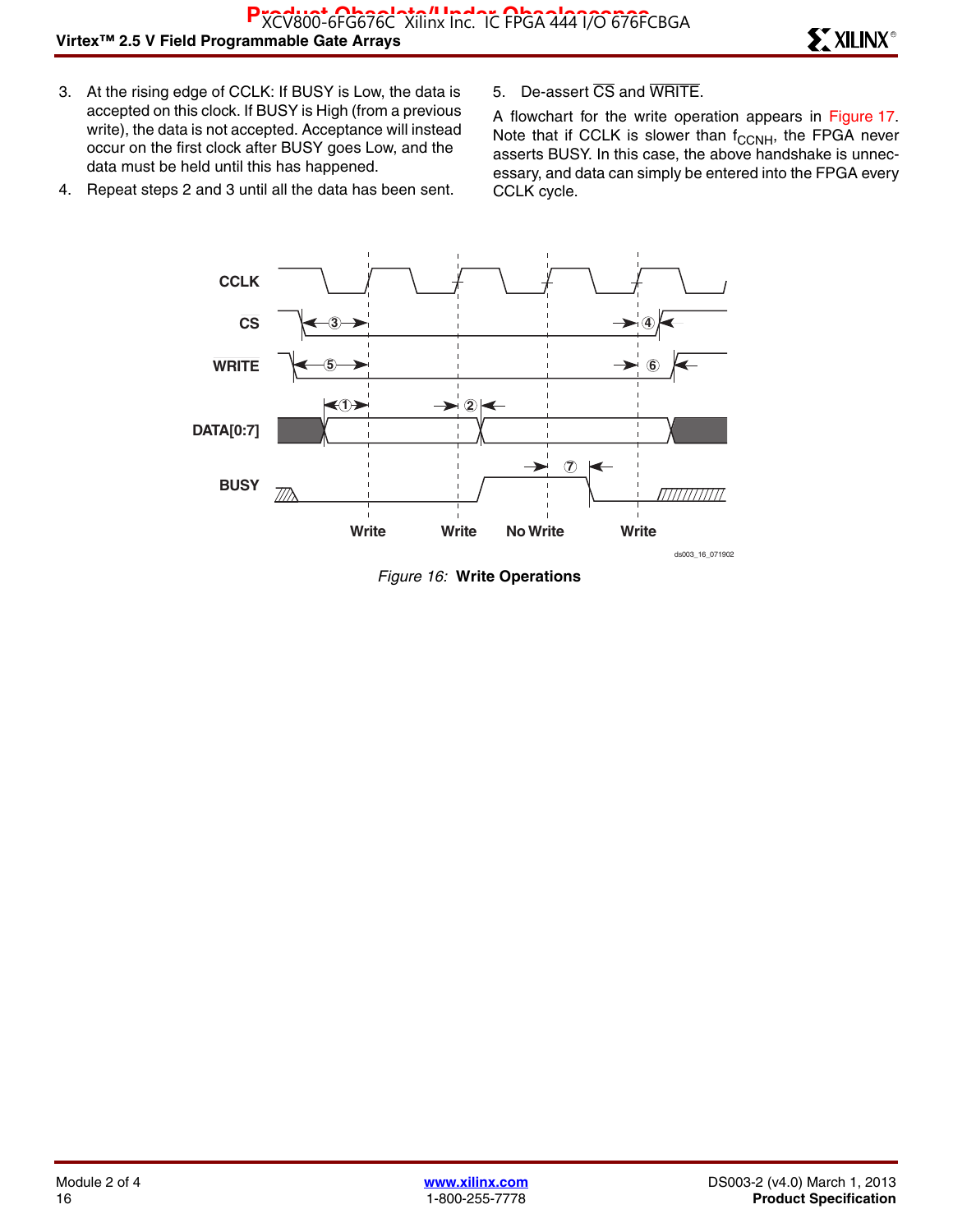3. At the rising edge of CCLK: If BUSY is Low, the data is accepted on this clock. If BUSY is High (from a previous write), the data is not accepted. Acceptance will instead occur on the first clock after BUSY goes Low, and the data must be held until this has happened.
4. Repeat steps 2 and 3 until all the data has been sent.
5. De-assert $\overline{CS}$ and $\overline{WRITE}$.

A flowchart for the write operation appears in Figure 17. Note that if CCLK is slower than $f_{CCNH}$, the FPGA never asserts BUSY. In this case, the above handshake is unnecessary, and data can simply be entered into the FPGA every CCLK cycle.

*Figure 16:* **Write Operations**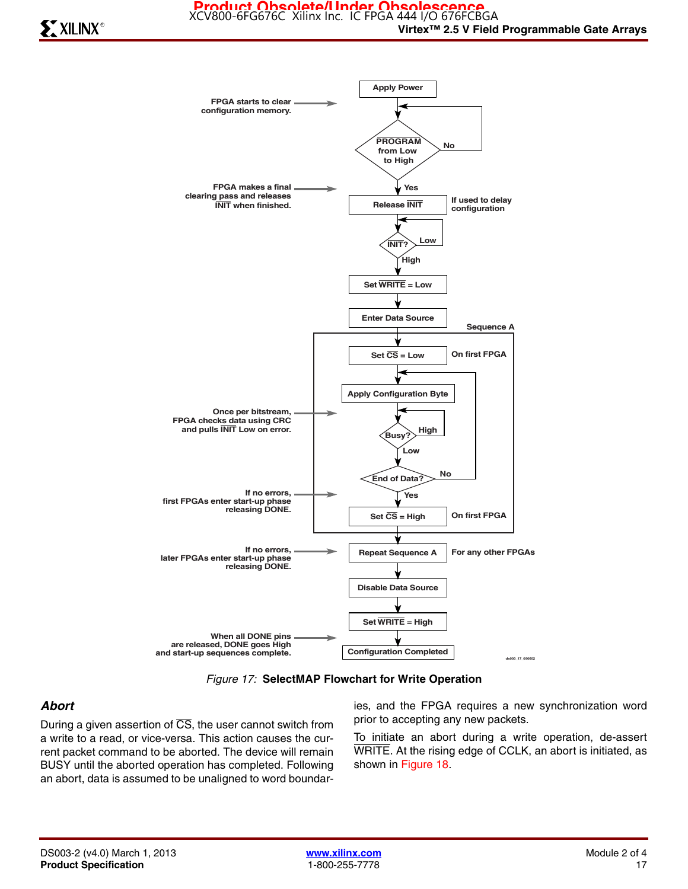Figure 17: **SelectMAP Flowchart for Write Operation**

### *Abort*

During a given assertion of $\overline{CS}$, the user cannot switch from a write to a read, or vice-versa. This action causes the current packet command to be aborted. The device will remain BUSY until the aborted operation has completed. Following an abort, data is assumed to be unaligned to word boundaries, and the FPGA requires a new synchronization word prior to accepting any new packets.

To initiate an abort during a write operation, de-assert $\overline{WRITE}$. At the rising edge of CCLK, an abort is initiated, as shown in Figure 18.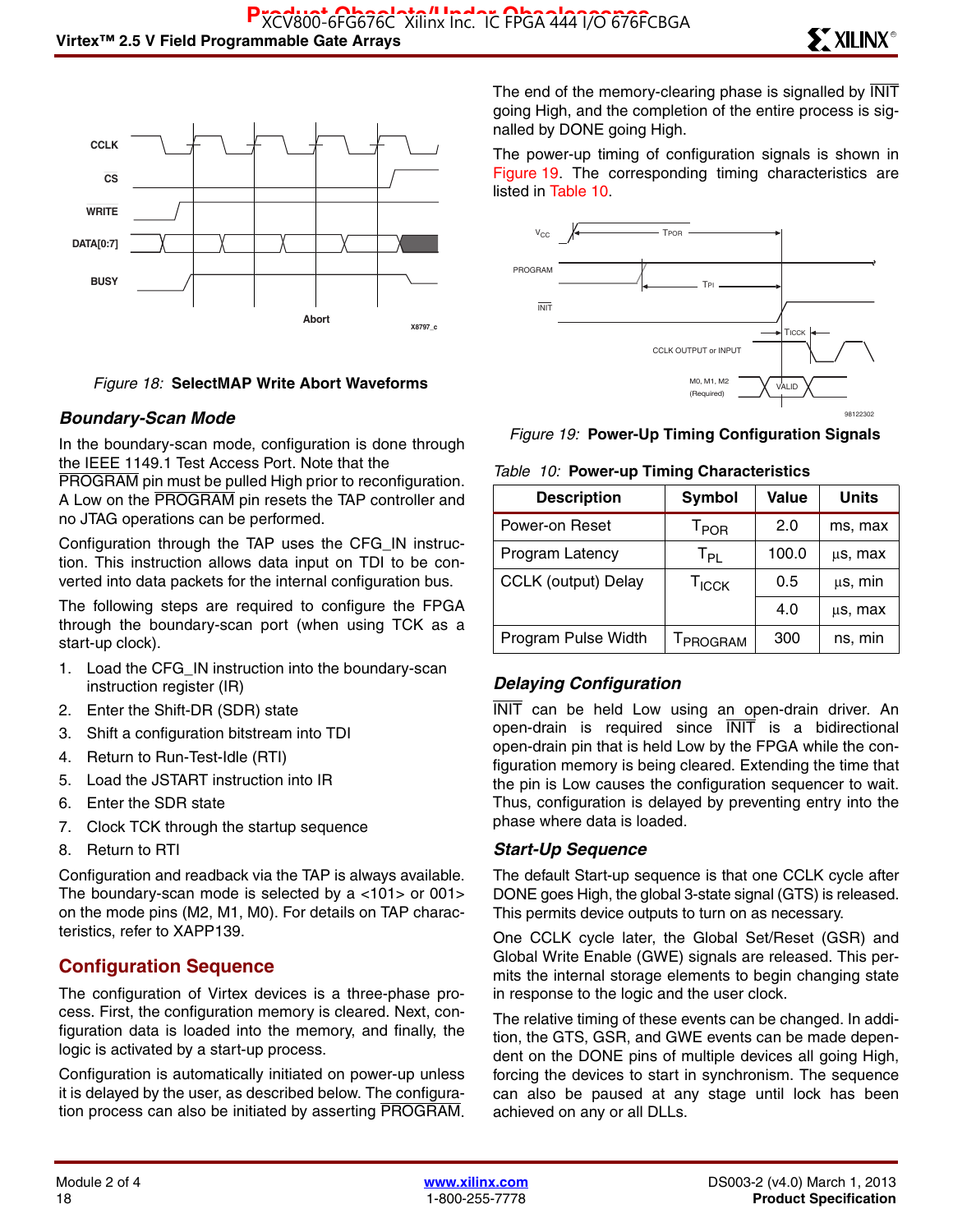Figure 18: **SelectMAP Write Abort Waveforms**

### Boundary-Scan Mode

In the boundary-scan mode, configuration is done through the IEEE 1149.1 Test Access Port. Note that the PROGRAM pin must be pulled High prior to reconfiguration. A Low on the PROGRAM pin resets the TAP controller and no JTAG operations can be performed.

Configuration through the TAP uses the CFG_IN instruction. This instruction allows data input on TDI to be converted into data packets for the internal configuration bus.

The following steps are required to configure the FPGA through the boundary-scan port (when using TCK as a start-up clock).

1. Load the CFG_IN instruction into the boundary-scan instruction register (IR)
2. Enter the Shift-DR (SDR) state
3. Shift a configuration bitstream into TDI
4. Return to Run-Test-Idle (RTI)
5. Load the JSTART instruction into IR
6. Enter the SDR state
7. Clock TCK through the startup sequence
8. Return to RTI

Configuration and readback via the TAP is always available. The boundary-scan mode is selected by a <101> or 001> on the mode pins (M2, M1, M0). For details on TAP characteristics, refer to XAPP139.

## Configuration Sequence

The configuration of Virtex devices is a three-phase process. First, the configuration memory is cleared. Next, configuration data is loaded into the memory, and finally, the logic is activated by a start-up process.

Configuration is automatically initiated on power-up unless it is delayed by the user, as described below. The configuration process can also be initiated by asserting PROGRAM. The end of the memory-clearing phase is signalled by INIT going High, and the completion of the entire process is signalled by DONE going High.

The power-up timing of configuration signals is shown in Figure 19. The corresponding timing characteristics are listed in Table 10.

Figure 19: **Power-Up Timing Configuration Signals**

Table 10: **Power-up Timing Characteristics**

| Description | Symbol | Value | Units |
|---|---|---|---|
| Power-on Reset | $T_{POR}$ | 2.0 | ms, max |
| Program Latency | $T_{PL}$ | 100.0 | µs, max |
| CCLK (output) Delay | $T_{ICCK}$ | 0.5 | µs, min |
| | | 4.0 | µs, max |
| Program Pulse Width | $T_{PROGRAM}$ | 300 | ns, min |

### Delaying Configuration

INIT can be held Low using an open-drain driver. An open-drain is required since INIT is a bidirectional open-drain pin that is held Low by the FPGA while the configuration memory is being cleared. Extending the time that the pin is Low causes the configuration sequencer to wait. Thus, configuration is delayed by preventing entry into the phase where data is loaded.

### Start-Up Sequence

The default Start-up sequence is that one CCLK cycle after DONE goes High, the global 3-state signal (GTS) is released. This permits device outputs to turn on as necessary.

One CCLK cycle later, the Global Set/Reset (GSR) and Global Write Enable (GWE) signals are released. This permits the internal storage elements to begin changing state in response to the logic and the user clock.

The relative timing of these events can be changed. In addition, the GTS, GSR, and GWE events can be made dependent on the DONE pins of multiple devices all going High, forcing the devices to start in synchronism. The sequence can also be paused at any stage until lock has been achieved on any or all DLLs.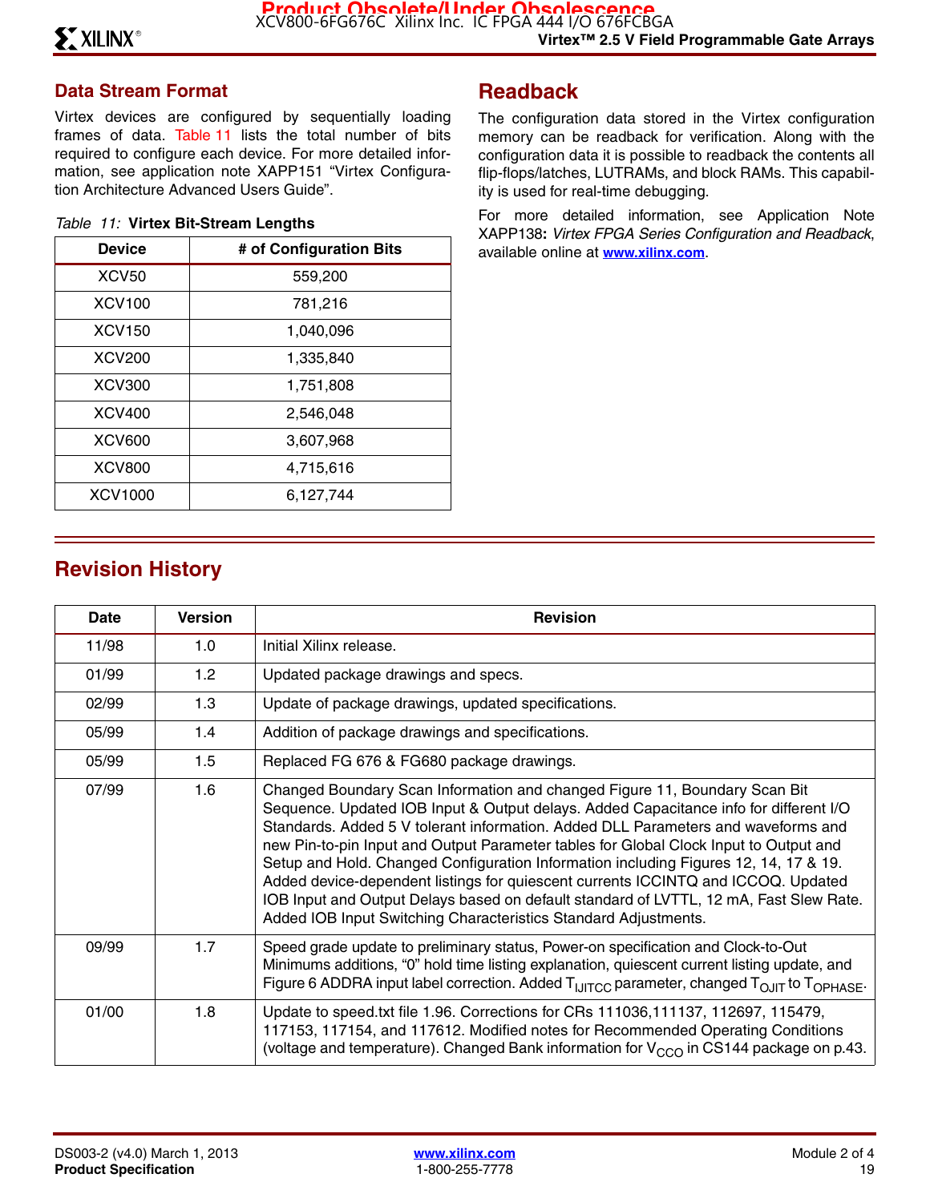## Data Stream Format

Virtex devices are configured by sequentially loading frames of data. Table 11 lists the total number of bits required to configure each device. For more detailed information, see application note XAPP151 "Virtex Configuration Architecture Advanced Users Guide".

*Table 11:* **Virtex Bit-Stream Lengths**

| Device | # of Configuration Bits |
|---|---|
| XCV50 | 559,200 |
| XCV100 | 781,216 |
| XCV150 | 1,040,096 |
| XCV200 | 1,335,840 |
| XCV300 | 1,751,808 |
| XCV400 | 2,546,048 |
| XCV600 | 3,607,968 |
| XCV800 | 4,715,616 |
| XCV1000 | 6,127,744 |

## Readback

The configuration data stored in the Virtex configuration memory can be readback for verification. Along with the configuration data it is possible to readback the contents all flip-flops/latches, LUTRAMs, and block RAMs. This capability is used for real-time debugging.

For more detailed information, see Application Note XAPP138**:** *Virtex FPGA Series Configuration and Readback*, available online at **www.xilinx.com**.

## Revision History

| Date | Version | Revision |
|---|---|---|
| 11/98 | 1.0 | Initial Xilinx release. |
| 01/99 | 1.2 | Updated package drawings and specs. |
| 02/99 | 1.3 | Update of package drawings, updated specifications. |
| 05/99 | 1.4 | Addition of package drawings and specifications. |
| 05/99 | 1.5 | Replaced FG 676 & FG680 package drawings. |
| 07/99 | 1.6 | Changed Boundary Scan Information and changed Figure 11, Boundary Scan Bit Sequence. Updated IOB Input & Output delays. Added Capacitance info for different I/O Standards. Added 5 V tolerant information. Added DLL Parameters and waveforms and new Pin-to-pin Input and Output Parameter tables for Global Clock Input to Output and Setup and Hold. Changed Configuration Information including Figures 12, 14, 17 & 19. Added device-dependent listings for quiescent currents ICCINTQ and ICCOQ. Updated IOB Input and Output Delays based on default standard of LVTTL, 12 mA, Fast Slew Rate. Added IOB Input Switching Characteristics Standard Adjustments. |
| 09/99 | 1.7 | Speed grade update to preliminary status, Power-on specification and Clock-to-Out Minimums additions, "0" hold time listing explanation, quiescent current listing update, and Figure 6 ADDRA input label correction. Added $T_{IJITCC}$ parameter, changed $T_{OJIT}$ to $T_{OPHASE}$. |
| 01/00 | 1.8 | Update to speed.txt file 1.96. Corrections for CRs 111036,111137, 112697, 115479, 117153, 117154, and 117612. Modified notes for Recommended Operating Conditions (voltage and temperature). Changed Bank information for $V_{CCO}$ in CS144 package on p.43. |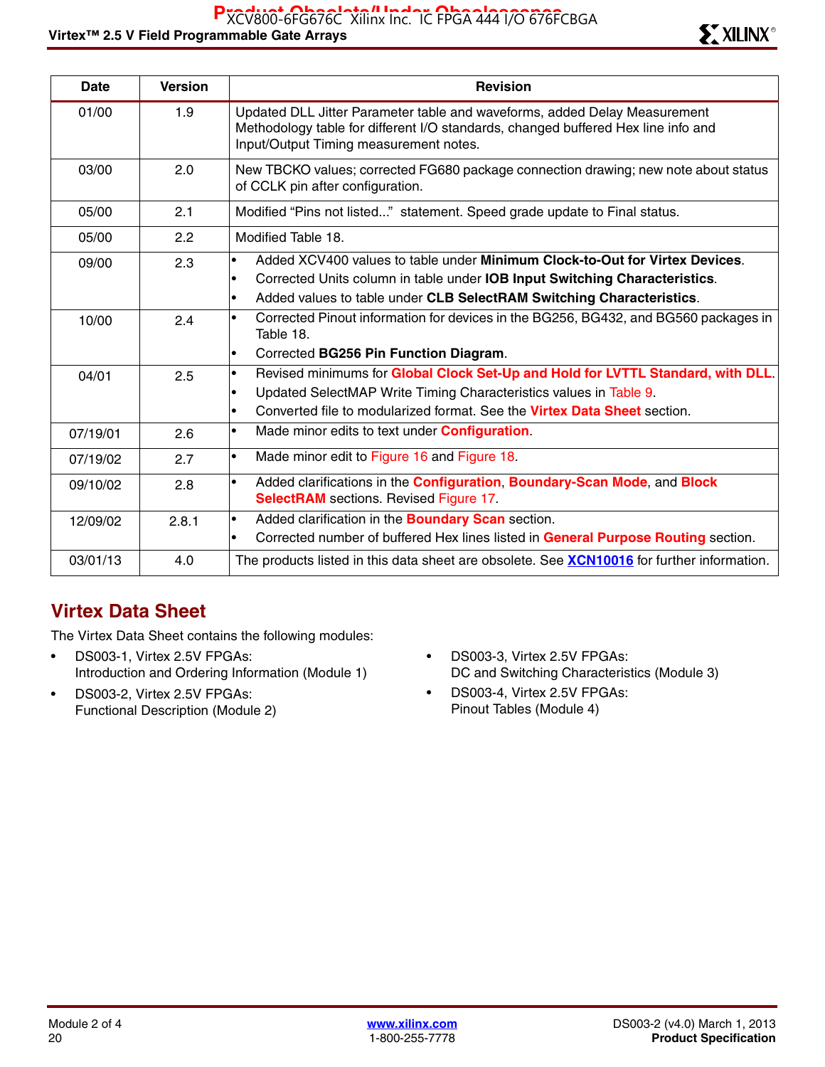| Date | Version | Revision |
|---|---|---|
| 01/00 | 1.9 | Updated DLL Jitter Parameter table and waveforms, added Delay Measurement Methodology table for different I/O standards, changed buffered Hex line info and Input/Output Timing measurement notes. |
| 03/00 | 2.0 | New TBCKO values; corrected FG680 package connection drawing; new note about status of CCLK pin after configuration. |
| 05/00 | 2.1 | Modified "Pins not listed..." statement. Speed grade update to Final status. |
| 05/00 | 2.2 | Modified Table 18. |
| 09/00 | 2.3 | • Added XCV400 values to table under **Minimum Clock-to-Out for Virtex Devices**. • Corrected Units column in table under **IOB Input Switching Characteristics**. • Added values to table under **CLB SelectRAM Switching Characteristics**. |
| 10/00 | 2.4 | • Corrected Pinout information for devices in the BG256, BG432, and BG560 packages in Table 18. • Corrected **BG256 Pin Function Diagram**. |
| 04/01 | 2.5 | • Revised minimums for **Global Clock Set-Up and Hold for LVTTL Standard, with DLL**. • Updated SelectMAP Write Timing Characteristics values in Table 9. • Converted file to modularized format. See the **Virtex Data Sheet** section. |
| 07/19/01 | 2.6 | • Made minor edits to text under **Configuration**. |
| 07/19/02 | 2.7 | • Made minor edit to Figure 16 and Figure 18. |
| 09/10/02 | 2.8 | • Added clarifications in the **Configuration**, **Boundary-Scan Mode**, and **Block SelectRAM** sections. Revised Figure 17. |
| 12/09/02 | 2.8.1 | • Added clarification in the **Boundary Scan** section. • Corrected number of buffered Hex lines listed in **General Purpose Routing** section. |
| 03/01/13 | 4.0 | The products listed in this data sheet are obsolete. See **XCN10016** for further information. |

## Virtex Data Sheet

The Virtex Data Sheet contains the following modules:

- DS003-1, Virtex 2.5V FPGAs: Introduction and Ordering Information (Module 1)
- DS003-2, Virtex 2.5V FPGAs: Functional Description (Module 2)
- DS003-3, Virtex 2.5V FPGAs: DC and Switching Characteristics (Module 3)
- DS003-4, Virtex 2.5V FPGAs: Pinout Tables (Module 4)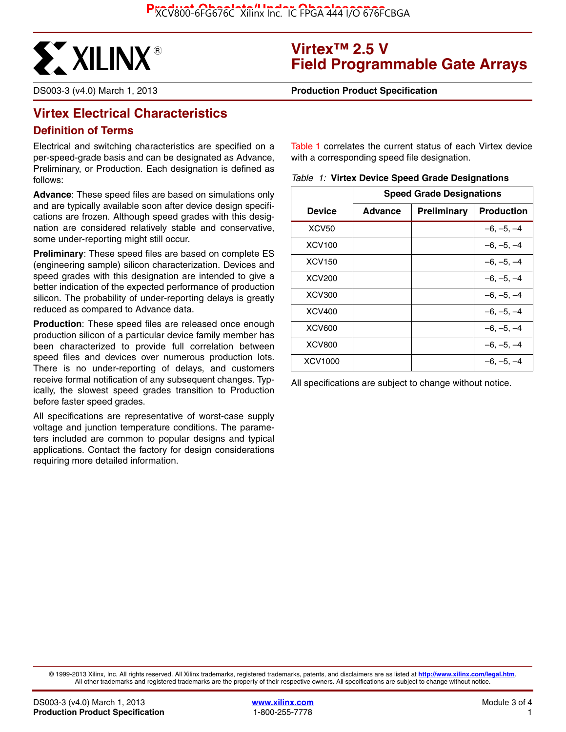# Virtex™ 2.5 V Field Programmable Gate Arrays

DS003-3 (v4.0) March 1, 2013 **Production Product Specification**

## Virtex Electrical Characteristics

### Definition of Terms

Electrical and switching characteristics are specified on a per-speed-grade basis and can be designated as Advance, Preliminary, or Production. Each designation is defined as follows:

**Advance**: These speed files are based on simulations only and are typically available soon after device design specifications are frozen. Although speed grades with this designation are considered relatively stable and conservative, some under-reporting might still occur.

**Preliminary**: These speed files are based on complete ES (engineering sample) silicon characterization. Devices and speed grades with this designation are intended to give a better indication of the expected performance of production silicon. The probability of under-reporting delays is greatly reduced as compared to Advance data.

**Production**: These speed files are released once enough production silicon of a particular device family member has been characterized to provide full correlation between speed files and devices over numerous production lots. There is no under-reporting of delays, and customers receive formal notification of any subsequent changes. Typically, the slowest speed grades transition to Production before faster speed grades.

All specifications are representative of worst-case supply voltage and junction temperature conditions. The parameters included are common to popular designs and typical applications. Contact the factory for design considerations requiring more detailed information.

Table 1 correlates the current status of each Virtex device with a corresponding speed file designation.

*Table 1:* **Virtex Device Speed Grade Designations**

| Device | Speed Grade Designations | | |
|---|---|---|---|
| | Advance | Preliminary | Production |
| XCV50 | | | –6, –5, –4 |
| XCV100 | | | –6, –5, –4 |
| XCV150 | | | –6, –5, –4 |
| XCV200 | | | –6, –5, –4 |
| XCV300 | | | –6, –5, –4 |
| XCV400 | | | –6, –5, –4 |
| XCV600 | | | –6, –5, –4 |
| XCV800 | | | –6, –5, –4 |
| XCV1000 | | | –6, –5, –4 |

All specifications are subject to change without notice.

© 1999-2013 Xilinx, Inc. All rights reserved. All Xilinx trademarks, registered trademarks, patents, and disclaimers are as listed at http://www.xilinx.com/legal.htm. All other trademarks and registered trademarks are the property of their respective owners. All specifications are subject to change without notice.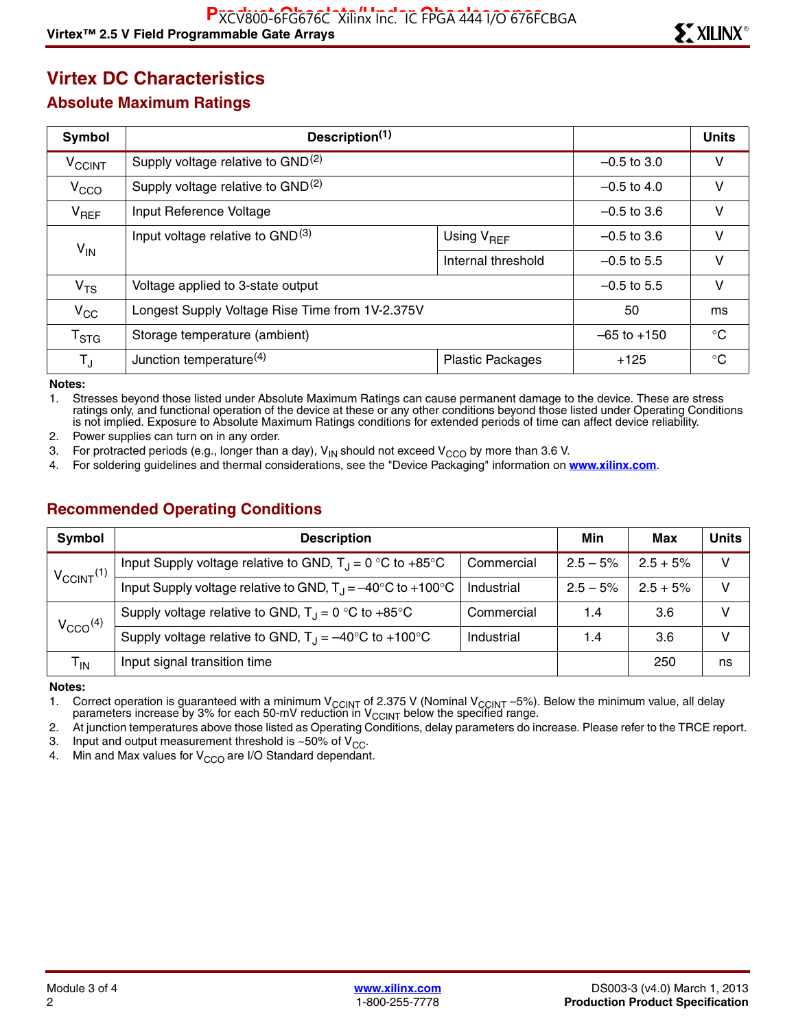# Virtex DC Characteristics

## Absolute Maximum Ratings

| Symbol | Description[1] | | | Units |
|---|---|---|---|---|
| $V_{CCINT}$ | Supply voltage relative to GND[2] | | –0.5 to 3.0 | V |
| $V_{CCO}$ | Supply voltage relative to GND[2] | | –0.5 to 4.0 | V |
| $V_{REF}$ | Input Reference Voltage | | –0.5 to 3.6 | V |
| $V_{IN}$ | Input voltage relative to GND[3] | Using $V_{REF}$ | –0.5 to 3.6 | V |
| | | Internal threshold | –0.5 to 5.5 | V |
| $V_{TS}$ | Voltage applied to 3-state output | | –0.5 to 5.5 | V |
| $V_{CC}$ | Longest Supply Voltage Rise Time from 1V-2.375V | | 50 | ms |
| $T_{STG}$ | Storage temperature (ambient) | | –65 to +150 | °C |
| $T_J$ | Junction temperature[4] | Plastic Packages | +125 | °C |

**Notes:**

1. Stresses beyond those listed under Absolute Maximum Ratings can cause permanent damage to the device. These are stress ratings only, and functional operation of the device at these or any other conditions beyond those listed under Operating Conditions is not implied. Exposure to Absolute Maximum Ratings conditions for extended periods of time can affect device reliability.
2. Power supplies can turn on in any order.
3. For protracted periods (e.g., longer than a day), $V_{IN}$ should not exceed $V_{CCO}$ by more than 3.6 V.
4. For soldering guidelines and thermal considerations, see the "Device Packaging" information on **www.xilinx.com**.

## Recommended Operating Conditions

| Symbol | Description | | Min | Max | Units |
|---|---|---|---|---|---|
| $V_{CCINT}$[1] | Input Supply voltage relative to GND, $T_J$ = 0 °C to +85°C | Commercial | 2.5 – 5% | 2.5 + 5% | V |
| | Input Supply voltage relative to GND, $T_J$ = –40°C to +100°C | Industrial | 2.5 – 5% | 2.5 + 5% | V |
| $V_{CCO}$[4] | Supply voltage relative to GND, $T_J$ = 0 °C to +85°C | Commercial | 1.4 | 3.6 | V |
| | Supply voltage relative to GND, $T_J$ = –40°C to +100°C | Industrial | 1.4 | 3.6 | V |
| $T_{IN}$ | Input signal transition time | | | 250 | ns |

**Notes:**

1. Correct operation is guaranteed with a minimum $V_{CCINT}$ of 2.375 V (Nominal $V_{CCINT}$ –5%). Below the minimum value, all delay parameters increase by 3% for each 50-mV reduction in $V_{CCINT}$ below the specified range.
2. At junction temperatures above those listed as Operating Conditions, delay parameters do increase. Please refer to the TRCE report.
3. Input and output measurement threshold is ~50% of $V_{CC}$.
4. Min and Max values for $V_{CCO}$ are I/O Standard dependant.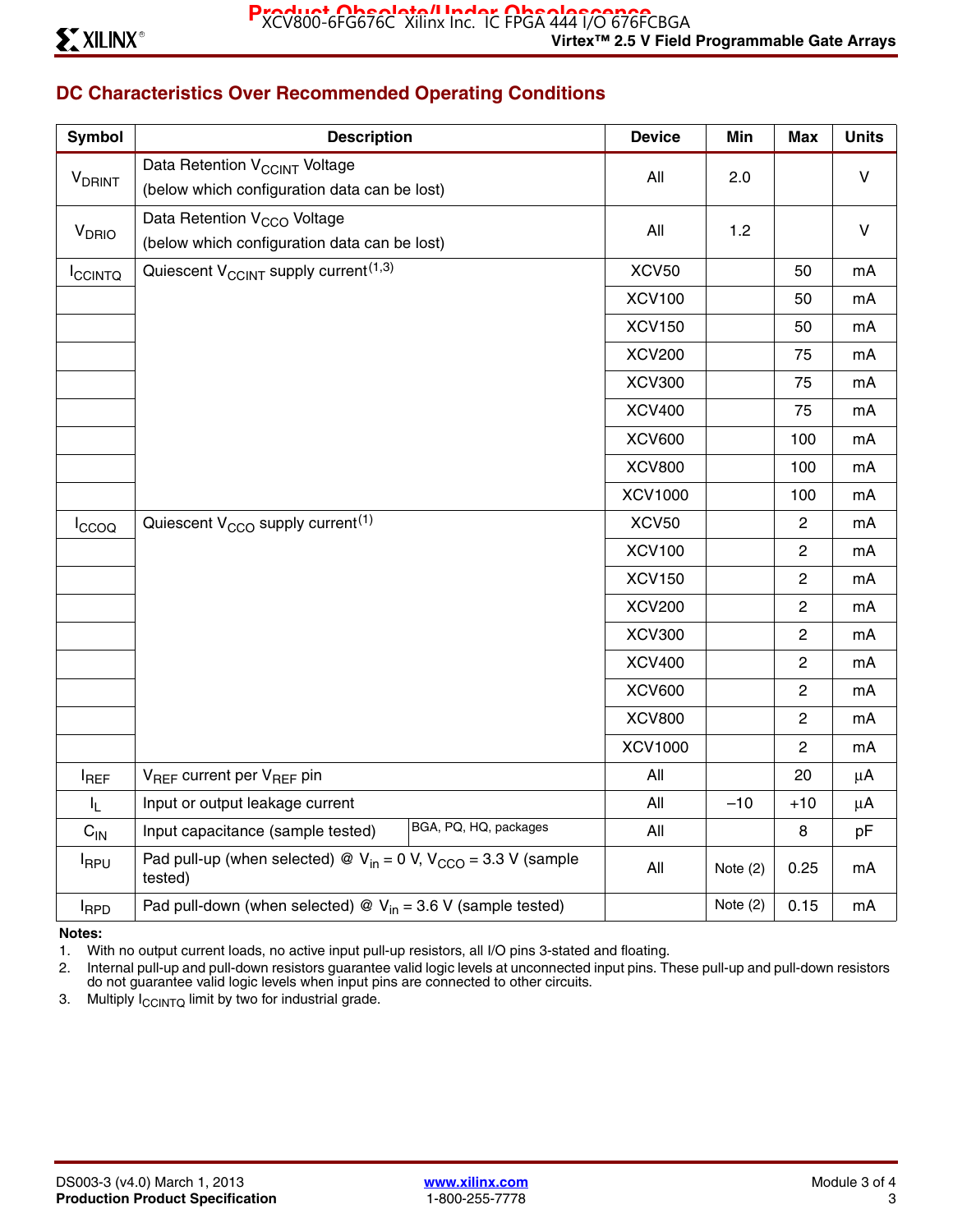## DC Characteristics Over Recommended Operating Conditions

| Symbol | Description | Device | Min | Max | Units |
|---|---|---|---|---|---|
| $V_{DRINT}$ | Data Retention $V_{CCINT}$ Voltage (below which configuration data can be lost) | All | 2.0 | | V |
| $V_{DRIO}$ | Data Retention $V_{CCO}$ Voltage (below which configuration data can be lost) | All | 1.2 | | V |
| $I_{CCINTQ}$ | Quiescent $V_{CCINT}$ supply current[1,3] | XCV50 | | 50 | mA |
| | | XCV100 | | 50 | mA |
| | | XCV150 | | 50 | mA |
| | | XCV200 | | 75 | mA |
| | | XCV300 | | 75 | mA |
| | | XCV400 | | 75 | mA |
| | | XCV600 | | 100 | mA |
| | | XCV800 | | 100 | mA |
| | | XCV1000 | | 100 | mA |
| $I_{CCOQ}$ | Quiescent $V_{CCO}$ supply current[1] | XCV50 | | 2 | mA |
| | | XCV100 | | 2 | mA |
| | | XCV150 | | 2 | mA |
| | | XCV200 | | 2 | mA |
| | | XCV300 | | 2 | mA |
| | | XCV400 | | 2 | mA |
| | | XCV600 | | 2 | mA |
| | | XCV800 | | 2 | mA |
| | | XCV1000 | | 2 | mA |
| $I_{REF}$ | $V_{REF}$ current per $V_{REF}$ pin | All | | 20 | µA |
| $I_L$ | Input or output leakage current | All | –10 | +10 | µA |
| $C_{IN}$ | Input capacitance (sample tested) — BGA, PQ, HQ, packages | All | | 8 | pF |
| $I_{RPU}$ | Pad pull-up (when selected) @ $V_{in}$ = 0 V, $V_{CCO}$ = 3.3 V (sample tested) | All | Note (2) | 0.25 | mA |
| $I_{RPD}$ | Pad pull-down (when selected) @ $V_{in}$ = 3.6 V (sample tested) | | Note (2) | 0.15 | mA |

**Notes:**

1. With no output current loads, no active input pull-up resistors, all I/O pins 3-stated and floating.
2. Internal pull-up and pull-down resistors guarantee valid logic levels at unconnected input pins. These pull-up and pull-down resistors do not guarantee valid logic levels when input pins are connected to other circuits.
3. Multiply $I_{CCINTQ}$ limit by two for industrial grade.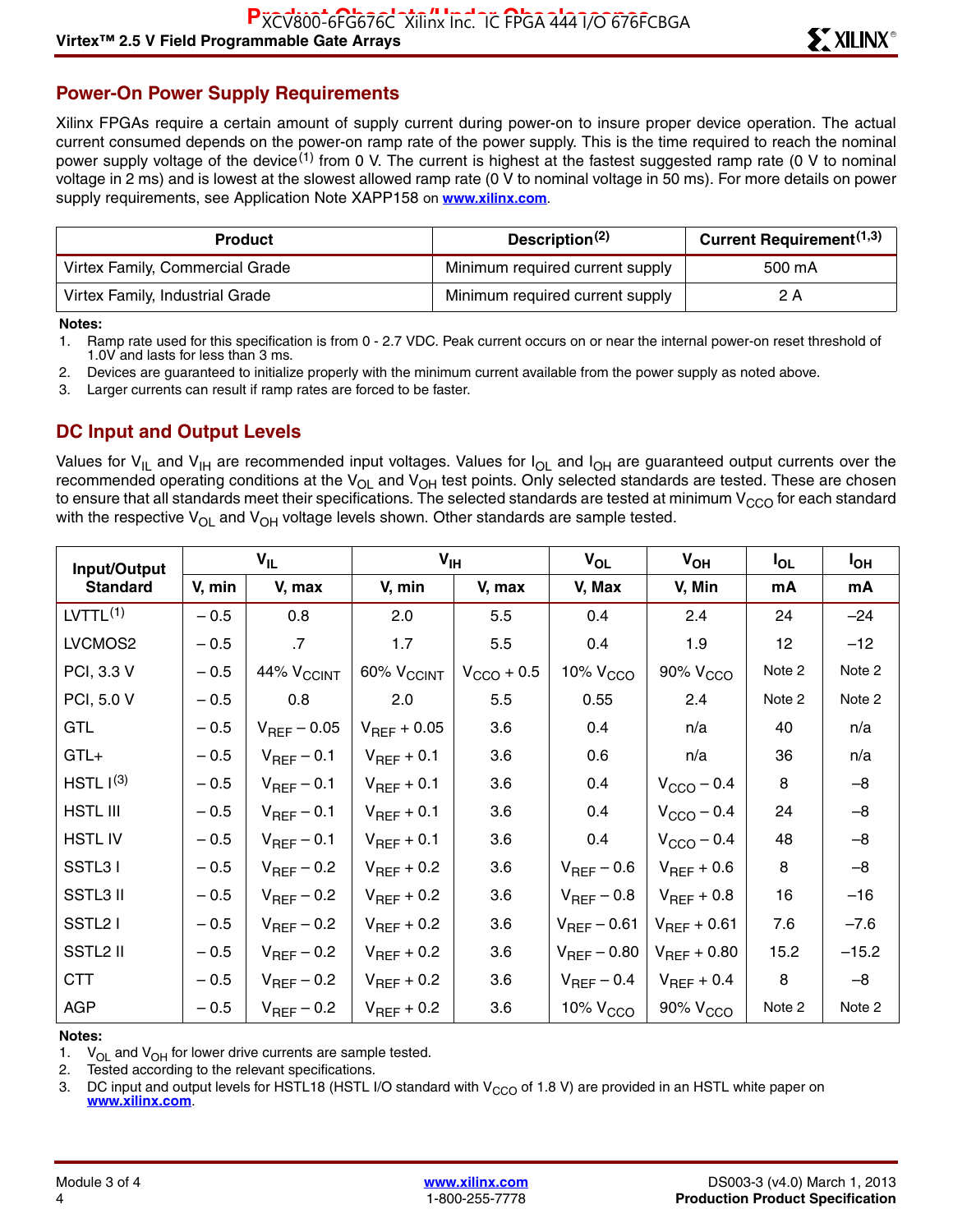## Power-On Power Supply Requirements

Xilinx FPGAs require a certain amount of supply current during power-on to insure proper device operation. The actual current consumed depends on the power-on ramp rate of the power supply. This is the time required to reach the nominal power supply voltage of the device[1] from 0 V. The current is highest at the fastest suggested ramp rate (0 V to nominal voltage in 2 ms) and is lowest at the slowest allowed ramp rate (0 V to nominal voltage in 50 ms). For more details on power supply requirements, see Application Note XAPP158 on **www.xilinx.com**.

| Product | Description[2] | Current Requirement[1,3] |
|---|---|---|
| Virtex Family, Commercial Grade | Minimum required current supply | 500 mA |
| Virtex Family, Industrial Grade | Minimum required current supply | 2 A |

**Notes:**

1. Ramp rate used for this specification is from 0 - 2.7 VDC. Peak current occurs on or near the internal power-on reset threshold of 1.0V and lasts for less than 3 ms.
2. Devices are guaranteed to initialize properly with the minimum current available from the power supply as noted above.
3. Larger currents can result if ramp rates are forced to be faster.

## DC Input and Output Levels

Values for $V_{IL}$ and $V_{IH}$ are recommended input voltages. Values for $I_{OL}$ and $I_{OH}$ are guaranteed output currents over the recommended operating conditions at the $V_{OL}$ and $V_{OH}$ test points. Only selected standards are tested. These are chosen to ensure that all standards meet their specifications. The selected standards are tested at minimum $V_{CCO}$ for each standard with the respective $V_{OL}$ and $V_{OH}$ voltage levels shown. Other standards are sample tested.

| Input/Output Standard | $V_{IL}$ | | $V_{IH}$ | | $V_{OL}$ | $V_{OH}$ | $I_{OL}$ | $I_{OH}$ |
|---|---|---|---|---|---|---|---|---|
| | V, min | V, max | V, min | V, max | V, Max | V, Min | mA | mA |
| LVTTL[1] | – 0.5 | 0.8 | 2.0 | 5.5 | 0.4 | 2.4 | 24 | –24 |
| LVCMOS2 | – 0.5 | .7 | 1.7 | 5.5 | 0.4 | 1.9 | 12 | –12 |
| PCI, 3.3 V | – 0.5 | 44% $V_{CCINT}$ | 60% $V_{CCINT}$ | $V_{CCO}$ + 0.5 | 10% $V_{CCO}$ | 90% $V_{CCO}$ | Note 2 | Note 2 |
| PCI, 5.0 V | – 0.5 | 0.8 | 2.0 | 5.5 | 0.55 | 2.4 | Note 2 | Note 2 |
| GTL | – 0.5 | $V_{REF}$ – 0.05 | $V_{REF}$ + 0.05 | 3.6 | 0.4 | n/a | 40 | n/a |
| GTL+ | – 0.5 | $V_{REF}$ – 0.1 | $V_{REF}$ + 0.1 | 3.6 | 0.6 | n/a | 36 | n/a |
| HSTL I[3] | – 0.5 | $V_{REF}$ – 0.1 | $V_{REF}$ + 0.1 | 3.6 | 0.4 | $V_{CCO}$ – 0.4 | 8 | –8 |
| HSTL III | – 0.5 | $V_{REF}$ – 0.1 | $V_{REF}$ + 0.1 | 3.6 | 0.4 | $V_{CCO}$ – 0.4 | 24 | –8 |
| HSTL IV | – 0.5 | $V_{REF}$ – 0.1 | $V_{REF}$ + 0.1 | 3.6 | 0.4 | $V_{CCO}$ – 0.4 | 48 | –8 |
| SSTL3 I | – 0.5 | $V_{REF}$ – 0.2 | $V_{REF}$ + 0.2 | 3.6 | $V_{REF}$ – 0.6 | $V_{REF}$ + 0.6 | 8 | –8 |
| SSTL3 II | – 0.5 | $V_{REF}$ – 0.2 | $V_{REF}$ + 0.2 | 3.6 | $V_{REF}$ – 0.8 | $V_{REF}$ + 0.8 | 16 | –16 |
| SSTL2 I | – 0.5 | $V_{REF}$ – 0.2 | $V_{REF}$ + 0.2 | 3.6 | $V_{REF}$ – 0.61 | $V_{REF}$ + 0.61 | 7.6 | –7.6 |
| SSTL2 II | – 0.5 | $V_{REF}$ – 0.2 | $V_{REF}$ + 0.2 | 3.6 | $V_{REF}$ – 0.80 | $V_{REF}$ + 0.80 | 15.2 | –15.2 |
| CTT | – 0.5 | $V_{REF}$ – 0.2 | $V_{REF}$ + 0.2 | 3.6 | $V_{REF}$ – 0.4 | $V_{REF}$ + 0.4 | 8 | –8 |
| AGP | – 0.5 | $V_{REF}$ – 0.2 | $V_{REF}$ + 0.2 | 3.6 | 10% $V_{CCO}$ | 90% $V_{CCO}$ | Note 2 | Note 2 |

**Notes:**

1. $V_{OL}$ and $V_{OH}$ for lower drive currents are sample tested.
2. Tested according to the relevant specifications.
3. DC input and output levels for HSTL18 (HSTL I/O standard with $V_{CCO}$ of 1.8 V) are provided in an HSTL white paper on **www.xilinx.com**.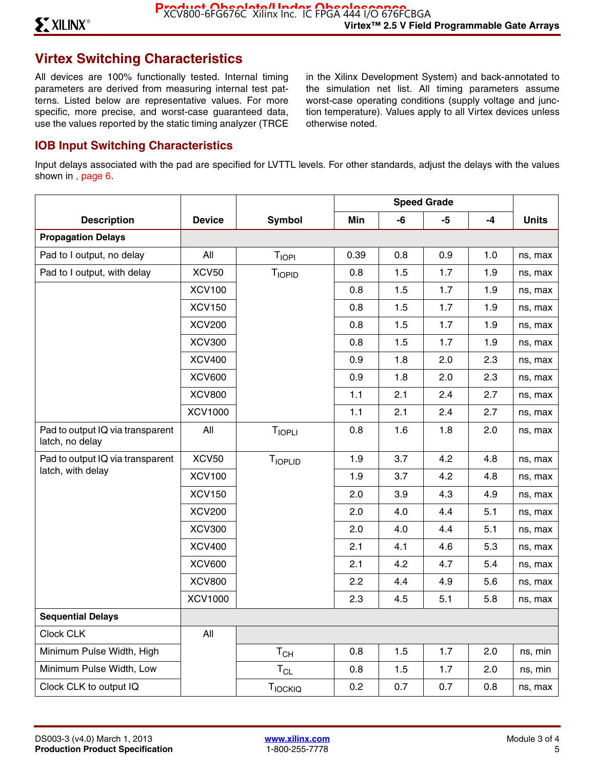## Virtex Switching Characteristics

All devices are 100% functionally tested. Internal timing parameters are derived from measuring internal test patterns. Listed below are representative values. For more specific, more precise, and worst-case guaranteed data, use the values reported by the static timing analyzer (TRCE in the Xilinx Development System) and back-annotated to the simulation net list. All timing parameters assume worst-case operating conditions (supply voltage and junction temperature). Values apply to all Virtex devices unless otherwise noted.

### IOB Input Switching Characteristics

Input delays associated with the pad are specified for LVTTL levels. For other standards, adjust the delays with the values shown in , page 6.

| Description | Device | Symbol | Speed Grade Min | -6 | -5 | -4 | Units |
|---|---|---|---|---|---|---|---|
| **Propagation Delays** | | | | | | | |
| Pad to I output, no delay | All | $T_{IOPI}$ | 0.39 | 0.8 | 0.9 | 1.0 | ns, max |
| Pad to I output, with delay | XCV50 | $T_{IOPID}$ | 0.8 | 1.5 | 1.7 | 1.9 | ns, max |
| | XCV100 | | 0.8 | 1.5 | 1.7 | 1.9 | ns, max |
| | XCV150 | | 0.8 | 1.5 | 1.7 | 1.9 | ns, max |
| | XCV200 | | 0.8 | 1.5 | 1.7 | 1.9 | ns, max |
| | XCV300 | | 0.8 | 1.5 | 1.7 | 1.9 | ns, max |
| | XCV400 | | 0.9 | 1.8 | 2.0 | 2.3 | ns, max |
| | XCV600 | | 0.9 | 1.8 | 2.0 | 2.3 | ns, max |
| | XCV800 | | 1.1 | 2.1 | 2.4 | 2.7 | ns, max |
| | XCV1000 | | 1.1 | 2.1 | 2.4 | 2.7 | ns, max |
| Pad to output IQ via transparent latch, no delay | All | $T_{IOPLI}$ | 0.8 | 1.6 | 1.8 | 2.0 | ns, max |
| Pad to output IQ via transparent latch, with delay | XCV50 | $T_{IOPLID}$ | 1.9 | 3.7 | 4.2 | 4.8 | ns, max |
| | XCV100 | | 1.9 | 3.7 | 4.2 | 4.8 | ns, max |
| | XCV150 | | 2.0 | 3.9 | 4.3 | 4.9 | ns, max |
| | XCV200 | | 2.0 | 4.0 | 4.4 | 5.1 | ns, max |
| | XCV300 | | 2.0 | 4.0 | 4.4 | 5.1 | ns, max |
| | XCV400 | | 2.1 | 4.1 | 4.6 | 5.3 | ns, max |
| | XCV600 | | 2.1 | 4.2 | 4.7 | 5.4 | ns, max |
| | XCV800 | | 2.2 | 4.4 | 4.9 | 5.6 | ns, max |
| | XCV1000 | | 2.3 | 4.5 | 5.1 | 5.8 | ns, max |
| **Sequential Delays** | | | | | | | |
| Clock CLK | All | | | | | | |
| Minimum Pulse Width, High | | $T_{CH}$ | 0.8 | 1.5 | 1.7 | 2.0 | ns, min |
| Minimum Pulse Width, Low | | $T_{CL}$ | 0.8 | 1.5 | 1.7 | 2.0 | ns, min |
| Clock CLK to output IQ | | $T_{IOCKIQ}$ | 0.2 | 0.7 | 0.7 | 0.8 | ns, max |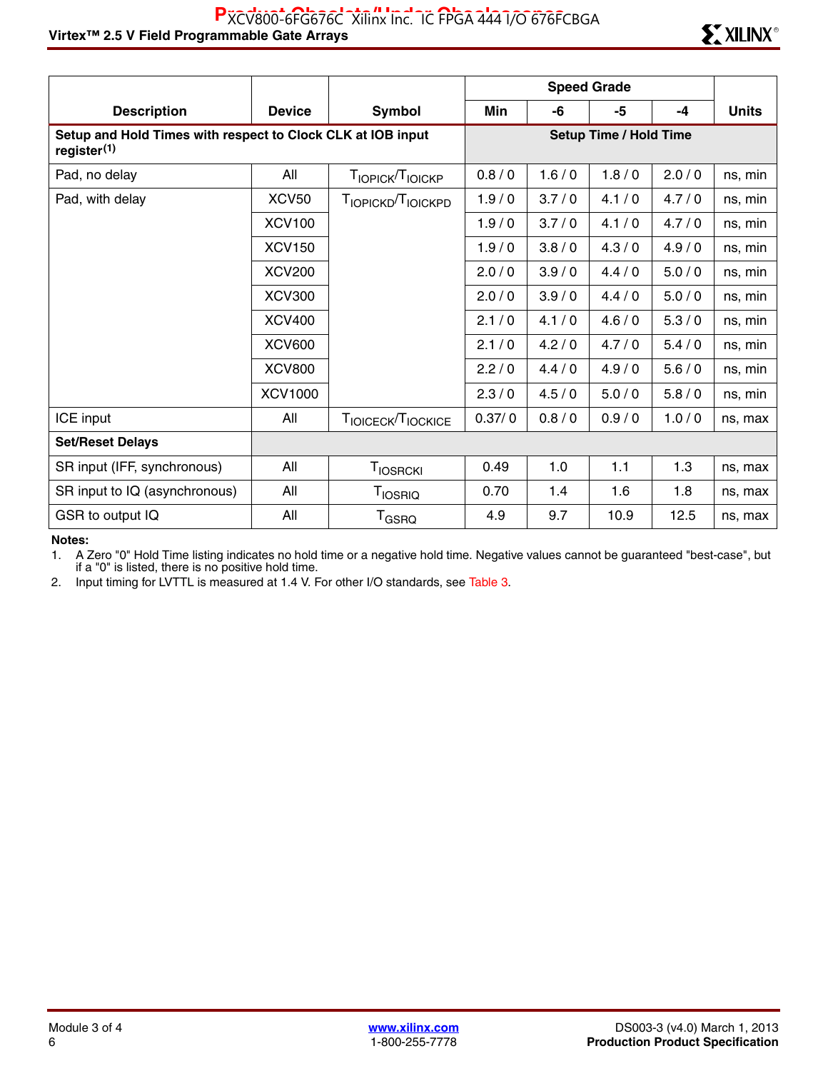| Description | Device | Symbol | Speed Grade | | | | Units |
|---|---|---|---|---|---|---|---|
| | | | Min | -6 | -5 | -4 | |
| **Setup and Hold Times with respect to Clock CLK at IOB input register**[(1)] | | | **Setup Time / Hold Time** | | | | |
| Pad, no delay | All | $T_{IOPICK}/T_{IOICKP}$ | 0.8 / 0 | 1.6 / 0 | 1.8 / 0 | 2.0 / 0 | ns, min |
| Pad, with delay | XCV50 | $T_{IOPICKD}/T_{IOICKPD}$ | 1.9 / 0 | 3.7 / 0 | 4.1 / 0 | 4.7 / 0 | ns, min |
| | XCV100 | | 1.9 / 0 | 3.7 / 0 | 4.1 / 0 | 4.7 / 0 | ns, min |
| | XCV150 | | 1.9 / 0 | 3.8 / 0 | 4.3 / 0 | 4.9 / 0 | ns, min |
| | XCV200 | | 2.0 / 0 | 3.9 / 0 | 4.4 / 0 | 5.0 / 0 | ns, min |
| | XCV300 | | 2.0 / 0 | 3.9 / 0 | 4.4 / 0 | 5.0 / 0 | ns, min |
| | XCV400 | | 2.1 / 0 | 4.1 / 0 | 4.6 / 0 | 5.3 / 0 | ns, min |
| | XCV600 | | 2.1 / 0 | 4.2 / 0 | 4.7 / 0 | 5.4 / 0 | ns, min |
| | XCV800 | | 2.2 / 0 | 4.4 / 0 | 4.9 / 0 | 5.6 / 0 | ns, min |
| | XCV1000 | | 2.3 / 0 | 4.5 / 0 | 5.0 / 0 | 5.8 / 0 | ns, min |
| ICE input | All | $T_{IOICECK}/T_{IOCKICE}$ | 0.37/ 0 | 0.8 / 0 | 0.9 / 0 | 1.0 / 0 | ns, max |
| **Set/Reset Delays** | | | | | | | |
| SR input (IFF, synchronous) | All | $T_{IOSRCKI}$ | 0.49 | 1.0 | 1.1 | 1.3 | ns, max |
| SR input to IQ (asynchronous) | All | $T_{IOSRIQ}$ | 0.70 | 1.4 | 1.6 | 1.8 | ns, max |
| GSR to output IQ | All | $T_{GSRQ}$ | 4.9 | 9.7 | 10.9 | 12.5 | ns, max |

**Notes:**

1. A Zero "0" Hold Time listing indicates no hold time or a negative hold time. Negative values cannot be guaranteed "best-case", but if a "0" is listed, there is no positive hold time.
2. Input timing for LVTTL is measured at 1.4 V. For other I/O standards, see Table 3.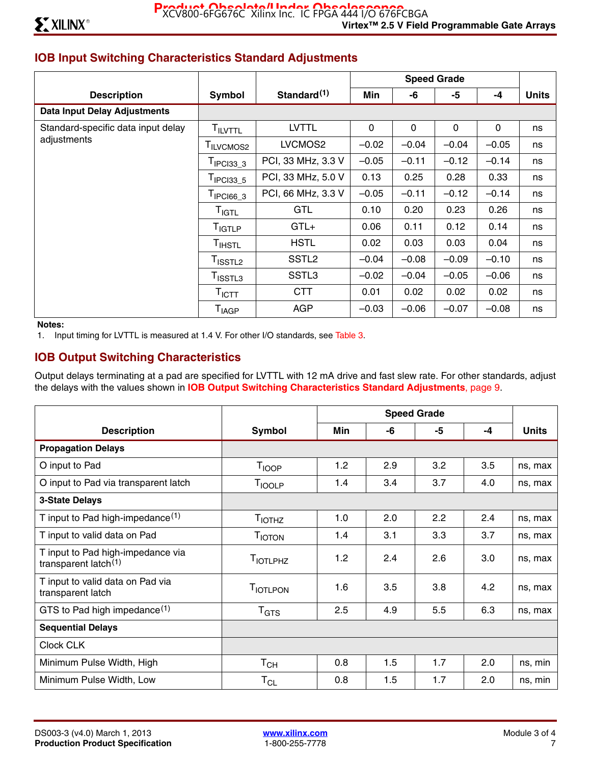## IOB Input Switching Characteristics Standard Adjustments

| Description | Symbol | Standard[1] | Speed Grade | | | | Units |
|---|---|---|---|---|---|---|---|
| | | | Min | -6 | -5 | -4 | |
| **Data Input Delay Adjustments** | | | | | | | |
| Standard-specific data input delay adjustments | $T_{ILVTTL}$ | LVTTL | 0 | 0 | 0 | 0 | ns |
| | $T_{ILVCMOS2}$ | LVCMOS2 | –0.02 | –0.04 | –0.04 | –0.05 | ns |
| | $T_{IPCI33\_3}$ | PCI, 33 MHz, 3.3 V | –0.05 | –0.11 | –0.12 | –0.14 | ns |
| | $T_{IPCI33\_5}$ | PCI, 33 MHz, 5.0 V | 0.13 | 0.25 | 0.28 | 0.33 | ns |
| | $T_{IPCI66\_3}$ | PCI, 66 MHz, 3.3 V | –0.05 | –0.11 | –0.12 | –0.14 | ns |
| | $T_{IGTL}$ | GTL | 0.10 | 0.20 | 0.23 | 0.26 | ns |
| | $T_{IGTLP}$ | GTL+ | 0.06 | 0.11 | 0.12 | 0.14 | ns |
| | $T_{IHSTL}$ | HSTL | 0.02 | 0.03 | 0.03 | 0.04 | ns |
| | $T_{ISSTL2}$ | SSTL2 | –0.04 | –0.08 | –0.09 | –0.10 | ns |
| | $T_{ISSTL3}$ | SSTL3 | –0.02 | –0.04 | –0.05 | –0.06 | ns |
| | $T_{ICTT}$ | CTT | 0.01 | 0.02 | 0.02 | 0.02 | ns |
| | $T_{IAGP}$ | AGP | –0.03 | –0.06 | –0.07 | –0.08 | ns |

**Notes:**

1. Input timing for LVTTL is measured at 1.4 V. For other I/O standards, see Table 3.

## IOB Output Switching Characteristics

Output delays terminating at a pad are specified for LVTTL with 12 mA drive and fast slew rate. For other standards, adjust the delays with the values shown in **IOB Output Switching Characteristics Standard Adjustments**, page 9.

| Description | Symbol | Speed Grade | | | | Units |
|---|---|---|---|---|---|---|
| | | Min | -6 | -5 | -4 | |
| **Propagation Delays** | | | | | | |
| O input to Pad | $T_{IOOP}$ | 1.2 | 2.9 | 3.2 | 3.5 | ns, max |
| O input to Pad via transparent latch | $T_{IOOLP}$ | 1.4 | 3.4 | 3.7 | 4.0 | ns, max |
| **3-State Delays** | | | | | | |
| T input to Pad high-impedance[1] | $T_{IOTHZ}$ | 1.0 | 2.0 | 2.2 | 2.4 | ns, max |
| T input to valid data on Pad | $T_{IOTON}$ | 1.4 | 3.1 | 3.3 | 3.7 | ns, max |
| T input to Pad high-impedance via transparent latch[1] | $T_{IOTLPHZ}$ | 1.2 | 2.4 | 2.6 | 3.0 | ns, max |
| T input to valid data on Pad via transparent latch | $T_{IOTLPON}$ | 1.6 | 3.5 | 3.8 | 4.2 | ns, max |
| GTS to Pad high impedance[1] | $T_{GTS}$ | 2.5 | 4.9 | 5.5 | 6.3 | ns, max |
| **Sequential Delays** | | | | | | |
| Clock CLK | | | | | | |
| Minimum Pulse Width, High | $T_{CH}$ | 0.8 | 1.5 | 1.7 | 2.0 | ns, min |
| Minimum Pulse Width, Low | $T_{CL}$ | 0.8 | 1.5 | 1.7 | 2.0 | ns, min |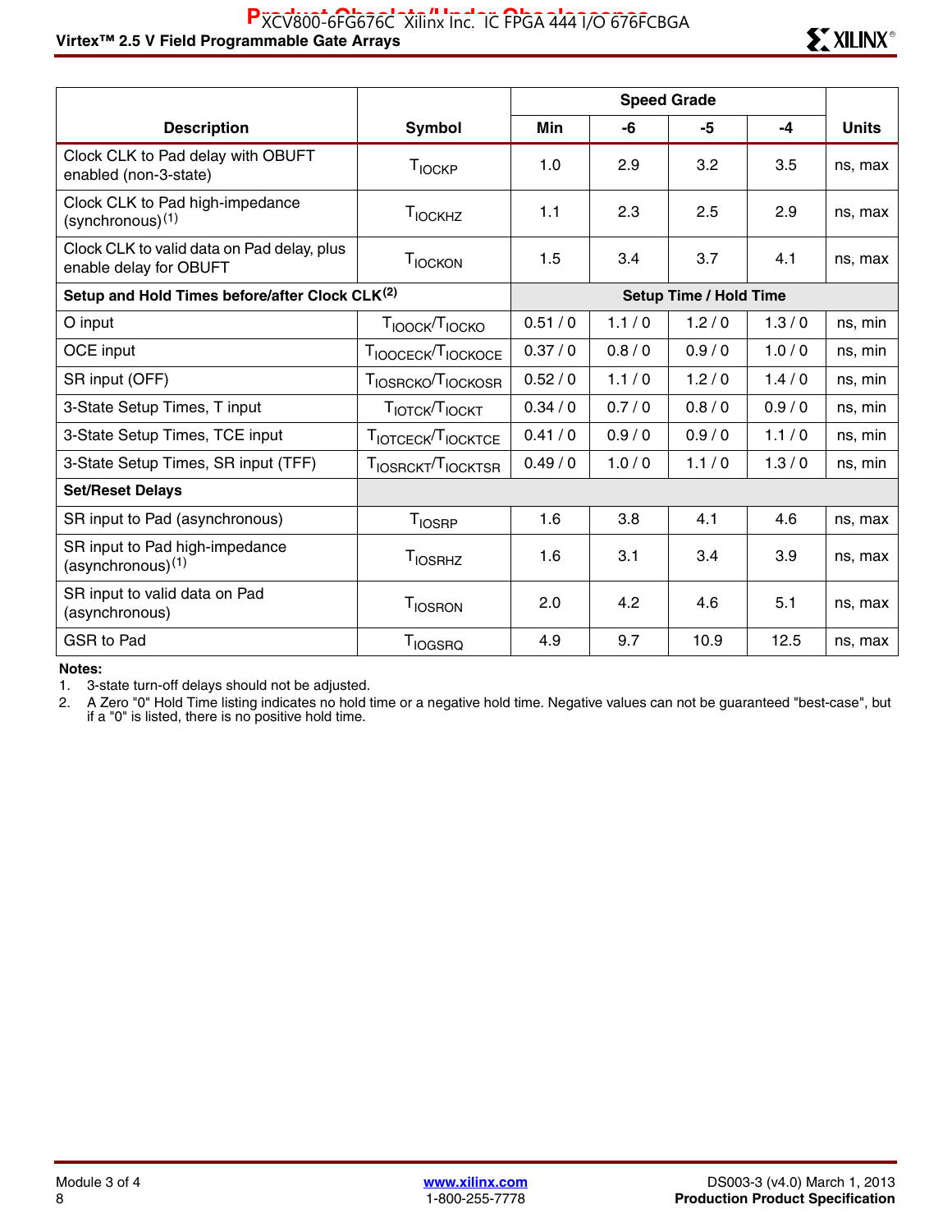| Description | Symbol | Speed Grade | | | | Units |
|---|---|---|---|---|---|---|
| | | Min | -6 | -5 | -4 | |
| Clock CLK to Pad delay with OBUFT enabled (non-3-state) | $T_{IOCKP}$ | 1.0 | 2.9 | 3.2 | 3.5 | ns, max |
| Clock CLK to Pad high-impedance (synchronous)[1] | $T_{IOCKHZ}$ | 1.1 | 2.3 | 2.5 | 2.9 | ns, max |
| Clock CLK to valid data on Pad delay, plus enable delay for OBUFT | $T_{IOCKON}$ | 1.5 | 3.4 | 3.7 | 4.1 | ns, max |
| **Setup and Hold Times before/after Clock CLK[2]** | | **Setup Time / Hold Time** | | | | |
| O input | $T_{IOOCK}/T_{IOCKO}$ | 0.51 / 0 | 1.1 / 0 | 1.2 / 0 | 1.3 / 0 | ns, min |
| OCE input | $T_{IOOCECK}/T_{IOCKOCE}$ | 0.37 / 0 | 0.8 / 0 | 0.9 / 0 | 1.0 / 0 | ns, min |
| SR input (OFF) | $T_{IOSRCKO}/T_{IOCKOSR}$ | 0.52 / 0 | 1.1 / 0 | 1.2 / 0 | 1.4 / 0 | ns, min |
| 3-State Setup Times, T input | $T_{IOTCK}/T_{IOCKT}$ | 0.34 / 0 | 0.7 / 0 | 0.8 / 0 | 0.9 / 0 | ns, min |
| 3-State Setup Times, TCE input | $T_{IOTCECK}/T_{IOCKTCE}$ | 0.41 / 0 | 0.9 / 0 | 0.9 / 0 | 1.1 / 0 | ns, min |
| 3-State Setup Times, SR input (TFF) | $T_{IOSRCKT}/T_{IOCKTSR}$ | 0.49 / 0 | 1.0 / 0 | 1.1 / 0 | 1.3 / 0 | ns, min |
| **Set/Reset Delays** | | | | | | |
| SR input to Pad (asynchronous) | $T_{IOSRP}$ | 1.6 | 3.8 | 4.1 | 4.6 | ns, max |
| SR input to Pad high-impedance (asynchronous)[1] | $T_{IOSRHZ}$ | 1.6 | 3.1 | 3.4 | 3.9 | ns, max |
| SR input to valid data on Pad (asynchronous) | $T_{IOSRON}$ | 2.0 | 4.2 | 4.6 | 5.1 | ns, max |
| GSR to Pad | $T_{IOGSRQ}$ | 4.9 | 9.7 | 10.9 | 12.5 | ns, max |

**Notes:**

1. 3-state turn-off delays should not be adjusted.
2. A Zero "0" Hold Time listing indicates no hold time or a negative hold time. Negative values can not be guaranteed "best-case", but if a "0" is listed, there is no positive hold time.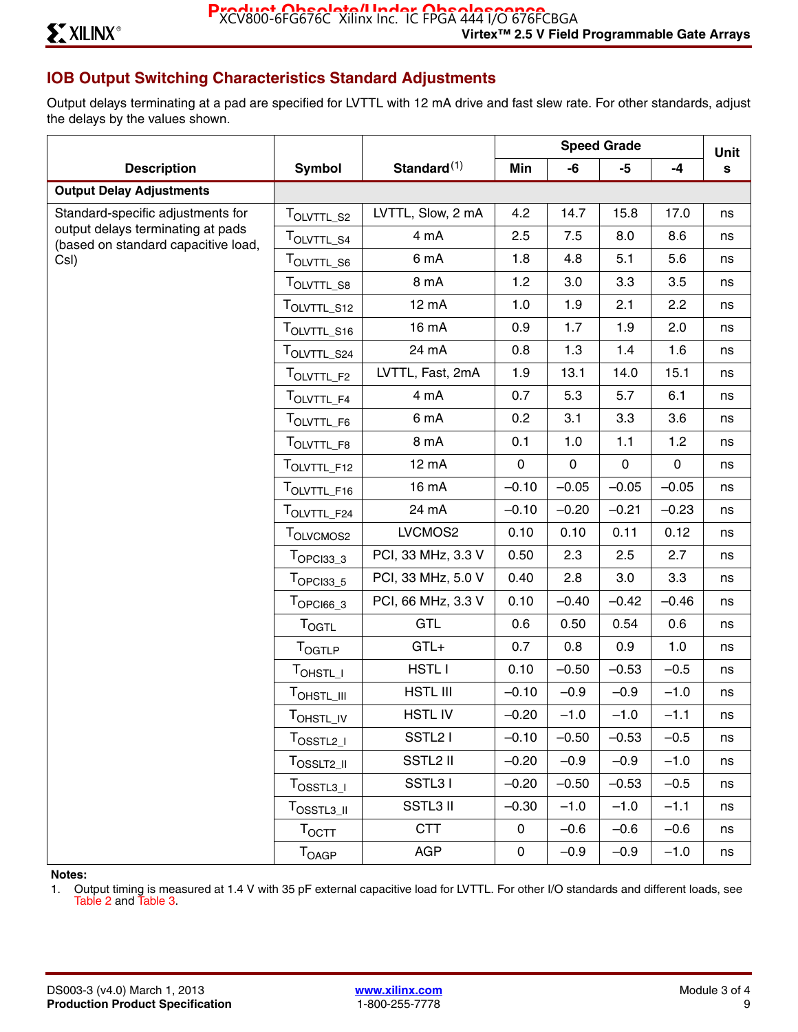## IOB Output Switching Characteristics Standard Adjustments

Output delays terminating at a pad are specified for LVTTL with 12 mA drive and fast slew rate. For other standards, adjust the delays by the values shown.

| Description | Symbol | Standard[1] | Speed Grade | | | | Units |
|---|---|---|---|---|---|---|---|
| | | | Min | -6 | -5 | -4 | |
| **Output Delay Adjustments** | | | | | | | |
| Standard-specific adjustments for output delays terminating at pads (based on standard capacitive load, Csl) | $T_{OLVTTL\_S2}$ | LVTTL, Slow, 2 mA | 4.2 | 14.7 | 15.8 | 17.0 | ns |
| | $T_{OLVTTL\_S4}$ | 4 mA | 2.5 | 7.5 | 8.0 | 8.6 | ns |
| | $T_{OLVTTL\_S6}$ | 6 mA | 1.8 | 4.8 | 5.1 | 5.6 | ns |
| | $T_{OLVTTL\_S8}$ | 8 mA | 1.2 | 3.0 | 3.3 | 3.5 | ns |
| | $T_{OLVTTL\_S12}$ | 12 mA | 1.0 | 1.9 | 2.1 | 2.2 | ns |
| | $T_{OLVTTL\_S16}$ | 16 mA | 0.9 | 1.7 | 1.9 | 2.0 | ns |
| | $T_{OLVTTL\_S24}$ | 24 mA | 0.8 | 1.3 | 1.4 | 1.6 | ns |
| | $T_{OLVTTL\_F2}$ | LVTTL, Fast, 2mA | 1.9 | 13.1 | 14.0 | 15.1 | ns |
| | $T_{OLVTTL\_F4}$ | 4 mA | 0.7 | 5.3 | 5.7 | 6.1 | ns |
| | $T_{OLVTTL\_F6}$ | 6 mA | 0.2 | 3.1 | 3.3 | 3.6 | ns |
| | $T_{OLVTTL\_F8}$ | 8 mA | 0.1 | 1.0 | 1.1 | 1.2 | ns |
| | $T_{OLVTTL\_F12}$ | 12 mA | 0 | 0 | 0 | 0 | ns |
| | $T_{OLVTTL\_F16}$ | 16 mA | –0.10 | –0.05 | –0.05 | –0.05 | ns |
| | $T_{OLVTTL\_F24}$ | 24 mA | –0.10 | –0.20 | –0.21 | –0.23 | ns |
| | $T_{OLVCMOS2}$ | LVCMOS2 | 0.10 | 0.10 | 0.11 | 0.12 | ns |
| | $T_{OPCI33\_3}$ | PCI, 33 MHz, 3.3 V | 0.50 | 2.3 | 2.5 | 2.7 | ns |
| | $T_{OPCI33\_5}$ | PCI, 33 MHz, 5.0 V | 0.40 | 2.8 | 3.0 | 3.3 | ns |
| | $T_{OPCI66\_3}$ | PCI, 66 MHz, 3.3 V | 0.10 | –0.40 | –0.42 | –0.46 | ns |
| | $T_{OGTL}$ | GTL | 0.6 | 0.50 | 0.54 | 0.6 | ns |
| | $T_{OGTLP}$ | GTL+ | 0.7 | 0.8 | 0.9 | 1.0 | ns |
| | $T_{OHSTL\_I}$ | HSTL I | 0.10 | –0.50 | –0.53 | –0.5 | ns |
| | $T_{OHSTL\_III}$ | HSTL III | –0.10 | –0.9 | –0.9 | –1.0 | ns |
| | $T_{OHSTL\_IV}$ | HSTL IV | –0.20 | –1.0 | –1.0 | –1.1 | ns |
| | $T_{OSSTL2\_I}$ | SSTL2 I | –0.10 | –0.50 | –0.53 | –0.5 | ns |
| | $T_{OSSLT2\_II}$ | SSTL2 II | –0.20 | –0.9 | –0.9 | –1.0 | ns |
| | $T_{OSSTL3\_I}$ | SSTL3 I | –0.20 | –0.50 | –0.53 | –0.5 | ns |
| | $T_{OSSTL3\_II}$ | SSTL3 II | –0.30 | –1.0 | –1.0 | –1.1 | ns |
| | $T_{OCTT}$ | CTT | 0 | –0.6 | –0.6 | –0.6 | ns |
| | $T_{OAGP}$ | AGP | 0 | –0.9 | –0.9 | –1.0 | ns |

**Notes:**

1. Output timing is measured at 1.4 V with 35 pF external capacitive load for LVTTL. For other I/O standards and different loads, see Table 2 and Table 3.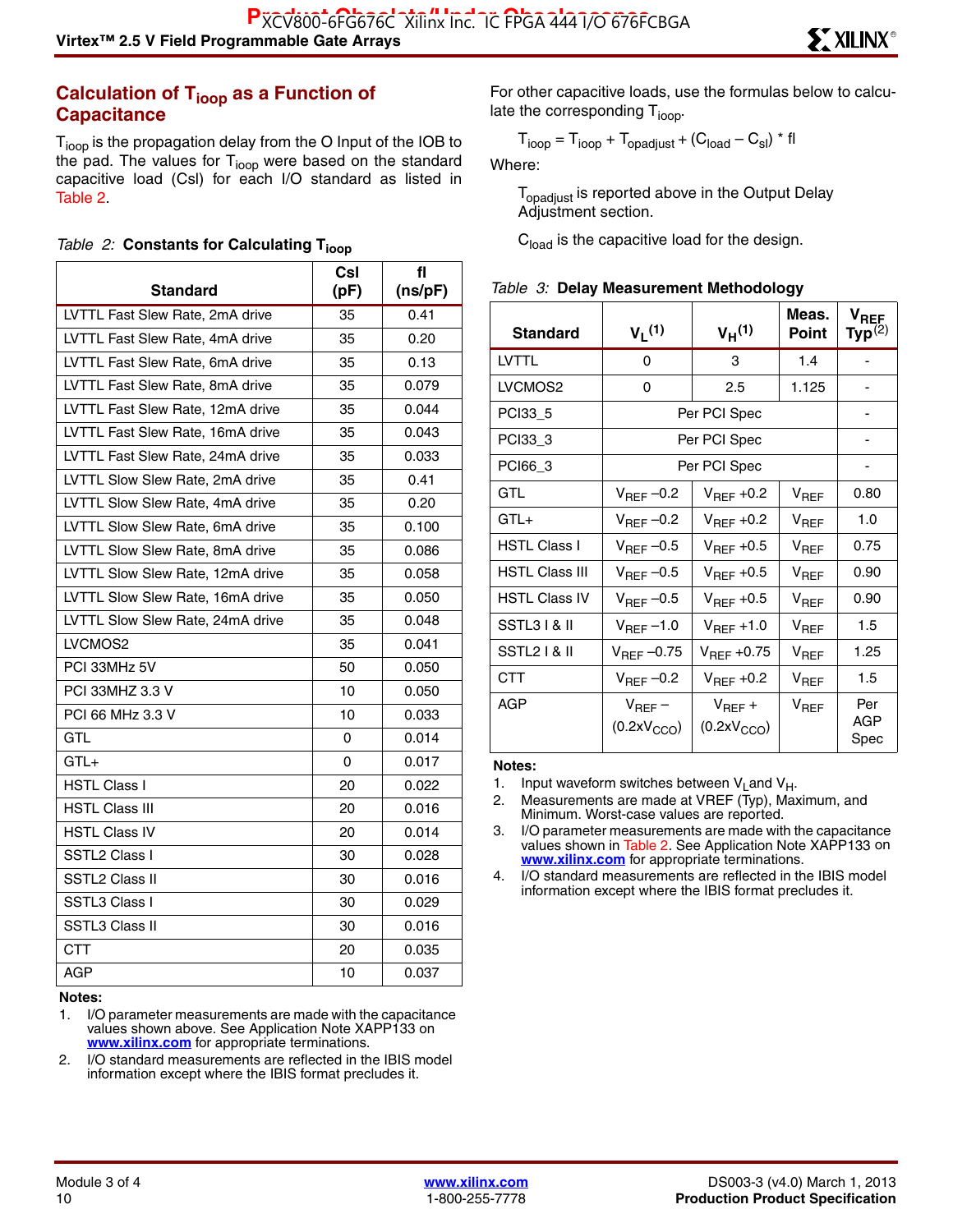## Calculation of $T_{ioop}$ as a Function of Capacitance

$T_{ioop}$ is the propagation delay from the O Input of the IOB to the pad. The values for $T_{ioop}$ were based on the standard capacitive load (Csl) for each I/O standard as listed in Table 2.

*Table 2:* **Constants for Calculating $T_{ioop}$**

| Standard | Csl (pF) | fl (ns/pF) |
|---|---|---|
| LVTTL Fast Slew Rate, 2mA drive | 35 | 0.41 |
| LVTTL Fast Slew Rate, 4mA drive | 35 | 0.20 |
| LVTTL Fast Slew Rate, 6mA drive | 35 | 0.13 |
| LVTTL Fast Slew Rate, 8mA drive | 35 | 0.079 |
| LVTTL Fast Slew Rate, 12mA drive | 35 | 0.044 |
| LVTTL Fast Slew Rate, 16mA drive | 35 | 0.043 |
| LVTTL Fast Slew Rate, 24mA drive | 35 | 0.033 |
| LVTTL Slow Slew Rate, 2mA drive | 35 | 0.41 |
| LVTTL Slow Slew Rate, 4mA drive | 35 | 0.20 |
| LVTTL Slow Slew Rate, 6mA drive | 35 | 0.100 |
| LVTTL Slow Slew Rate, 8mA drive | 35 | 0.086 |
| LVTTL Slow Slew Rate, 12mA drive | 35 | 0.058 |
| LVTTL Slow Slew Rate, 16mA drive | 35 | 0.050 |
| LVTTL Slow Slew Rate, 24mA drive | 35 | 0.048 |
| LVCMOS2 | 35 | 0.041 |
| PCI 33MHz 5V | 50 | 0.050 |
| PCI 33MHZ 3.3 V | 10 | 0.050 |
| PCI 66 MHz 3.3 V | 10 | 0.033 |
| GTL | 0 | 0.014 |
| GTL+ | 0 | 0.017 |
| HSTL Class I | 20 | 0.022 |
| HSTL Class III | 20 | 0.016 |
| HSTL Class IV | 20 | 0.014 |
| SSTL2 Class I | 30 | 0.028 |
| SSTL2 Class II | 30 | 0.016 |
| SSTL3 Class I | 30 | 0.029 |
| SSTL3 Class II | 30 | 0.016 |
| CTT | 20 | 0.035 |
| AGP | 10 | 0.037 |

**Notes:**

1. I/O parameter measurements are made with the capacitance values shown above. See Application Note XAPP133 on www.xilinx.com for appropriate terminations.
2. I/O standard measurements are reflected in the IBIS model information except where the IBIS format precludes it.

For other capacitive loads, use the formulas below to calculate the corresponding $T_{ioop}$.

$$T_{ioop} = T_{ioop} + T_{opadjust} + (C_{load} - C_{sl}) * fl$$

Where:

$T_{opadjust}$ is reported above in the Output Delay Adjustment section.

$C_{load}$ is the capacitive load for the design.

*Table 3:* **Delay Measurement Methodology**

| Standard | $V_L$ (1) | $V_H$ (1) | Meas. Point | $V_{REF}$ Typ(2) |
|---|---|---|---|---|
| LVTTL | 0 | 3 | 1.4 | - |
| LVCMOS2 | 0 | 2.5 | 1.125 | - |
| PCI33_5 | Per PCI Spec | | | - |
| PCI33_3 | Per PCI Spec | | | - |
| PCI66_3 | Per PCI Spec | | | - |
| GTL | $V_{REF}$ –0.2 | $V_{REF}$ +0.2 | $V_{REF}$ | 0.80 |
| GTL+ | $V_{REF}$ –0.2 | $V_{REF}$ +0.2 | $V_{REF}$ | 1.0 |
| HSTL Class I | $V_{REF}$ –0.5 | $V_{REF}$ +0.5 | $V_{REF}$ | 0.75 |
| HSTL Class III | $V_{REF}$ –0.5 | $V_{REF}$ +0.5 | $V_{REF}$ | 0.90 |
| HSTL Class IV | $V_{REF}$ –0.5 | $V_{REF}$ +0.5 | $V_{REF}$ | 0.90 |
| SSTL3 I & II | $V_{REF}$ –1.0 | $V_{REF}$ +1.0 | $V_{REF}$ | 1.5 |
| SSTL2 I & II | $V_{REF}$ –0.75 | $V_{REF}$ +0.75 | $V_{REF}$ | 1.25 |
| CTT | $V_{REF}$ –0.2 | $V_{REF}$ +0.2 | $V_{REF}$ | 1.5 |
| AGP | $V_{REF}$ – $(0.2xV_{CCO})$ | $V_{REF}$ + $(0.2xV_{CCO})$ | $V_{REF}$ | Per AGP Spec |

**Notes:**

1. Input waveform switches between $V_L$ and $V_H$.
2. Measurements are made at VREF (Typ), Maximum, and Minimum. Worst-case values are reported.
3. I/O parameter measurements are made with the capacitance values shown in Table 2. See Application Note XAPP133 on www.xilinx.com for appropriate terminations.
4. I/O standard measurements are reflected in the IBIS model information except where the IBIS format precludes it.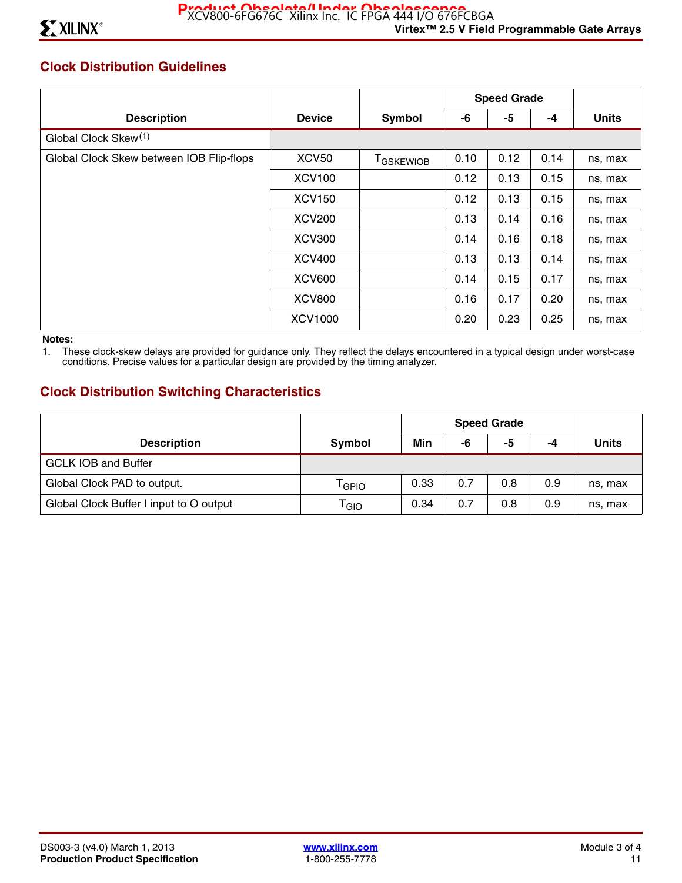## Clock Distribution Guidelines

| Description | Device | Symbol | Speed Grade | | | Units |
|---|---|---|---|---|---|---|
| | | | -6 | -5 | -4 | |
| Global Clock Skew[(1)] | | | | | | |
| Global Clock Skew between IOB Flip-flops | XCV50 | $T_{GSKEWIOB}$ | 0.10 | 0.12 | 0.14 | ns, max |
| | XCV100 | | 0.12 | 0.13 | 0.15 | ns, max |
| | XCV150 | | 0.12 | 0.13 | 0.15 | ns, max |
| | XCV200 | | 0.13 | 0.14 | 0.16 | ns, max |
| | XCV300 | | 0.14 | 0.16 | 0.18 | ns, max |
| | XCV400 | | 0.13 | 0.13 | 0.14 | ns, max |
| | XCV600 | | 0.14 | 0.15 | 0.17 | ns, max |
| | XCV800 | | 0.16 | 0.17 | 0.20 | ns, max |
| | XCV1000 | | 0.20 | 0.23 | 0.25 | ns, max |

**Notes:**

1. These clock-skew delays are provided for guidance only. They reflect the delays encountered in a typical design under worst-case conditions. Precise values for a particular design are provided by the timing analyzer.

## Clock Distribution Switching Characteristics

| Description | Symbol | Speed Grade | | | | Units |
|---|---|---|---|---|---|---|
| | | Min | -6 | -5 | -4 | |
| GCLK IOB and Buffer | | | | | | |
| Global Clock PAD to output. | $T_{GPIO}$ | 0.33 | 0.7 | 0.8 | 0.9 | ns, max |
| Global Clock Buffer I input to O output | $T_{GIO}$ | 0.34 | 0.7 | 0.8 | 0.9 | ns, max |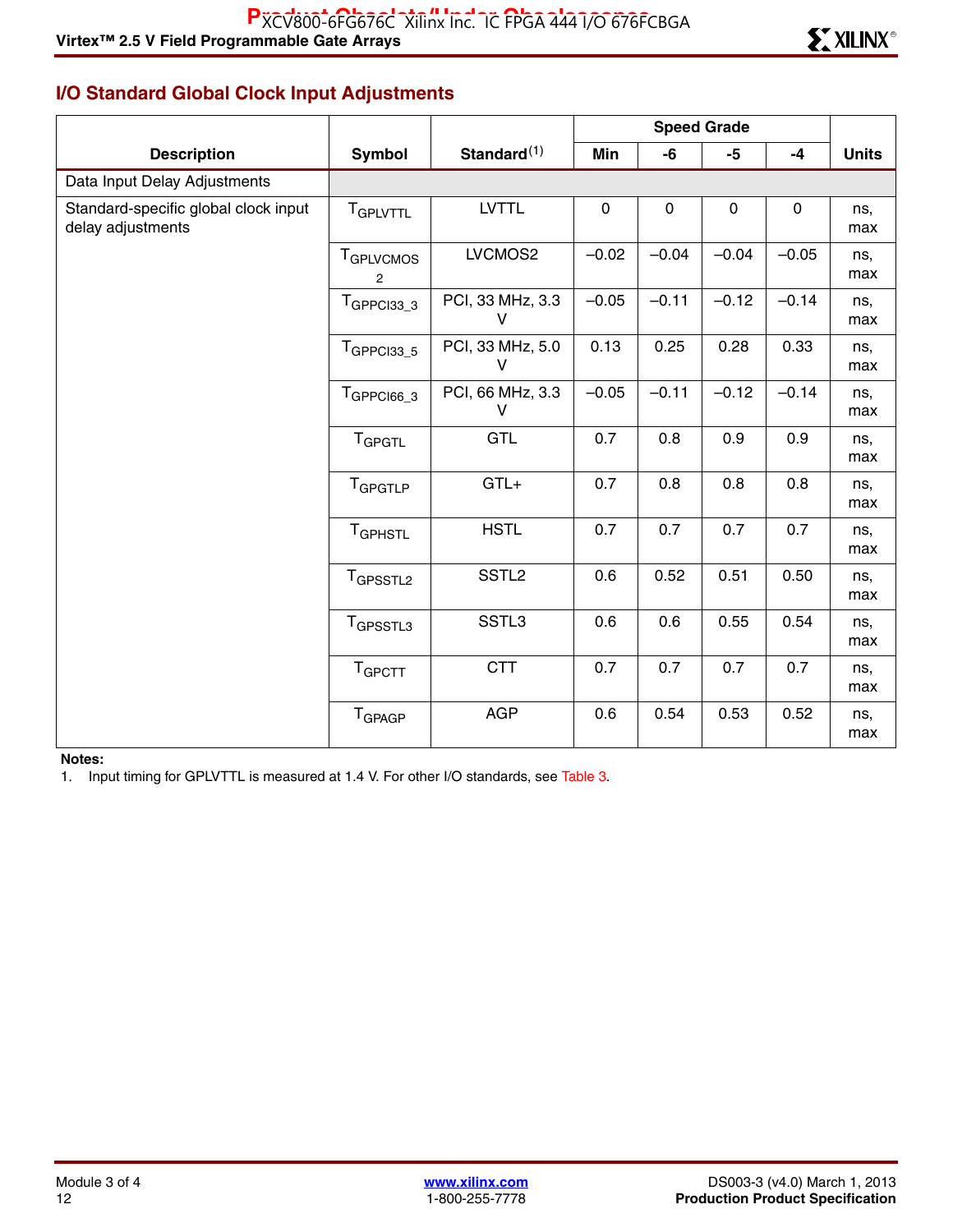## I/O Standard Global Clock Input Adjustments

| Description | Symbol | Standard[1] | Speed Grade | | | | Units |
|---|---|---|---|---|---|---|---|
| | | | Min | -6 | -5 | -4 | |
| Data Input Delay Adjustments | | | | | | | |
| Standard-specific global clock input delay adjustments | $T_{GPLVTTL}$ | LVTTL | 0 | 0 | 0 | 0 | ns, max |
| | $T_{GPLVCMOS2}$ | LVCMOS2 | –0.02 | –0.04 | –0.04 | –0.05 | ns, max |
| | $T_{GPPCI33\_3}$ | PCI, 33 MHz, 3.3 V | –0.05 | –0.11 | –0.12 | –0.14 | ns, max |
| | $T_{GPPCI33\_5}$ | PCI, 33 MHz, 5.0 V | 0.13 | 0.25 | 0.28 | 0.33 | ns, max |
| | $T_{GPPCI66\_3}$ | PCI, 66 MHz, 3.3 V | –0.05 | –0.11 | –0.12 | –0.14 | ns, max |
| | $T_{GPGTL}$ | GTL | 0.7 | 0.8 | 0.9 | 0.9 | ns, max |
| | $T_{GPGTLP}$ | GTL+ | 0.7 | 0.8 | 0.8 | 0.8 | ns, max |
| | $T_{GPHSTL}$ | HSTL | 0.7 | 0.7 | 0.7 | 0.7 | ns, max |
| | $T_{GPSSTL2}$ | SSTL2 | 0.6 | 0.52 | 0.51 | 0.50 | ns, max |
| | $T_{GPSSTL3}$ | SSTL3 | 0.6 | 0.6 | 0.55 | 0.54 | ns, max |
| | $T_{GPCTT}$ | CTT | 0.7 | 0.7 | 0.7 | 0.7 | ns, max |
| | $T_{GPAGP}$ | AGP | 0.6 | 0.54 | 0.53 | 0.52 | ns, max |

**Notes:**

1. Input timing for GPLVTTL is measured at 1.4 V. For other I/O standards, see Table 3.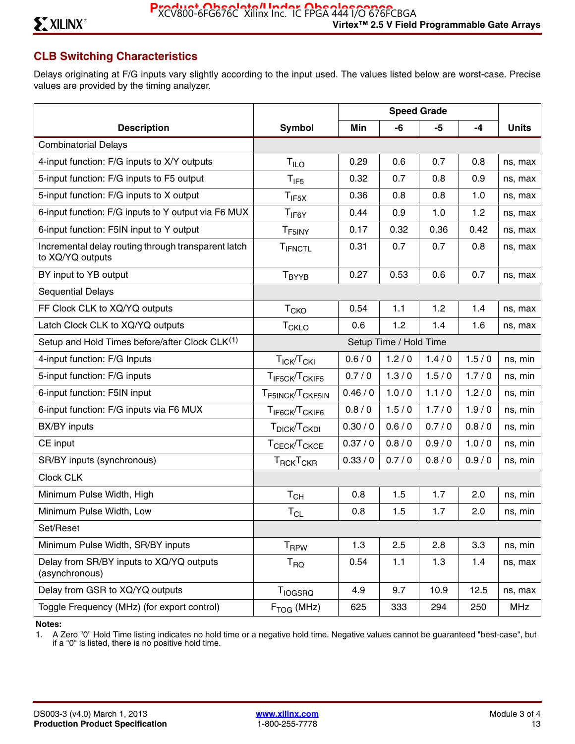## CLB Switching Characteristics

Delays originating at F/G inputs vary slightly according to the input used. The values listed below are worst-case. Precise values are provided by the timing analyzer.

| Description | Symbol | Speed Grade | | | | Units |
|---|---|---|---|---|---|---|
| | | Min | -6 | -5 | -4 | |
| Combinatorial Delays | | | | | | |
| 4-input function: F/G inputs to X/Y outputs | $T_{ILO}$ | 0.29 | 0.6 | 0.7 | 0.8 | ns, max |
| 5-input function: F/G inputs to F5 output | $T_{IF5}$ | 0.32 | 0.7 | 0.8 | 0.9 | ns, max |
| 5-input function: F/G inputs to X output | $T_{IF5X}$ | 0.36 | 0.8 | 0.8 | 1.0 | ns, max |
| 6-input function: F/G inputs to Y output via F6 MUX | $T_{IF6Y}$ | 0.44 | 0.9 | 1.0 | 1.2 | ns, max |
| 6-input function: F5IN input to Y output | $T_{F5INY}$ | 0.17 | 0.32 | 0.36 | 0.42 | ns, max |
| Incremental delay routing through transparent latch to XQ/YQ outputs | $T_{IFNCTL}$ | 0.31 | 0.7 | 0.7 | 0.8 | ns, max |
| BY input to YB output | $T_{BYYB}$ | 0.27 | 0.53 | 0.6 | 0.7 | ns, max |
| Sequential Delays | | | | | | |
| FF Clock CLK to XQ/YQ outputs | $T_{CKO}$ | 0.54 | 1.1 | 1.2 | 1.4 | ns, max |
| Latch Clock CLK to XQ/YQ outputs | $T_{CKLO}$ | 0.6 | 1.2 | 1.4 | 1.6 | ns, max |
| Setup and Hold Times before/after Clock CLK[1] | | Setup Time / Hold Time | | | | |
| 4-input function: F/G Inputs | $T_{ICK}/T_{CKI}$ | 0.6 / 0 | 1.2 / 0 | 1.4 / 0 | 1.5 / 0 | ns, min |
| 5-input function: F/G inputs | $T_{IF5CK}/T_{CKIF5}$ | 0.7 / 0 | 1.3 / 0 | 1.5 / 0 | 1.7 / 0 | ns, min |
| 6-input function: F5IN input | $T_{F5INCK}/T_{CKF5IN}$ | 0.46 / 0 | 1.0 / 0 | 1.1 / 0 | 1.2 / 0 | ns, min |
| 6-input function: F/G inputs via F6 MUX | $T_{IF6CK}/T_{CKIF6}$ | 0.8 / 0 | 1.5 / 0 | 1.7 / 0 | 1.9 / 0 | ns, min |
| BX/BY inputs | $T_{DICK}/T_{CKDI}$ | 0.30 / 0 | 0.6 / 0 | 0.7 / 0 | 0.8 / 0 | ns, min |
| CE input | $T_{CECK}/T_{CKCE}$ | 0.37 / 0 | 0.8 / 0 | 0.9 / 0 | 1.0 / 0 | ns, min |
| SR/BY inputs (synchronous) | $T_{RCK}T_{CKR}$ | 0.33 / 0 | 0.7 / 0 | 0.8 / 0 | 0.9 / 0 | ns, min |
| Clock CLK | | | | | | |
| Minimum Pulse Width, High | $T_{CH}$ | 0.8 | 1.5 | 1.7 | 2.0 | ns, min |
| Minimum Pulse Width, Low | $T_{CL}$ | 0.8 | 1.5 | 1.7 | 2.0 | ns, min |
| Set/Reset | | | | | | |
| Minimum Pulse Width, SR/BY inputs | $T_{RPW}$ | 1.3 | 2.5 | 2.8 | 3.3 | ns, min |
| Delay from SR/BY inputs to XQ/YQ outputs (asynchronous) | $T_{RQ}$ | 0.54 | 1.1 | 1.3 | 1.4 | ns, max |
| Delay from GSR to XQ/YQ outputs | $T_{IOGSRQ}$ | 4.9 | 9.7 | 10.9 | 12.5 | ns, max |
| Toggle Frequency (MHz) (for export control) | $F_{TOG}$ (MHz) | 625 | 333 | 294 | 250 | MHz |

**Notes:**

1. A Zero "0" Hold Time listing indicates no hold time or a negative hold time. Negative values cannot be guaranteed "best-case", but if a "0" is listed, there is no positive hold time.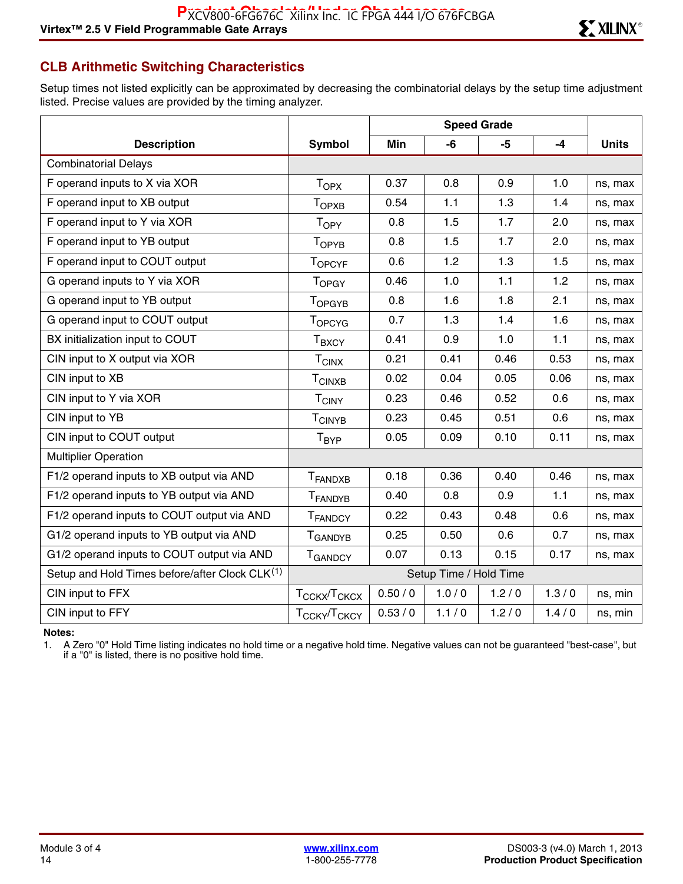## CLB Arithmetic Switching Characteristics

Setup times not listed explicitly can be approximated by decreasing the combinatorial delays by the setup time adjustment listed. Precise values are provided by the timing analyzer.

| Description | Symbol | Speed Grade | | | | Units |
|---|---|---|---|---|---|---|
| | | Min | -6 | -5 | -4 | |
| Combinatorial Delays | | | | | | |
| F operand inputs to X via XOR | $T_{OPX}$ | 0.37 | 0.8 | 0.9 | 1.0 | ns, max |
| F operand input to XB output | $T_{OPXB}$ | 0.54 | 1.1 | 1.3 | 1.4 | ns, max |
| F operand input to Y via XOR | $T_{OPY}$ | 0.8 | 1.5 | 1.7 | 2.0 | ns, max |
| F operand input to YB output | $T_{OPYB}$ | 0.8 | 1.5 | 1.7 | 2.0 | ns, max |
| F operand input to COUT output | $T_{OPCYF}$ | 0.6 | 1.2 | 1.3 | 1.5 | ns, max |
| G operand inputs to Y via XOR | $T_{OPGY}$ | 0.46 | 1.0 | 1.1 | 1.2 | ns, max |
| G operand input to YB output | $T_{OPGYB}$ | 0.8 | 1.6 | 1.8 | 2.1 | ns, max |
| G operand input to COUT output | $T_{OPCYG}$ | 0.7 | 1.3 | 1.4 | 1.6 | ns, max |
| BX initialization input to COUT | $T_{BXCY}$ | 0.41 | 0.9 | 1.0 | 1.1 | ns, max |
| CIN input to X output via XOR | $T_{CINX}$ | 0.21 | 0.41 | 0.46 | 0.53 | ns, max |
| CIN input to XB | $T_{CINXB}$ | 0.02 | 0.04 | 0.05 | 0.06 | ns, max |
| CIN input to Y via XOR | $T_{CINY}$ | 0.23 | 0.46 | 0.52 | 0.6 | ns, max |
| CIN input to YB | $T_{CINYB}$ | 0.23 | 0.45 | 0.51 | 0.6 | ns, max |
| CIN input to COUT output | $T_{BYP}$ | 0.05 | 0.09 | 0.10 | 0.11 | ns, max |
| Multiplier Operation | | | | | | |
| F1/2 operand inputs to XB output via AND | $T_{FANDXB}$ | 0.18 | 0.36 | 0.40 | 0.46 | ns, max |
| F1/2 operand inputs to YB output via AND | $T_{FANDYB}$ | 0.40 | 0.8 | 0.9 | 1.1 | ns, max |
| F1/2 operand inputs to COUT output via AND | $T_{FANDCY}$ | 0.22 | 0.43 | 0.48 | 0.6 | ns, max |
| G1/2 operand inputs to YB output via AND | $T_{GANDYB}$ | 0.25 | 0.50 | 0.6 | 0.7 | ns, max |
| G1/2 operand inputs to COUT output via AND | $T_{GANDCY}$ | 0.07 | 0.13 | 0.15 | 0.17 | ns, max |
| Setup and Hold Times before/after Clock CLK[1] | Setup Time / Hold Time | | | | | |
| CIN input to FFX | $T_{CCKX}/T_{CKCX}$ | 0.50 / 0 | 1.0 / 0 | 1.2 / 0 | 1.3 / 0 | ns, min |
| CIN input to FFY | $T_{CCKY}/T_{CKCY}$ | 0.53 / 0 | 1.1 / 0 | 1.2 / 0 | 1.4 / 0 | ns, min |

**Notes:**

1. A Zero "0" Hold Time listing indicates no hold time or a negative hold time. Negative values can not be guaranteed "best-case", but if a "0" is listed, there is no positive hold time.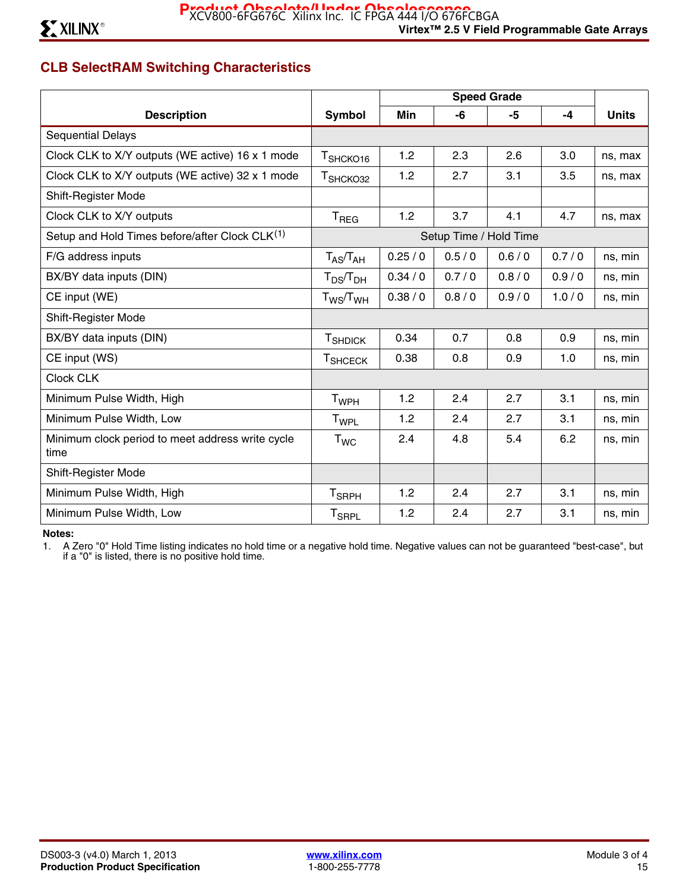## CLB SelectRAM Switching Characteristics

| Description | Symbol | Speed Grade | | | | Units |
|---|---|---|---|---|---|---|
| | | Min | -6 | -5 | -4 | |
| Sequential Delays | | | | | | |
| Clock CLK to X/Y outputs (WE active) 16 x 1 mode | $T_{SHCKO16}$ | 1.2 | 2.3 | 2.6 | 3.0 | ns, max |
| Clock CLK to X/Y outputs (WE active) 32 x 1 mode | $T_{SHCKO32}$ | 1.2 | 2.7 | 3.1 | 3.5 | ns, max |
| Shift-Register Mode | | | | | | |
| Clock CLK to X/Y outputs | $T_{REG}$ | 1.2 | 3.7 | 4.1 | 4.7 | ns, max |
| Setup and Hold Times before/after Clock CLK[(1)] | | Setup Time / Hold Time | | | | |
| F/G address inputs | $T_{AS}/T_{AH}$ | 0.25 / 0 | 0.5 / 0 | 0.6 / 0 | 0.7 / 0 | ns, min |
| BX/BY data inputs (DIN) | $T_{DS}/T_{DH}$ | 0.34 / 0 | 0.7 / 0 | 0.8 / 0 | 0.9 / 0 | ns, min |
| CE input (WE) | $T_{WS}/T_{WH}$ | 0.38 / 0 | 0.8 / 0 | 0.9 / 0 | 1.0 / 0 | ns, min |
| Shift-Register Mode | | | | | | |
| BX/BY data inputs (DIN) | $T_{SHDICK}$ | 0.34 | 0.7 | 0.8 | 0.9 | ns, min |
| CE input (WS) | $T_{SHCECK}$ | 0.38 | 0.8 | 0.9 | 1.0 | ns, min |
| Clock CLK | | | | | | |
| Minimum Pulse Width, High | $T_{WPH}$ | 1.2 | 2.4 | 2.7 | 3.1 | ns, min |
| Minimum Pulse Width, Low | $T_{WPL}$ | 1.2 | 2.4 | 2.7 | 3.1 | ns, min |
| Minimum clock period to meet address write cycle time | $T_{WC}$ | 2.4 | 4.8 | 5.4 | 6.2 | ns, min |
| Shift-Register Mode | | | | | | |
| Minimum Pulse Width, High | $T_{SRPH}$ | 1.2 | 2.4 | 2.7 | 3.1 | ns, min |
| Minimum Pulse Width, Low | $T_{SRPL}$ | 1.2 | 2.4 | 2.7 | 3.1 | ns, min |

**Notes:**

1. A Zero "0" Hold Time listing indicates no hold time or a negative hold time. Negative values can not be guaranteed "best-case", but if a "0" is listed, there is no positive hold time.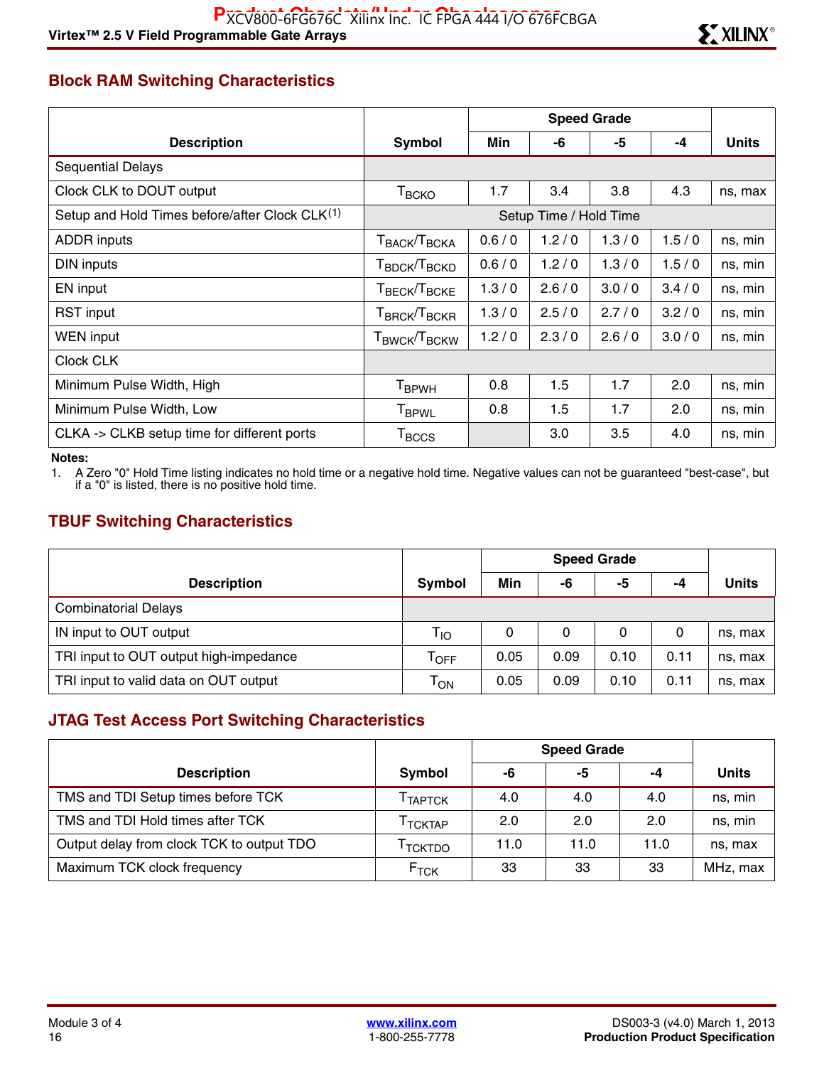## Block RAM Switching Characteristics

| Description | Symbol | Speed Grade | | | | Units |
|---|---|---|---|---|---|---|
| | | Min | -6 | -5 | -4 | |
| Sequential Delays | | | | | | |
| Clock CLK to DOUT output | $T_{BCKO}$ | 1.7 | 3.4 | 3.8 | 4.3 | ns, max |
| Setup and Hold Times before/after Clock CLK[1] | Setup Time / Hold Time | | | | | |
| ADDR inputs | $T_{BACK}/T_{BCKA}$ | 0.6 / 0 | 1.2 / 0 | 1.3 / 0 | 1.5 / 0 | ns, min |
| DIN inputs | $T_{BDCK}/T_{BCKD}$ | 0.6 / 0 | 1.2 / 0 | 1.3 / 0 | 1.5 / 0 | ns, min |
| EN input | $T_{BECK}/T_{BCKE}$ | 1.3 / 0 | 2.6 / 0 | 3.0 / 0 | 3.4 / 0 | ns, min |
| RST input | $T_{BRCK}/T_{BCKR}$ | 1.3 / 0 | 2.5 / 0 | 2.7 / 0 | 3.2 / 0 | ns, min |
| WEN input | $T_{BWCK}/T_{BCKW}$ | 1.2 / 0 | 2.3 / 0 | 2.6 / 0 | 3.0 / 0 | ns, min |
| Clock CLK | | | | | | |
| Minimum Pulse Width, High | $T_{BPWH}$ | 0.8 | 1.5 | 1.7 | 2.0 | ns, min |
| Minimum Pulse Width, Low | $T_{BPWL}$ | 0.8 | 1.5 | 1.7 | 2.0 | ns, min |
| CLKA -> CLKB setup time for different ports | $T_{BCCS}$ | | 3.0 | 3.5 | 4.0 | ns, min |

**Notes:**

1. A Zero "0" Hold Time listing indicates no hold time or a negative hold time. Negative values can not be guaranteed "best-case", but if a "0" is listed, there is no positive hold time.

## TBUF Switching Characteristics

| Description | Symbol | Speed Grade | | | | Units |
|---|---|---|---|---|---|---|
| | | Min | -6 | -5 | -4 | |
| Combinatorial Delays | | | | | | |
| IN input to OUT output | $T_{IO}$ | 0 | 0 | 0 | 0 | ns, max |
| TRI input to OUT output high-impedance | $T_{OFF}$ | 0.05 | 0.09 | 0.10 | 0.11 | ns, max |
| TRI input to valid data on OUT output | $T_{ON}$ | 0.05 | 0.09 | 0.10 | 0.11 | ns, max |

## JTAG Test Access Port Switching Characteristics

| Description | Symbol | Speed Grade | | | Units |
|---|---|---|---|---|---|
| | | -6 | -5 | -4 | |
| TMS and TDI Setup times before TCK | $T_{TAPTCK}$ | 4.0 | 4.0 | 4.0 | ns, min |
| TMS and TDI Hold times after TCK | $T_{TCKTAP}$ | 2.0 | 2.0 | 2.0 | ns, min |
| Output delay from clock TCK to output TDO | $T_{TCKTDO}$ | 11.0 | 11.0 | 11.0 | ns, max |
| Maximum TCK clock frequency | $F_{TCK}$ | 33 | 33 | 33 | MHz, max |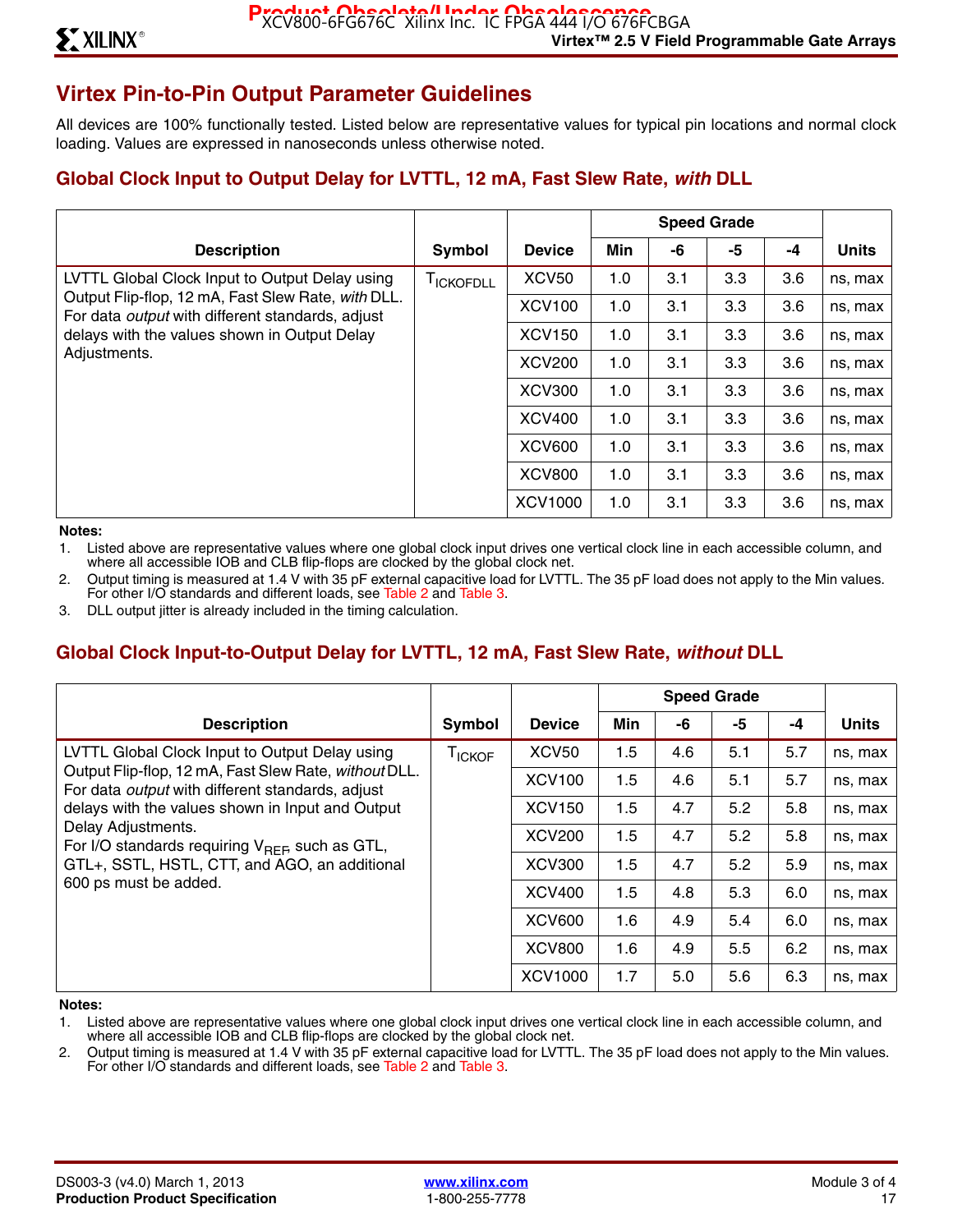## Virtex Pin-to-Pin Output Parameter Guidelines

All devices are 100% functionally tested. Listed below are representative values for typical pin locations and normal clock loading. Values are expressed in nanoseconds unless otherwise noted.

### Global Clock Input to Output Delay for LVTTL, 12 mA, Fast Slew Rate, *with* DLL

| Description | Symbol | Device | Speed Grade | | | | Units |
|---|---|---|---|---|---|---|---|
| | | | Min | -6 | -5 | -4 | |
| LVTTL Global Clock Input to Output Delay using Output Flip-flop, 12 mA, Fast Slew Rate, *with* DLL. For data *output* with different standards, adjust delays with the values shown in Output Delay Adjustments. | $T_{ICKOFDLL}$ | XCV50 | 1.0 | 3.1 | 3.3 | 3.6 | ns, max |
| | | XCV100 | 1.0 | 3.1 | 3.3 | 3.6 | ns, max |
| | | XCV150 | 1.0 | 3.1 | 3.3 | 3.6 | ns, max |
| | | XCV200 | 1.0 | 3.1 | 3.3 | 3.6 | ns, max |
| | | XCV300 | 1.0 | 3.1 | 3.3 | 3.6 | ns, max |
| | | XCV400 | 1.0 | 3.1 | 3.3 | 3.6 | ns, max |
| | | XCV600 | 1.0 | 3.1 | 3.3 | 3.6 | ns, max |
| | | XCV800 | 1.0 | 3.1 | 3.3 | 3.6 | ns, max |
| | | XCV1000 | 1.0 | 3.1 | 3.3 | 3.6 | ns, max |

**Notes:**

1. Listed above are representative values where one global clock input drives one vertical clock line in each accessible column, and where all accessible IOB and CLB flip-flops are clocked by the global clock net.
2. Output timing is measured at 1.4 V with 35 pF external capacitive load for LVTTL. The 35 pF load does not apply to the Min values. For other I/O standards and different loads, see Table 2 and Table 3.
3. DLL output jitter is already included in the timing calculation.

### Global Clock Input-to-Output Delay for LVTTL, 12 mA, Fast Slew Rate, *without* DLL

| Description | Symbol | Device | Speed Grade | | | | Units |
|---|---|---|---|---|---|---|---|
| | | | Min | -6 | -5 | -4 | |
| LVTTL Global Clock Input to Output Delay using Output Flip-flop, 12 mA, Fast Slew Rate, *without* DLL. For data *output* with different standards, adjust delays with the values shown in Input and Output Delay Adjustments. For I/O standards requiring $V_{REF}$ such as GTL, GTL+, SSTL, HSTL, CTT, and AGO, an additional 600 ps must be added. | $T_{ICKOF}$ | XCV50 | 1.5 | 4.6 | 5.1 | 5.7 | ns, max |
| | | XCV100 | 1.5 | 4.6 | 5.1 | 5.7 | ns, max |
| | | XCV150 | 1.5 | 4.7 | 5.2 | 5.8 | ns, max |
| | | XCV200 | 1.5 | 4.7 | 5.2 | 5.8 | ns, max |
| | | XCV300 | 1.5 | 4.7 | 5.2 | 5.9 | ns, max |
| | | XCV400 | 1.5 | 4.8 | 5.3 | 6.0 | ns, max |
| | | XCV600 | 1.6 | 4.9 | 5.4 | 6.0 | ns, max |
| | | XCV800 | 1.6 | 4.9 | 5.5 | 6.2 | ns, max |
| | | XCV1000 | 1.7 | 5.0 | 5.6 | 6.3 | ns, max |

**Notes:**

1. Listed above are representative values where one global clock input drives one vertical clock line in each accessible column, and where all accessible IOB and CLB flip-flops are clocked by the global clock net.
2. Output timing is measured at 1.4 V with 35 pF external capacitive load for LVTTL. The 35 pF load does not apply to the Min values. For other I/O standards and different loads, see Table 2 and Table 3.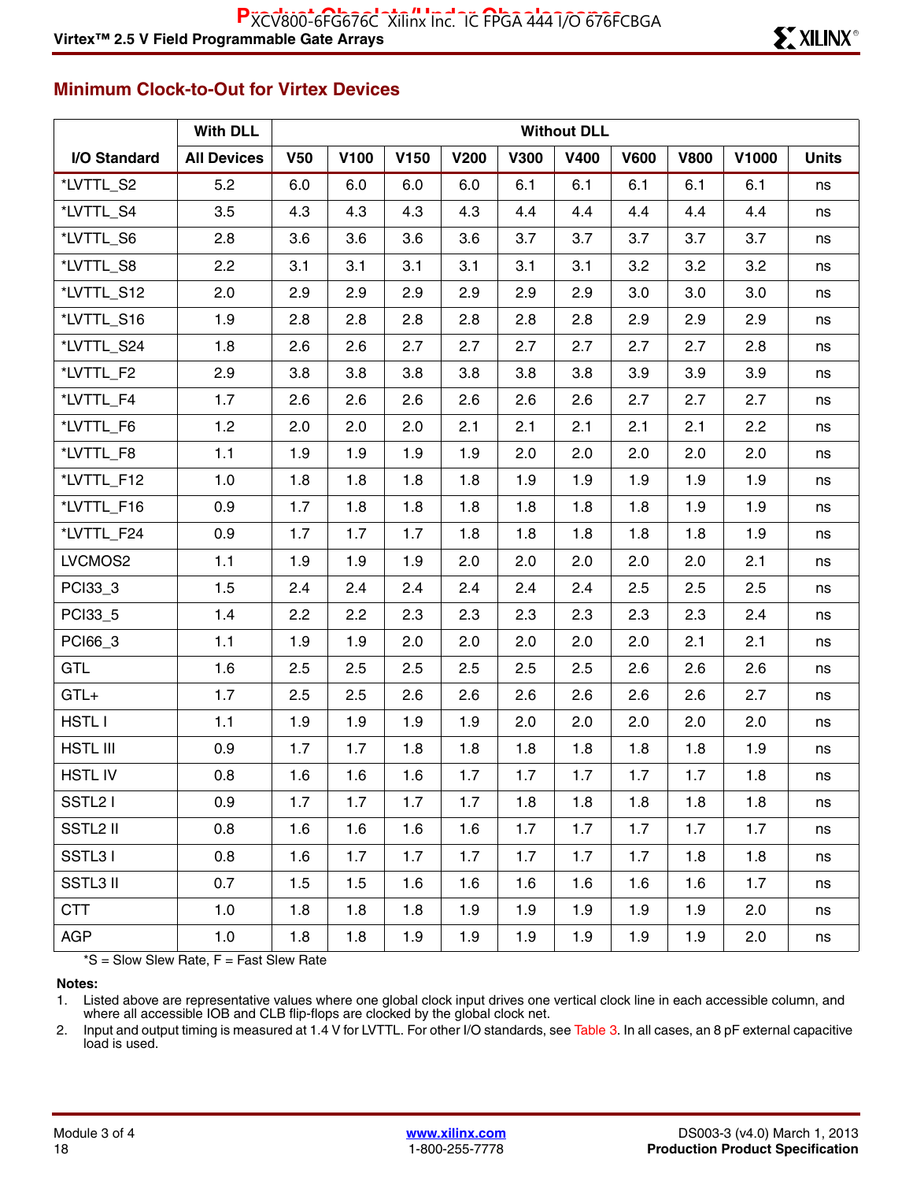## Minimum Clock-to-Out for Virtex Devices

| | With DLL | Without DLL | | | | | | | | | |
|---|---|---|---|---|---|---|---|---|---|---|---|
| I/O Standard | All Devices | V50 | V100 | V150 | V200 | V300 | V400 | V600 | V800 | V1000 | Units |
| *LVTTL_S2 | 5.2 | 6.0 | 6.0 | 6.0 | 6.0 | 6.1 | 6.1 | 6.1 | 6.1 | 6.1 | ns |
| *LVTTL_S4 | 3.5 | 4.3 | 4.3 | 4.3 | 4.3 | 4.4 | 4.4 | 4.4 | 4.4 | 4.4 | ns |
| *LVTTL_S6 | 2.8 | 3.6 | 3.6 | 3.6 | 3.6 | 3.7 | 3.7 | 3.7 | 3.7 | 3.7 | ns |
| *LVTTL_S8 | 2.2 | 3.1 | 3.1 | 3.1 | 3.1 | 3.1 | 3.1 | 3.2 | 3.2 | 3.2 | ns |
| *LVTTL_S12 | 2.0 | 2.9 | 2.9 | 2.9 | 2.9 | 2.9 | 2.9 | 3.0 | 3.0 | 3.0 | ns |
| *LVTTL_S16 | 1.9 | 2.8 | 2.8 | 2.8 | 2.8 | 2.8 | 2.8 | 2.9 | 2.9 | 2.9 | ns |
| *LVTTL_S24 | 1.8 | 2.6 | 2.6 | 2.7 | 2.7 | 2.7 | 2.7 | 2.7 | 2.7 | 2.8 | ns |
| *LVTTL_F2 | 2.9 | 3.8 | 3.8 | 3.8 | 3.8 | 3.8 | 3.8 | 3.9 | 3.9 | 3.9 | ns |
| *LVTTL_F4 | 1.7 | 2.6 | 2.6 | 2.6 | 2.6 | 2.6 | 2.6 | 2.7 | 2.7 | 2.7 | ns |
| *LVTTL_F6 | 1.2 | 2.0 | 2.0 | 2.0 | 2.1 | 2.1 | 2.1 | 2.1 | 2.1 | 2.2 | ns |
| *LVTTL_F8 | 1.1 | 1.9 | 1.9 | 1.9 | 1.9 | 2.0 | 2.0 | 2.0 | 2.0 | 2.0 | ns |
| *LVTTL_F12 | 1.0 | 1.8 | 1.8 | 1.8 | 1.8 | 1.9 | 1.9 | 1.9 | 1.9 | 1.9 | ns |
| *LVTTL_F16 | 0.9 | 1.7 | 1.8 | 1.8 | 1.8 | 1.8 | 1.8 | 1.8 | 1.9 | 1.9 | ns |
| *LVTTL_F24 | 0.9 | 1.7 | 1.7 | 1.7 | 1.8 | 1.8 | 1.8 | 1.8 | 1.8 | 1.9 | ns |
| LVCMOS2 | 1.1 | 1.9 | 1.9 | 1.9 | 2.0 | 2.0 | 2.0 | 2.0 | 2.0 | 2.1 | ns |
| PCI33_3 | 1.5 | 2.4 | 2.4 | 2.4 | 2.4 | 2.4 | 2.4 | 2.5 | 2.5 | 2.5 | ns |
| PCI33_5 | 1.4 | 2.2 | 2.2 | 2.3 | 2.3 | 2.3 | 2.3 | 2.3 | 2.3 | 2.4 | ns |
| PCI66_3 | 1.1 | 1.9 | 1.9 | 2.0 | 2.0 | 2.0 | 2.0 | 2.0 | 2.1 | 2.1 | ns |
| GTL | 1.6 | 2.5 | 2.5 | 2.5 | 2.5 | 2.5 | 2.5 | 2.6 | 2.6 | 2.6 | ns |
| GTL+ | 1.7 | 2.5 | 2.5 | 2.6 | 2.6 | 2.6 | 2.6 | 2.6 | 2.6 | 2.7 | ns |
| HSTL I | 1.1 | 1.9 | 1.9 | 1.9 | 1.9 | 2.0 | 2.0 | 2.0 | 2.0 | 2.0 | ns |
| HSTL III | 0.9 | 1.7 | 1.7 | 1.8 | 1.8 | 1.8 | 1.8 | 1.8 | 1.8 | 1.9 | ns |
| HSTL IV | 0.8 | 1.6 | 1.6 | 1.6 | 1.7 | 1.7 | 1.7 | 1.7 | 1.7 | 1.8 | ns |
| SSTL2 I | 0.9 | 1.7 | 1.7 | 1.7 | 1.7 | 1.8 | 1.8 | 1.8 | 1.8 | 1.8 | ns |
| SSTL2 II | 0.8 | 1.6 | 1.6 | 1.6 | 1.6 | 1.7 | 1.7 | 1.7 | 1.7 | 1.7 | ns |
| SSTL3 I | 0.8 | 1.6 | 1.7 | 1.7 | 1.7 | 1.7 | 1.7 | 1.7 | 1.8 | 1.8 | ns |
| SSTL3 II | 0.7 | 1.5 | 1.5 | 1.6 | 1.6 | 1.6 | 1.6 | 1.6 | 1.6 | 1.7 | ns |
| CTT | 1.0 | 1.8 | 1.8 | 1.8 | 1.9 | 1.9 | 1.9 | 1.9 | 1.9 | 2.0 | ns |
| AGP | 1.0 | 1.8 | 1.8 | 1.9 | 1.9 | 1.9 | 1.9 | 1.9 | 1.9 | 2.0 | ns |

*S = Slow Slew Rate, F = Fast Slew Rate

**Notes:**

1. Listed above are representative values where one global clock input drives one vertical clock line in each accessible column, and where all accessible IOB and CLB flip-flops are clocked by the global clock net.
2. Input and output timing is measured at 1.4 V for LVTTL. For other I/O standards, see Table 3. In all cases, an 8 pF external capacitive load is used.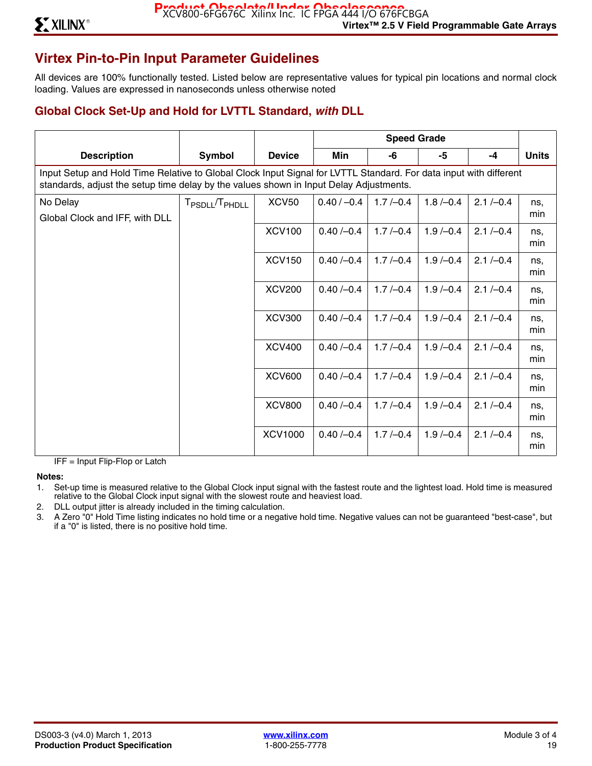## Virtex Pin-to-Pin Input Parameter Guidelines

All devices are 100% functionally tested. Listed below are representative values for typical pin locations and normal clock loading. Values are expressed in nanoseconds unless otherwise noted

### Global Clock Set-Up and Hold for LVTTL Standard, *with* DLL

| Description | Symbol | Device | Speed Grade | | | | Units |
|---|---|---|---|---|---|---|---|
| | | | Min | -6 | -5 | -4 | |
| Input Setup and Hold Time Relative to Global Clock Input Signal for LVTTL Standard. For data input with different standards, adjust the setup time delay by the values shown in Input Delay Adjustments. | | | | | | | |
| No Delay<br>Global Clock and IFF, with DLL | $T_{PSDLL}/T_{PHDLL}$ | XCV50 | 0.40 / –0.4 | 1.7 /–0.4 | 1.8 /–0.4 | 2.1 /–0.4 | ns, min |
| | | XCV100 | 0.40 /–0.4 | 1.7 /–0.4 | 1.9 /–0.4 | 2.1 /–0.4 | ns, min |
| | | XCV150 | 0.40 /–0.4 | 1.7 /–0.4 | 1.9 /–0.4 | 2.1 /–0.4 | ns, min |
| | | XCV200 | 0.40 /–0.4 | 1.7 /–0.4 | 1.9 /–0.4 | 2.1 /–0.4 | ns, min |
| | | XCV300 | 0.40 /–0.4 | 1.7 /–0.4 | 1.9 /–0.4 | 2.1 /–0.4 | ns, min |
| | | XCV400 | 0.40 /–0.4 | 1.7 /–0.4 | 1.9 /–0.4 | 2.1 /–0.4 | ns, min |
| | | XCV600 | 0.40 /–0.4 | 1.7 /–0.4 | 1.9 /–0.4 | 2.1 /–0.4 | ns, min |
| | | XCV800 | 0.40 /–0.4 | 1.7 /–0.4 | 1.9 /–0.4 | 2.1 /–0.4 | ns, min |
| | | XCV1000 | 0.40 /–0.4 | 1.7 /–0.4 | 1.9 /–0.4 | 2.1 /–0.4 | ns, min |

IFF = Input Flip-Flop or Latch

**Notes:**

1. Set-up time is measured relative to the Global Clock input signal with the fastest route and the lightest load. Hold time is measured relative to the Global Clock input signal with the slowest route and heaviest load.
2. DLL output jitter is already included in the timing calculation.
3. A Zero "0" Hold Time listing indicates no hold time or a negative hold time. Negative values can not be guaranteed "best-case", but if a "0" is listed, there is no positive hold time.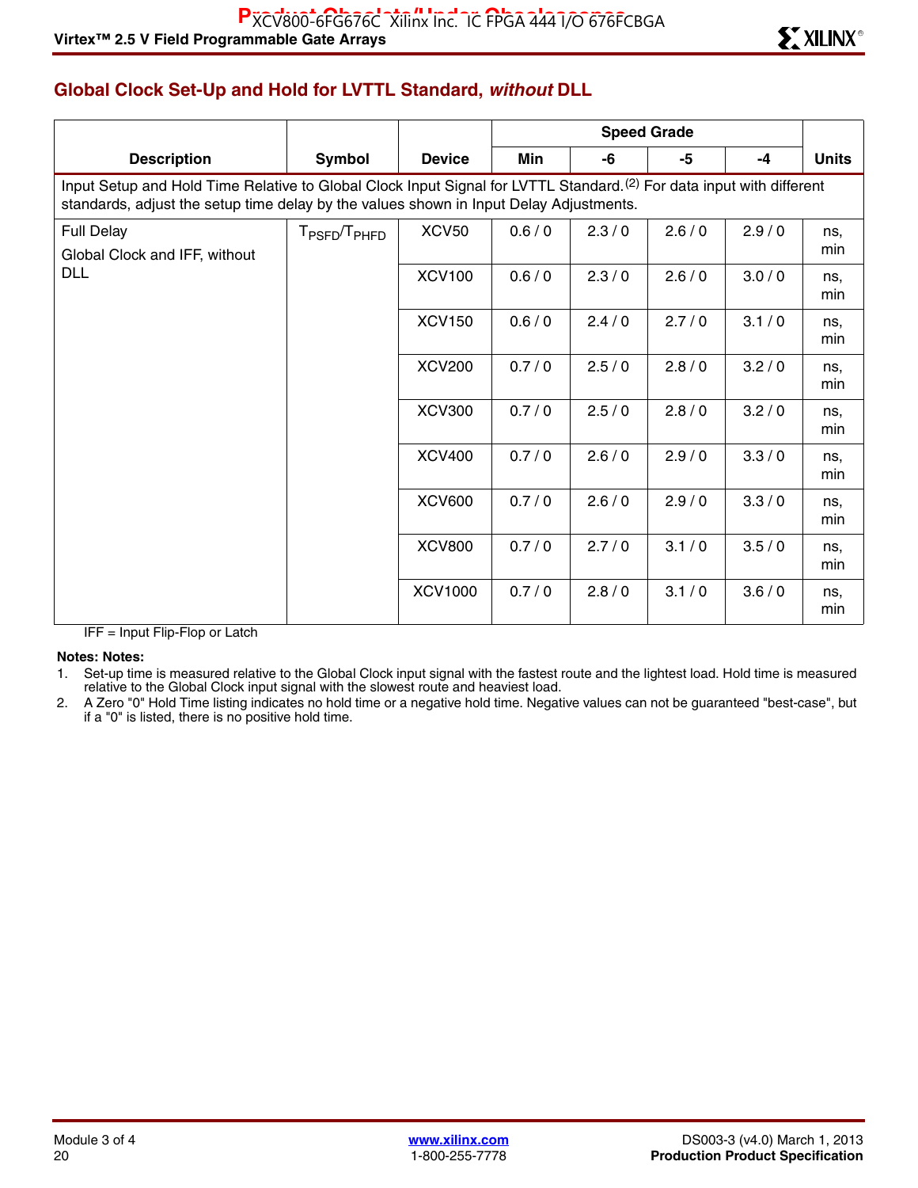## Global Clock Set-Up and Hold for LVTTL Standard, *without* DLL

| Description | Symbol | Device | Speed Grade | | | | Units |
|---|---|---|---|---|---|---|---|
| | | | Min | -6 | -5 | -4 | |
| Input Setup and Hold Time Relative to Global Clock Input Signal for LVTTL Standard.[2] For data input with different standards, adjust the setup time delay by the values shown in Input Delay Adjustments. | | | | | | | |
| Full Delay<br>Global Clock and IFF, without DLL | $T_{PSFD}/T_{PHFD}$ | XCV50 | 0.6 / 0 | 2.3 / 0 | 2.6 / 0 | 2.9 / 0 | ns, min |
| | | XCV100 | 0.6 / 0 | 2.3 / 0 | 2.6 / 0 | 3.0 / 0 | ns, min |
| | | XCV150 | 0.6 / 0 | 2.4 / 0 | 2.7 / 0 | 3.1 / 0 | ns, min |
| | | XCV200 | 0.7 / 0 | 2.5 / 0 | 2.8 / 0 | 3.2 / 0 | ns, min |
| | | XCV300 | 0.7 / 0 | 2.5 / 0 | 2.8 / 0 | 3.2 / 0 | ns, min |
| | | XCV400 | 0.7 / 0 | 2.6 / 0 | 2.9 / 0 | 3.3 / 0 | ns, min |
| | | XCV600 | 0.7 / 0 | 2.6 / 0 | 2.9 / 0 | 3.3 / 0 | ns, min |
| | | XCV800 | 0.7 / 0 | 2.7 / 0 | 3.1 / 0 | 3.5 / 0 | ns, min |
| | | XCV1000 | 0.7 / 0 | 2.8 / 0 | 3.1 / 0 | 3.6 / 0 | ns, min |

IFF = Input Flip-Flop or Latch

**Notes: Notes:**

1. Set-up time is measured relative to the Global Clock input signal with the fastest route and the lightest load. Hold time is measured relative to the Global Clock input signal with the slowest route and heaviest load.
2. A Zero "0" Hold Time listing indicates no hold time or a negative hold time. Negative values can not be guaranteed "best-case", but if a "0" is listed, there is no positive hold time.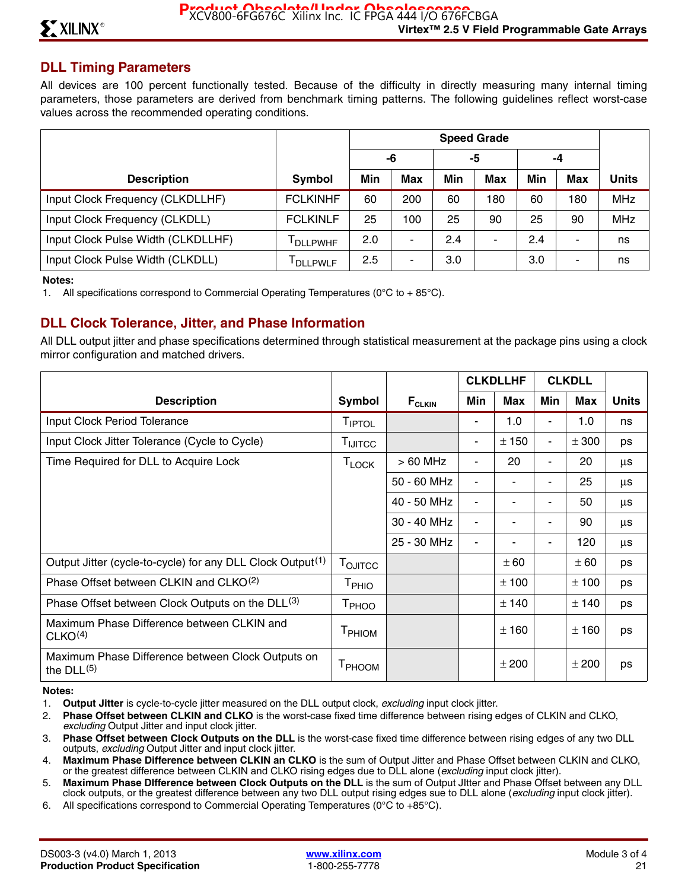## DLL Timing Parameters

All devices are 100 percent functionally tested. Because of the difficulty in directly measuring many internal timing parameters, those parameters are derived from benchmark timing patterns. The following guidelines reflect worst-case values across the recommended operating conditions.

| Description | Symbol | Speed Grade | | | | | | Units |
|---|---|---|---|---|---|---|---|---|
| | | -6 | | -5 | | -4 | | |
| | | Min | Max | Min | Max | Min | Max | |
| Input Clock Frequency (CLKDLLHF) | FCLKINHF | 60 | 200 | 60 | 180 | 60 | 180 | MHz |
| Input Clock Frequency (CLKDLL) | FCLKINLF | 25 | 100 | 25 | 90 | 25 | 90 | MHz |
| Input Clock Pulse Width (CLKDLLHF) | $T_{DLLPWHF}$ | 2.0 | - | 2.4 | - | 2.4 | - | ns |
| Input Clock Pulse Width (CLKDLL) | $T_{DLLPWLF}$ | 2.5 | - | 3.0 | | 3.0 | - | ns |

**Notes:**
1. All specifications correspond to Commercial Operating Temperatures (0°C to + 85°C).

## DLL Clock Tolerance, Jitter, and Phase Information

All DLL output jitter and phase specifications determined through statistical measurement at the package pins using a clock mirror configuration and matched drivers.

| Description | Symbol | $F_{CLKIN}$ | CLKDLLHF | | CLKDLL | | Units |
|---|---|---|---|---|---|---|---|
| | | | Min | Max | Min | Max | |
| Input Clock Period Tolerance | $T_{IPTOL}$ | | - | 1.0 | - | 1.0 | ns |
| Input Clock Jitter Tolerance (Cycle to Cycle) | $T_{IJITCC}$ | | - | ± 150 | - | ± 300 | ps |
| Time Required for DLL to Acquire Lock | $T_{LOCK}$ | > 60 MHz | - | 20 | - | 20 | µs |
| | | 50 - 60 MHz | - | - | - | 25 | µs |
| | | 40 - 50 MHz | - | - | - | 50 | µs |
| | | 30 - 40 MHz | - | - | - | 90 | µs |
| | | 25 - 30 MHz | - | - | - | 120 | µs |
| Output Jitter (cycle-to-cycle) for any DLL Clock Output[1] | $T_{OJITCC}$ | | | ± 60 | | ± 60 | ps |
| Phase Offset between CLKIN and CLKO[2] | $T_{PHIO}$ | | | ± 100 | | ± 100 | ps |
| Phase Offset between Clock Outputs on the DLL[3] | $T_{PHOO}$ | | | ± 140 | | ± 140 | ps |
| Maximum Phase Difference between CLKIN and CLKO[4] | $T_{PHIOM}$ | | | ± 160 | | ± 160 | ps |
| Maximum Phase Difference between Clock Outputs on the DLL[5] | $T_{PHOOM}$ | | | ± 200 | | ± 200 | ps |

**Notes:**
1. **Output Jitter** is cycle-to-cycle jitter measured on the DLL output clock, *excluding* input clock jitter.
2. **Phase Offset between CLKIN and CLKO** is the worst-case fixed time difference between rising edges of CLKIN and CLKO, *excluding* Output Jitter and input clock jitter.
3. **Phase Offset between Clock Outputs on the DLL** is the worst-case fixed time difference between rising edges of any two DLL outputs, *excluding* Output Jitter and input clock jitter.
4. **Maximum Phase Difference between CLKIN an CLKO** is the sum of Output Jitter and Phase Offset between CLKIN and CLKO, or the greatest difference between CLKIN and CLKO rising edges due to DLL alone (*excluding* input clock jitter).
5. **Maximum Phase DIfference between Clock Outputs on the DLL** is the sum of Output JItter and Phase Offset between any DLL clock outputs, or the greatest difference between any two DLL output rising edges sue to DLL alone (*excluding* input clock jitter).
6. All specifications correspond to Commercial Operating Temperatures (0°C to +85°C).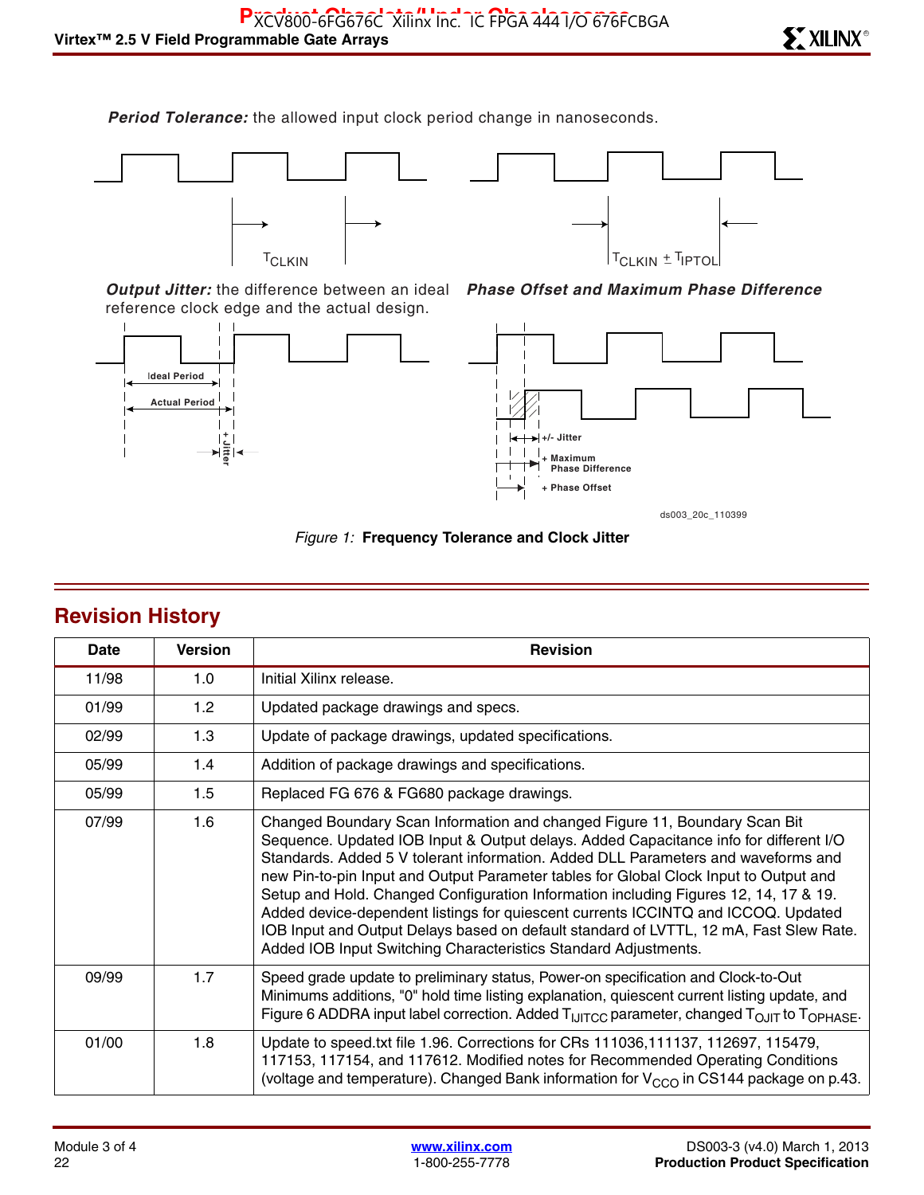**Period Tolerance:** the allowed input clock period change in nanoseconds.

$T_{CLKIN}$ $\quad$ $T_{CLKIN} \pm T_{IPTOL}$

**Output Jitter:** the difference between an ideal reference clock edge and the actual design.

**Phase Offset and Maximum Phase Difference**

Ideal Period

Actual Period

+ Jitter

+/- Jitter

+ Maximum Phase Difference

+ Phase Offset

ds003_20c_110399

*Figure 1:* **Frequency Tolerance and Clock Jitter**

## Revision History

| Date | Version | Revision |
|---|---|---|
| 11/98 | 1.0 | Initial Xilinx release. |
| 01/99 | 1.2 | Updated package drawings and specs. |
| 02/99 | 1.3 | Update of package drawings, updated specifications. |
| 05/99 | 1.4 | Addition of package drawings and specifications. |
| 05/99 | 1.5 | Replaced FG 676 & FG680 package drawings. |
| 07/99 | 1.6 | Changed Boundary Scan Information and changed Figure 11, Boundary Scan Bit Sequence. Updated IOB Input & Output delays. Added Capacitance info for different I/O Standards. Added 5 V tolerant information. Added DLL Parameters and waveforms and new Pin-to-pin Input and Output Parameter tables for Global Clock Input to Output and Setup and Hold. Changed Configuration Information including Figures 12, 14, 17 & 19. Added device-dependent listings for quiescent currents ICCINTQ and ICCOQ. Updated IOB Input and Output Delays based on default standard of LVTTL, 12 mA, Fast Slew Rate. Added IOB Input Switching Characteristics Standard Adjustments. |
| 09/99 | 1.7 | Speed grade update to preliminary status, Power-on specification and Clock-to-Out Minimums additions, "0" hold time listing explanation, quiescent current listing update, and Figure 6 ADDRA input label correction. Added $T_{IJITCC}$ parameter, changed $T_{OJIT}$ to $T_{OPHASE}$. |
| 01/00 | 1.8 | Update to speed.txt file 1.96. Corrections for CRs 111036,111137, 112697, 115479, 117153, 117154, and 117612. Modified notes for Recommended Operating Conditions (voltage and temperature). Changed Bank information for $V_{CCO}$ in CS144 package on p.43. |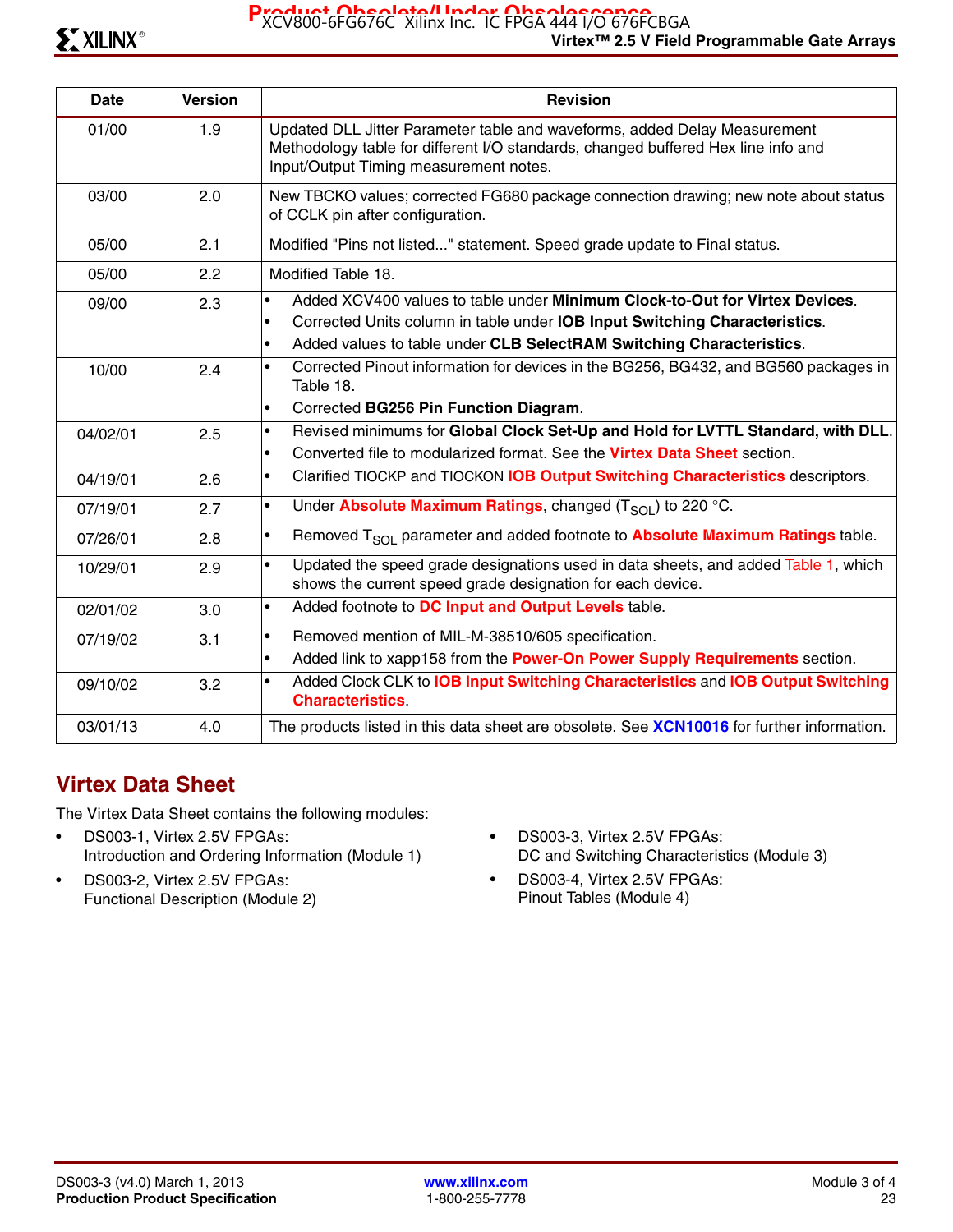| Date | Version | Revision |
|---|---|---|
| 01/00 | 1.9 | Updated DLL Jitter Parameter table and waveforms, added Delay Measurement Methodology table for different I/O standards, changed buffered Hex line info and Input/Output Timing measurement notes. |
| 03/00 | 2.0 | New TBCKO values; corrected FG680 package connection drawing; new note about status of CCLK pin after configuration. |
| 05/00 | 2.1 | Modified "Pins not listed..." statement. Speed grade update to Final status. |
| 05/00 | 2.2 | Modified Table 18. |
| 09/00 | 2.3 | • Added XCV400 values to table under **Minimum Clock-to-Out for Virtex Devices**.<br>• Corrected Units column in table under **IOB Input Switching Characteristics**.<br>• Added values to table under **CLB SelectRAM Switching Characteristics**. |
| 10/00 | 2.4 | • Corrected Pinout information for devices in the BG256, BG432, and BG560 packages in Table 18.<br>• Corrected **BG256 Pin Function Diagram**. |
| 04/02/01 | 2.5 | • Revised minimums for **Global Clock Set-Up and Hold for LVTTL Standard, with DLL**.<br>• Converted file to modularized format. See the **Virtex Data Sheet** section. |
| 04/19/01 | 2.6 | • Clarified TIOCKP and TIOCKON **IOB Output Switching Characteristics** descriptors. |
| 07/19/01 | 2.7 | • Under **Absolute Maximum Ratings**, changed ($T_{SOL}$) to 220 °C. |
| 07/26/01 | 2.8 | • Removed $T_{SOL}$ parameter and added footnote to **Absolute Maximum Ratings** table. |
| 10/29/01 | 2.9 | • Updated the speed grade designations used in data sheets, and added Table 1, which shows the current speed grade designation for each device. |
| 02/01/02 | 3.0 | • Added footnote to **DC Input and Output Levels** table. |
| 07/19/02 | 3.1 | • Removed mention of MIL-M-38510/605 specification.<br>• Added link to xapp158 from the **Power-On Power Supply Requirements** section. |
| 09/10/02 | 3.2 | • Added Clock CLK to **IOB Input Switching Characteristics** and **IOB Output Switching Characteristics**. |
| 03/01/13 | 4.0 | The products listed in this data sheet are obsolete. See **XCN10016** for further information. |

## Virtex Data Sheet

The Virtex Data Sheet contains the following modules:

- DS003-1, Virtex 2.5V FPGAs:
  Introduction and Ordering Information (Module 1)
- DS003-2, Virtex 2.5V FPGAs:
  Functional Description (Module 2)
- DS003-3, Virtex 2.5V FPGAs:
  DC and Switching Characteristics (Module 3)
- DS003-4, Virtex 2.5V FPGAs:
  Pinout Tables (Module 4)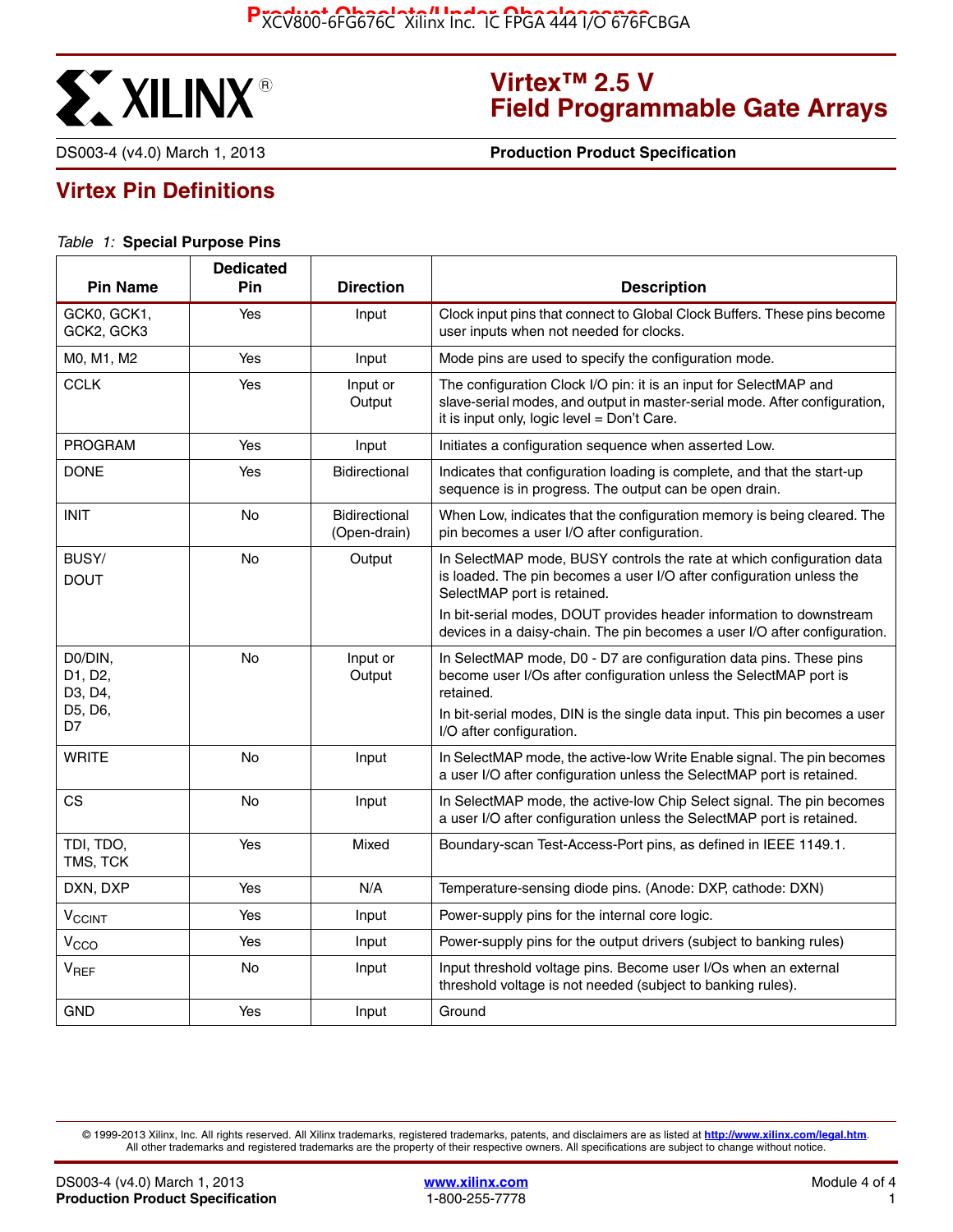# Virtex™ 2.5 V Field Programmable Gate Arrays

DS003-4 (v4.0) March 1, 2013 **Production Product Specification**

## Virtex Pin Definitions

*Table 1:* **Special Purpose Pins**

| Pin Name | Dedicated Pin | Direction | Description |
|---|---|---|---|
| GCK0, GCK1, GCK2, GCK3 | Yes | Input | Clock input pins that connect to Global Clock Buffers. These pins become user inputs when not needed for clocks. |
| M0, M1, M2 | Yes | Input | Mode pins are used to specify the configuration mode. |
| CCLK | Yes | Input or Output | The configuration Clock I/O pin: it is an input for SelectMAP and slave-serial modes, and output in master-serial mode. After configuration, it is input only, logic level = Don't Care. |
| PROGRAM | Yes | Input | Initiates a configuration sequence when asserted Low. |
| DONE | Yes | Bidirectional | Indicates that configuration loading is complete, and that the start-up sequence is in progress. The output can be open drain. |
| INIT | No | Bidirectional (Open-drain) | When Low, indicates that the configuration memory is being cleared. The pin becomes a user I/O after configuration. |
| BUSY/ DOUT | No | Output | In SelectMAP mode, BUSY controls the rate at which configuration data is loaded. The pin becomes a user I/O after configuration unless the SelectMAP port is retained. In bit-serial modes, DOUT provides header information to downstream devices in a daisy-chain. The pin becomes a user I/O after configuration. |
| D0/DIN, D1, D2, D3, D4, D5, D6, D7 | No | Input or Output | In SelectMAP mode, D0 - D7 are configuration data pins. These pins become user I/Os after configuration unless the SelectMAP port is retained. In bit-serial modes, DIN is the single data input. This pin becomes a user I/O after configuration. |
| WRITE | No | Input | In SelectMAP mode, the active-low Write Enable signal. The pin becomes a user I/O after configuration unless the SelectMAP port is retained. |
| CS | No | Input | In SelectMAP mode, the active-low Chip Select signal. The pin becomes a user I/O after configuration unless the SelectMAP port is retained. |
| TDI, TDO, TMS, TCK | Yes | Mixed | Boundary-scan Test-Access-Port pins, as defined in IEEE 1149.1. |
| DXN, DXP | Yes | N/A | Temperature-sensing diode pins. (Anode: DXP, cathode: DXN) |
| $V_{CCINT}$ | Yes | Input | Power-supply pins for the internal core logic. |
| $V_{CCO}$ | Yes | Input | Power-supply pins for the output drivers (subject to banking rules) |
| $V_{REF}$ | No | Input | Input threshold voltage pins. Become user I/Os when an external threshold voltage is not needed (subject to banking rules). |
| GND | Yes | Input | Ground |

© 1999-2013 Xilinx, Inc. All rights reserved. All Xilinx trademarks, registered trademarks, patents, and disclaimers are as listed at http://www.xilinx.com/legal.htm. All other trademarks and registered trademarks are the property of their respective owners. All specifications are subject to change without notice.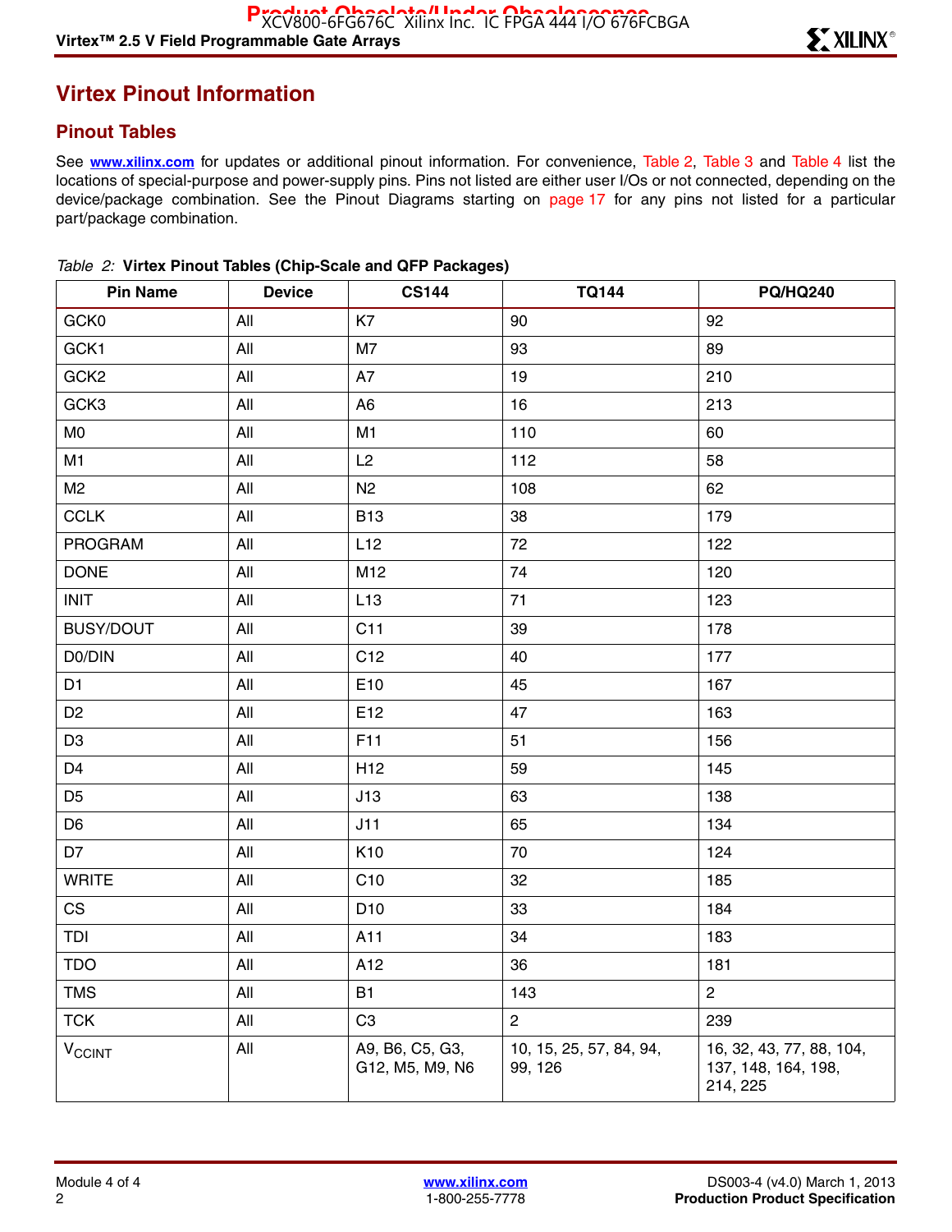## Virtex Pinout Information

### Pinout Tables

See **www.xilinx.com** for updates or additional pinout information. For convenience, Table 2, Table 3 and Table 4 list the locations of special-purpose and power-supply pins. Pins not listed are either user I/Os or not connected, depending on the device/package combination. See the Pinout Diagrams starting on page 17 for any pins not listed for a particular part/package combination.

*Table 2:* **Virtex Pinout Tables (Chip-Scale and QFP Packages)**

| Pin Name | Device | CS144 | TQ144 | PQ/HQ240 |
|---|---|---|---|---|
| GCK0 | All | K7 | 90 | 92 |
| GCK1 | All | M7 | 93 | 89 |
| GCK2 | All | A7 | 19 | 210 |
| GCK3 | All | A6 | 16 | 213 |
| M0 | All | M1 | 110 | 60 |
| M1 | All | L2 | 112 | 58 |
| M2 | All | N2 | 108 | 62 |
| CCLK | All | B13 | 38 | 179 |
| PROGRAM | All | L12 | 72 | 122 |
| DONE | All | M12 | 74 | 120 |
| INIT | All | L13 | 71 | 123 |
| BUSY/DOUT | All | C11 | 39 | 178 |
| D0/DIN | All | C12 | 40 | 177 |
| D1 | All | E10 | 45 | 167 |
| D2 | All | E12 | 47 | 163 |
| D3 | All | F11 | 51 | 156 |
| D4 | All | H12 | 59 | 145 |
| D5 | All | J13 | 63 | 138 |
| D6 | All | J11 | 65 | 134 |
| D7 | All | K10 | 70 | 124 |
| WRITE | All | C10 | 32 | 185 |
| CS | All | D10 | 33 | 184 |
| TDI | All | A11 | 34 | 183 |
| TDO | All | A12 | 36 | 181 |
| TMS | All | B1 | 143 | 2 |
| TCK | All | C3 | 2 | 239 |
| $V_{CCINT}$ | All | A9, B6, C5, G3, G12, M5, M9, N6 | 10, 15, 25, 57, 84, 94, 99, 126 | 16, 32, 43, 77, 88, 104, 137, 148, 164, 198, 214, 225 |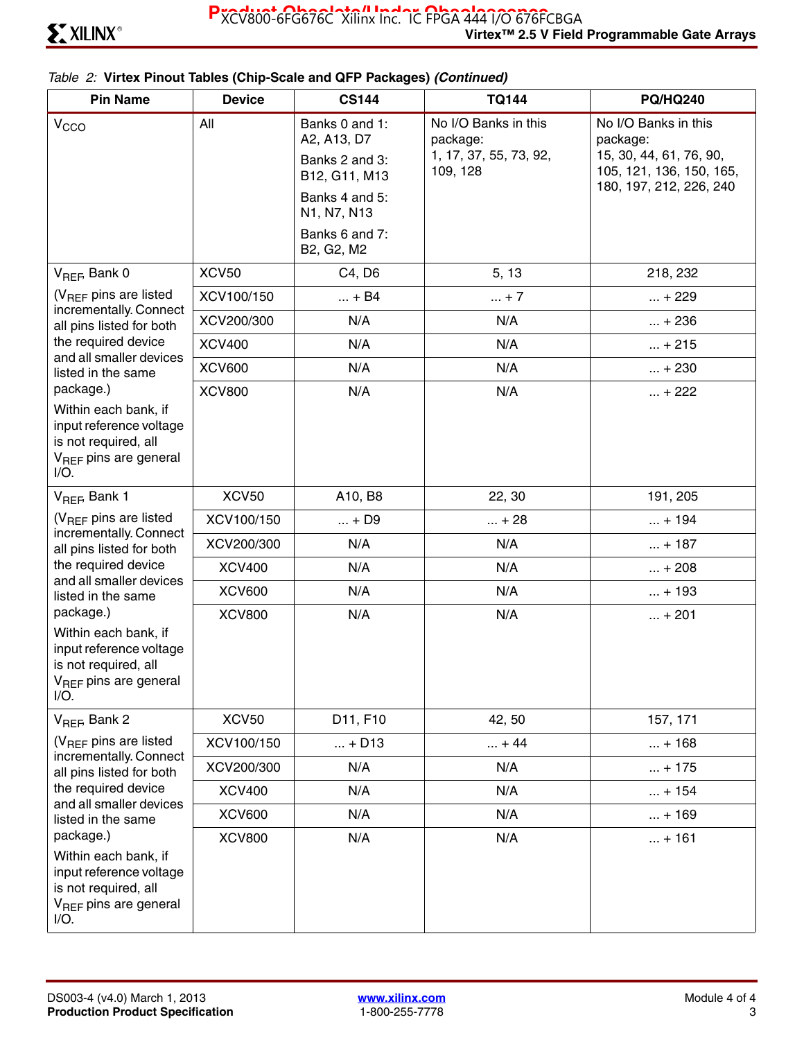*Table 2:* **Virtex Pinout Tables (Chip-Scale and QFP Packages)** ***(Continued)***

| Pin Name | Device | CS144 | TQ144 | PQ/HQ240 |
|---|---|---|---|---|
| $V_{CCO}$ | All | Banks 0 and 1: A2, A13, D7<br>Banks 2 and 3: B12, G11, M13<br>Banks 4 and 5: N1, N7, N13<br>Banks 6 and 7: B2, G2, M2 | No I/O Banks in this package:<br>1, 17, 37, 55, 73, 92, 109, 128 | No I/O Banks in this package:<br>15, 30, 44, 61, 76, 90, 105, 121, 136, 150, 165, 180, 197, 212, 226, 240 |
| $V_{REF}$, Bank 0<br>($V_{REF}$ pins are listed incrementally. Connect all pins listed for both the required device and all smaller devices listed in the same package.)<br>Within each bank, if input reference voltage is not required, all $V_{REF}$ pins are general I/O. | XCV50 | C4, D6 | 5, 13 | 218, 232 |
| | XCV100/150 | ... + B4 | ... + 7 | ... + 229 |
| | XCV200/300 | N/A | N/A | ... + 236 |
| | XCV400 | N/A | N/A | ... + 215 |
| | XCV600 | N/A | N/A | ... + 230 |
| | XCV800 | N/A | N/A | ... + 222 |
| $V_{REF}$, Bank 1<br>($V_{REF}$ pins are listed incrementally. Connect all pins listed for both the required device and all smaller devices listed in the same package.)<br>Within each bank, if input reference voltage is not required, all $V_{REF}$ pins are general I/O. | XCV50 | A10, B8 | 22, 30 | 191, 205 |
| | XCV100/150 | ... + D9 | ... + 28 | ... + 194 |
| | XCV200/300 | N/A | N/A | ... + 187 |
| | XCV400 | N/A | N/A | ... + 208 |
| | XCV600 | N/A | N/A | ... + 193 |
| | XCV800 | N/A | N/A | ... + 201 |
| $V_{REF}$, Bank 2<br>($V_{REF}$ pins are listed incrementally. Connect all pins listed for both the required device and all smaller devices listed in the same package.)<br>Within each bank, if input reference voltage is not required, all $V_{REF}$ pins are general I/O. | XCV50 | D11, F10 | 42, 50 | 157, 171 |
| | XCV100/150 | ... + D13 | ... + 44 | ... + 168 |
| | XCV200/300 | N/A | N/A | ... + 175 |
| | XCV400 | N/A | N/A | ... + 154 |
| | XCV600 | N/A | N/A | ... + 169 |
| | XCV800 | N/A | N/A | ... + 161 |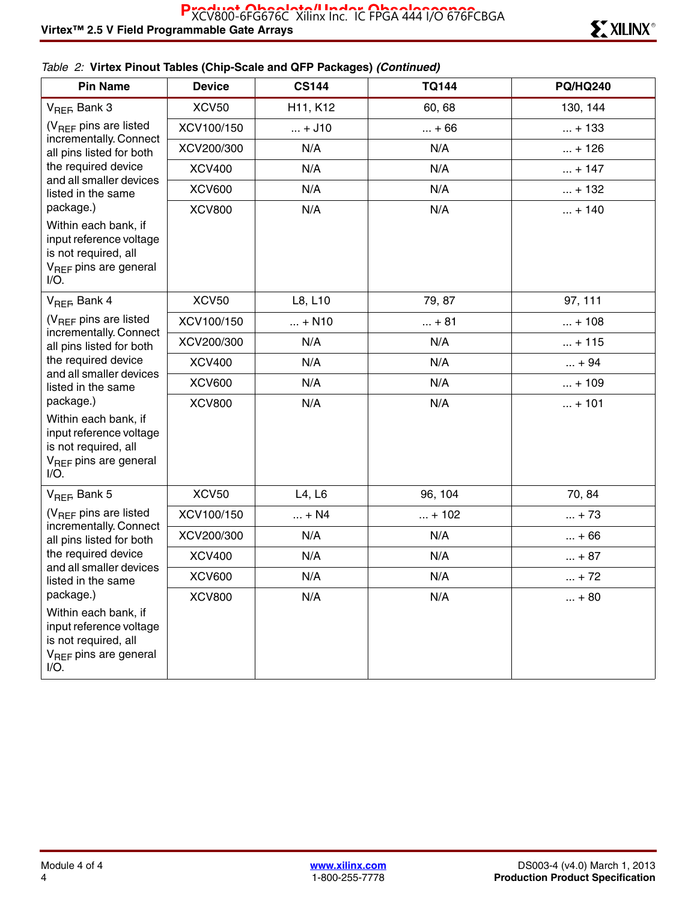*Table 2:* **Virtex Pinout Tables (Chip-Scale and QFP Packages)** ***(Continued)***

| Pin Name | Device | CS144 | TQ144 | PQ/HQ240 |
|---|---|---|---|---|
| $V_{REF}$ Bank 3 | XCV50 | H11, K12 | 60, 68 | 130, 144 |
| ($V_{REF}$ pins are listed incrementally. Connect all pins listed for both the required device and all smaller devices listed in the same package.) | XCV100/150 | ... + J10 | ... + 66 | ... + 133 |
| Within each bank, if input reference voltage is not required, all $V_{REF}$ pins are general I/O. | XCV200/300 | N/A | N/A | ... + 126 |
| | XCV400 | N/A | N/A | ... + 147 |
| | XCV600 | N/A | N/A | ... + 132 |
| | XCV800 | N/A | N/A | ... + 140 |
| $V_{REF}$ Bank 4 | XCV50 | L8, L10 | 79, 87 | 97, 111 |
| ($V_{REF}$ pins are listed incrementally. Connect all pins listed for both the required device and all smaller devices listed in the same package.) | XCV100/150 | ... + N10 | ... + 81 | ... + 108 |
| Within each bank, if input reference voltage is not required, all $V_{REF}$ pins are general I/O. | XCV200/300 | N/A | N/A | ... + 115 |
| | XCV400 | N/A | N/A | ... + 94 |
| | XCV600 | N/A | N/A | ... + 109 |
| | XCV800 | N/A | N/A | ... + 101 |
| $V_{REF}$ Bank 5 | XCV50 | L4, L6 | 96, 104 | 70, 84 |
| ($V_{REF}$ pins are listed incrementally. Connect all pins listed for both the required device and all smaller devices listed in the same package.) | XCV100/150 | ... + N4 | ... + 102 | ... + 73 |
| Within each bank, if input reference voltage is not required, all $V_{REF}$ pins are general I/O. | XCV200/300 | N/A | N/A | ... + 66 |
| | XCV400 | N/A | N/A | ... + 87 |
| | XCV600 | N/A | N/A | ... + 72 |
| | XCV800 | N/A | N/A | ... + 80 |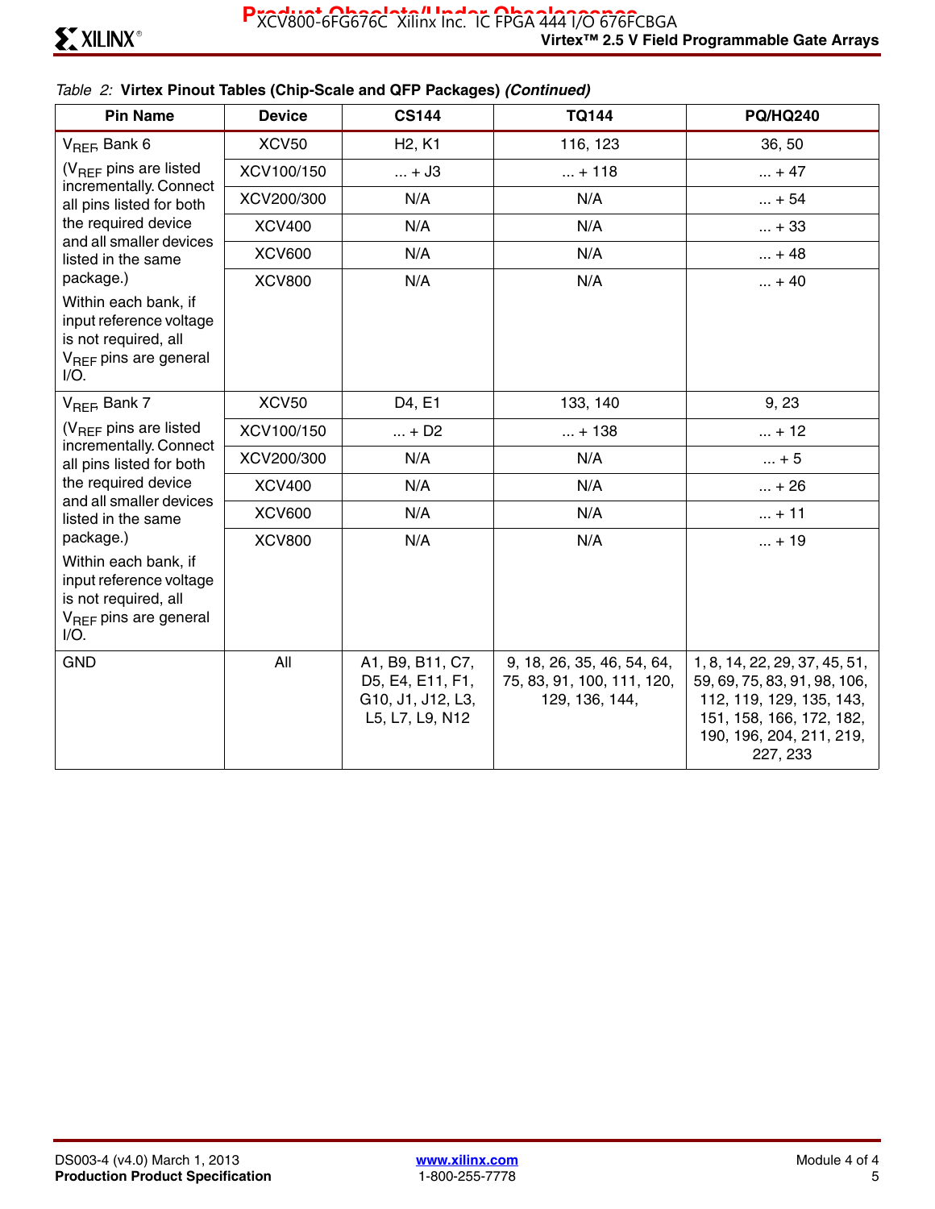*Table 2:* **Virtex Pinout Tables (Chip-Scale and QFP Packages)** ***(Continued)***

| Pin Name | Device | CS144 | TQ144 | PQ/HQ240 |
|---|---|---|---|---|
| $V_{REF}$ Bank 6 (V$_{REF}$ pins are listed incrementally. Connect all pins listed for both the required device and all smaller devices listed in the same package.) Within each bank, if input reference voltage is not required, all $V_{REF}$ pins are general I/O. | XCV50 | H2, K1 | 116, 123 | 36, 50 |
| | XCV100/150 | ... + J3 | ... + 118 | ... + 47 |
| | XCV200/300 | N/A | N/A | ... + 54 |
| | XCV400 | N/A | N/A | ... + 33 |
| | XCV600 | N/A | N/A | ... + 48 |
| | XCV800 | N/A | N/A | ... + 40 |
| $V_{REF}$ Bank 7 (V$_{REF}$ pins are listed incrementally. Connect all pins listed for both the required device and all smaller devices listed in the same package.) Within each bank, if input reference voltage is not required, all $V_{REF}$ pins are general I/O. | XCV50 | D4, E1 | 133, 140 | 9, 23 |
| | XCV100/150 | ... + D2 | ... + 138 | ... + 12 |
| | XCV200/300 | N/A | N/A | ... + 5 |
| | XCV400 | N/A | N/A | ... + 26 |
| | XCV600 | N/A | N/A | ... + 11 |
| | XCV800 | N/A | N/A | ... + 19 |
| GND | All | A1, B9, B11, C7, D5, E4, E11, F1, G10, J1, J12, L3, L5, L7, L9, N12 | 9, 18, 26, 35, 46, 54, 64, 75, 83, 91, 100, 111, 120, 129, 136, 144, | 1, 8, 14, 22, 29, 37, 45, 51, 59, 69, 75, 83, 91, 98, 106, 112, 119, 129, 135, 143, 151, 158, 166, 172, 182, 190, 196, 204, 211, 219, 227, 233 |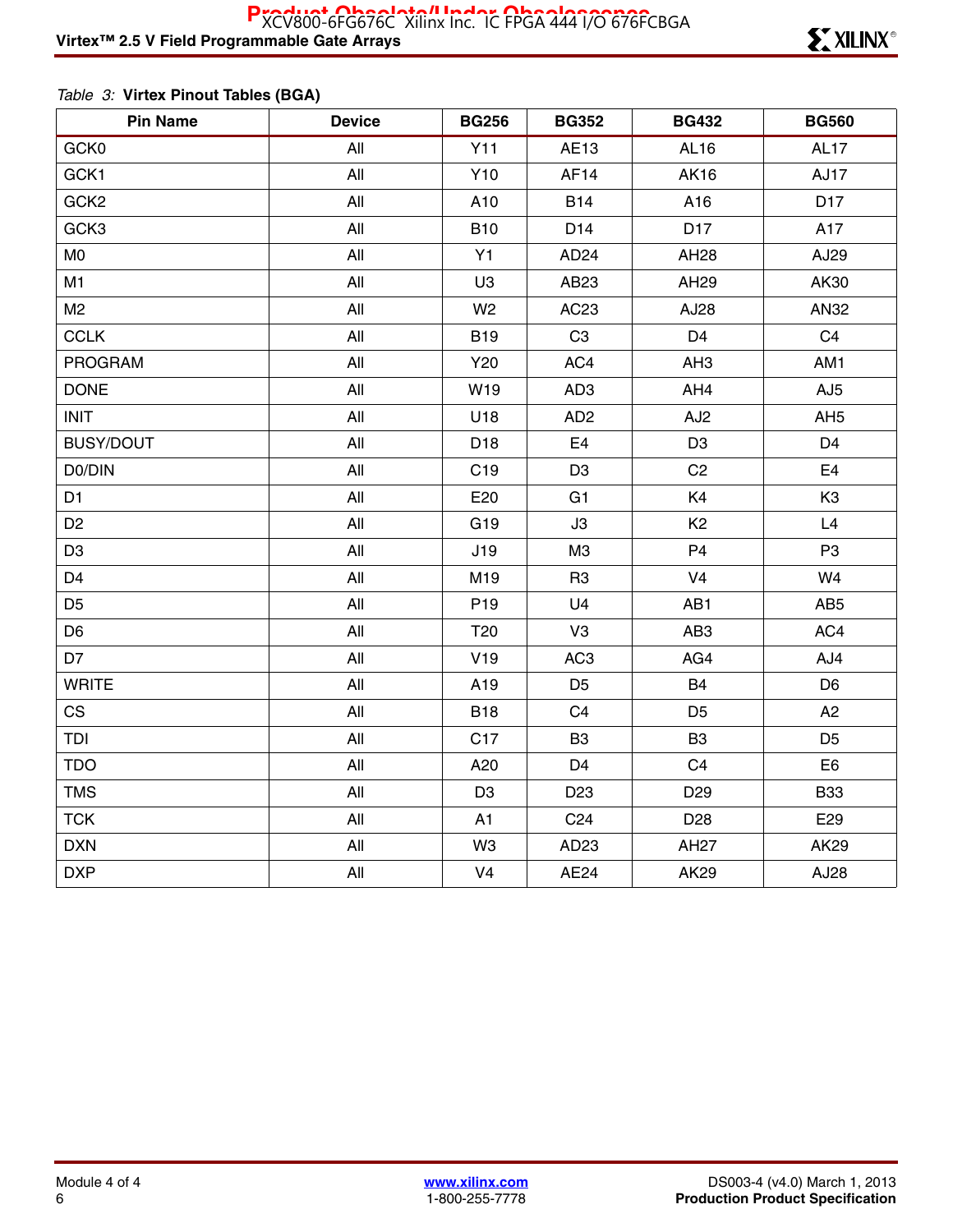*Table 3:* **Virtex Pinout Tables (BGA)**

| Pin Name | Device | BG256 | BG352 | BG432 | BG560 |
|---|---|---|---|---|---|
| GCK0 | All | Y11 | AE13 | AL16 | AL17 |
| GCK1 | All | Y10 | AF14 | AK16 | AJ17 |
| GCK2 | All | A10 | B14 | A16 | D17 |
| GCK3 | All | B10 | D14 | D17 | A17 |
| M0 | All | Y1 | AD24 | AH28 | AJ29 |
| M1 | All | U3 | AB23 | AH29 | AK30 |
| M2 | All | W2 | AC23 | AJ28 | AN32 |
| CCLK | All | B19 | C3 | D4 | C4 |
| PROGRAM | All | Y20 | AC4 | AH3 | AM1 |
| DONE | All | W19 | AD3 | AH4 | AJ5 |
| INIT | All | U18 | AD2 | AJ2 | AH5 |
| BUSY/DOUT | All | D18 | E4 | D3 | D4 |
| D0/DIN | All | C19 | D3 | C2 | E4 |
| D1 | All | E20 | G1 | K4 | K3 |
| D2 | All | G19 | J3 | K2 | L4 |
| D3 | All | J19 | M3 | P4 | P3 |
| D4 | All | M19 | R3 | V4 | W4 |
| D5 | All | P19 | U4 | AB1 | AB5 |
| D6 | All | T20 | V3 | AB3 | AC4 |
| D7 | All | V19 | AC3 | AG4 | AJ4 |
| WRITE | All | A19 | D5 | B4 | D6 |
| CS | All | B18 | C4 | D5 | A2 |
| TDI | All | C17 | B3 | B3 | D5 |
| TDO | All | A20 | D4 | C4 | E6 |
| TMS | All | D3 | D23 | D29 | B33 |
| TCK | All | A1 | C24 | D28 | E29 |
| DXN | All | W3 | AD23 | AH27 | AK29 |
| DXP | All | V4 | AE24 | AK29 | AJ28 |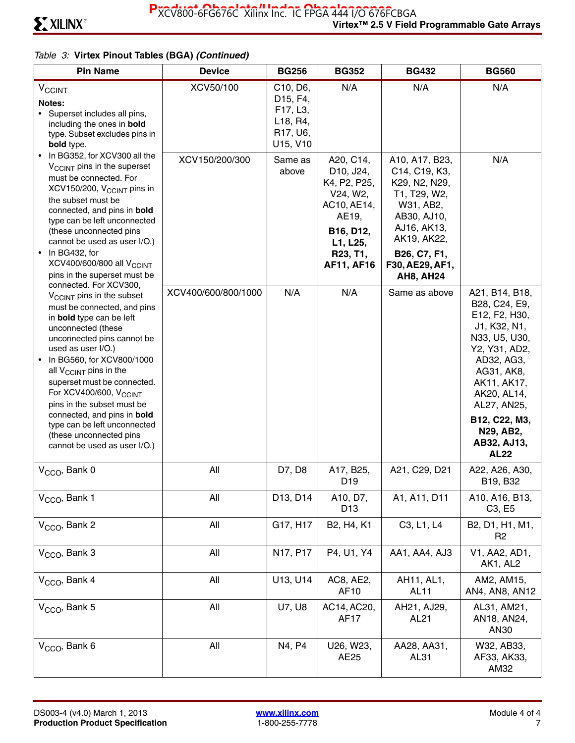Table 3: **Virtex Pinout Tables (BGA)** ***(Continued)***

| Pin Name | Device | BG256 | BG352 | BG432 | BG560 |
|---|---|---|---|---|---|
| $V_{CCINT}$ | XCV50/100 | C10, D6, D15, F4, F17, L3, L18, R4, R17, U6, U15, V10 | N/A | N/A | N/A |
| **Notes:** • Superset includes all pins, including the ones in **bold** type. Subset excludes pins in **bold** type. • In BG352, for XCV300 all the $V_{CCINT}$ pins in the superset must be connected. For XCV150/200, $V_{CCINT}$ pins in the subset must be connected, and pins in **bold** type can be left unconnected (these unconnected pins cannot be used as user I/O.) | XCV150/200/300 | Same as above | A20, C14, D10, J24, K4, P2, P25, V24, W2, AC10, AE14, AE19, **B16, D12, L1, L25, R23, T1, AF11, AF16** | A10, A17, B23, C14, C19, K3, K29, N2, N29, T1, T29, W2, W31, AB2, AB30, AJ10, AJ16, AK13, AK19, AK22, **B26, C7, F1, F30, AE29, AF1, AH8, AH24** | N/A |
| • In BG432, for XCV400/600/800 all $V_{CCINT}$ pins in the superset must be connected. For XCV300, $V_{CCINT}$ pins in the subset must be connected, and pins in **bold** type can be left unconnected (these unconnected pins cannot be used as user I/O.) • In BG560, for XCV800/1000 all $V_{CCINT}$ pins in the superset must be connected. For XCV400/600, $V_{CCINT}$ pins in the subset must be connected, and pins in **bold** type can be left unconnected (these unconnected pins cannot be used as user I/O.) | XCV400/600/800/1000 | N/A | N/A | Same as above | A21, B14, B18, B28, C24, E9, E12, F2, H30, J1, K32, N1, N33, U5, U30, Y2, Y31, AD2, AD32, AG3, AG31, AK8, AK11, AK17, AK20, AL14, AL27, AN25, **B12, C22, M3, N29, AB2, AB32, AJ13, AL22** |
| $V_{CCO}$, Bank 0 | All | D7, D8 | A17, B25, D19 | A21, C29, D21 | A22, A26, A30, B19, B32 |
| $V_{CCO}$, Bank 1 | All | D13, D14 | A10, D7, D13 | A1, A11, D11 | A10, A16, B13, C3, E5 |
| $V_{CCO}$, Bank 2 | All | G17, H17 | B2, H4, K1 | C3, L1, L4 | B2, D1, H1, M1, R2 |
| $V_{CCO}$, Bank 3 | All | N17, P17 | P4, U1, Y4 | AA1, AA4, AJ3 | V1, AA2, AD1, AK1, AL2 |
| $V_{CCO}$, Bank 4 | All | U13, U14 | AC8, AE2, AF10 | AH11, AL1, AL11 | AM2, AM15, AN4, AN8, AN12 |
| $V_{CCO}$, Bank 5 | All | U7, U8 | AC14, AC20, AF17 | AH21, AJ29, AL21 | AL31, AM21, AN18, AN24, AN30 |
| $V_{CCO}$, Bank 6 | All | N4, P4 | U26, W23, AE25 | AA28, AA31, AL31 | W32, AB33, AF33, AK33, AM32 |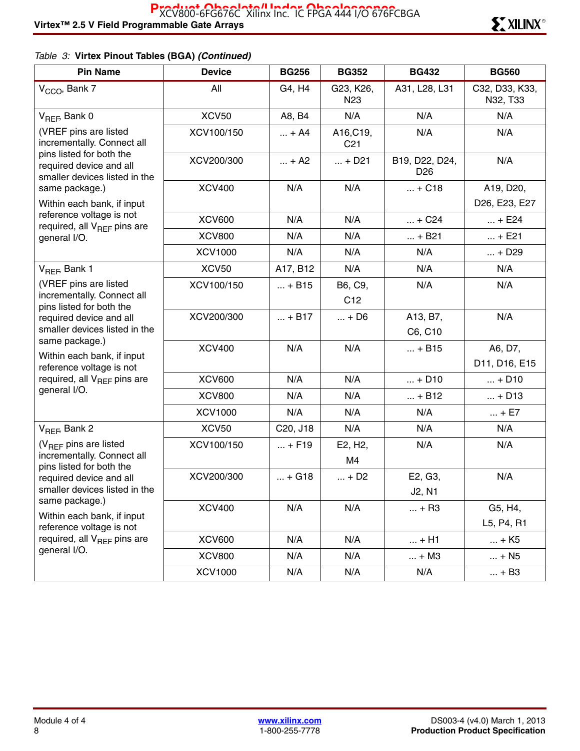Table 3: **Virtex Pinout Tables (BGA)** ***(Continued)***

| Pin Name | Device | BG256 | BG352 | BG432 | BG560 |
|---|---|---|---|---|---|
| $V_{CCO}$, Bank 7 | All | G4, H4 | G23, K26, N23 | A31, L28, L31 | C32, D33, K33, N32, T33 |
| $V_{REF}$, Bank 0 | XCV50 | A8, B4 | N/A | N/A | N/A |
| (VREF pins are listed incrementally. Connect all pins listed for both the required device and all smaller devices listed in the same package.) | XCV100/150 | ... + A4 | A16,C19, C21 | N/A | N/A |
| | XCV200/300 | ... + A2 | ... + D21 | B19, D22, D24, D26 | N/A |
| Within each bank, if input reference voltage is not required, all $V_{REF}$ pins are general I/O. | XCV400 | N/A | N/A | ... + C18 | A19, D20, D26, E23, E27 |
| | XCV600 | N/A | N/A | ... + C24 | ... + E24 |
| | XCV800 | N/A | N/A | ... + B21 | ... + E21 |
| | XCV1000 | N/A | N/A | N/A | ... + D29 |
| $V_{REF}$, Bank 1 | XCV50 | A17, B12 | N/A | N/A | N/A |
| (VREF pins are listed incrementally. Connect all pins listed for both the required device and all smaller devices listed in the same package.) | XCV100/150 | ... + B15 | B6, C9, C12 | N/A | N/A |
| | XCV200/300 | ... + B17 | ... + D6 | A13, B7, C6, C10 | N/A |
| Within each bank, if input reference voltage is not required, all $V_{REF}$ pins are general I/O. | XCV400 | N/A | N/A | ... + B15 | A6, D7, D11, D16, E15 |
| | XCV600 | N/A | N/A | ... + D10 | ... + D10 |
| | XCV800 | N/A | N/A | ... + B12 | ... + D13 |
| | XCV1000 | N/A | N/A | N/A | ... + E7 |
| $V_{REF}$, Bank 2 | XCV50 | C20, J18 | N/A | N/A | N/A |
| ($V_{REF}$ pins are listed incrementally. Connect all pins listed for both the required device and all smaller devices listed in the same package.) | XCV100/150 | ... + F19 | E2, H2, M4 | N/A | N/A |
| | XCV200/300 | ... + G18 | ... + D2 | E2, G3, J2, N1 | N/A |
| Within each bank, if input reference voltage is not required, all $V_{REF}$ pins are general I/O. | XCV400 | N/A | N/A | ... + R3 | G5, H4, L5, P4, R1 |
| | XCV600 | N/A | N/A | ... + H1 | ... + K5 |
| | XCV800 | N/A | N/A | ... + M3 | ... + N5 |
| | XCV1000 | N/A | N/A | N/A | ... + B3 |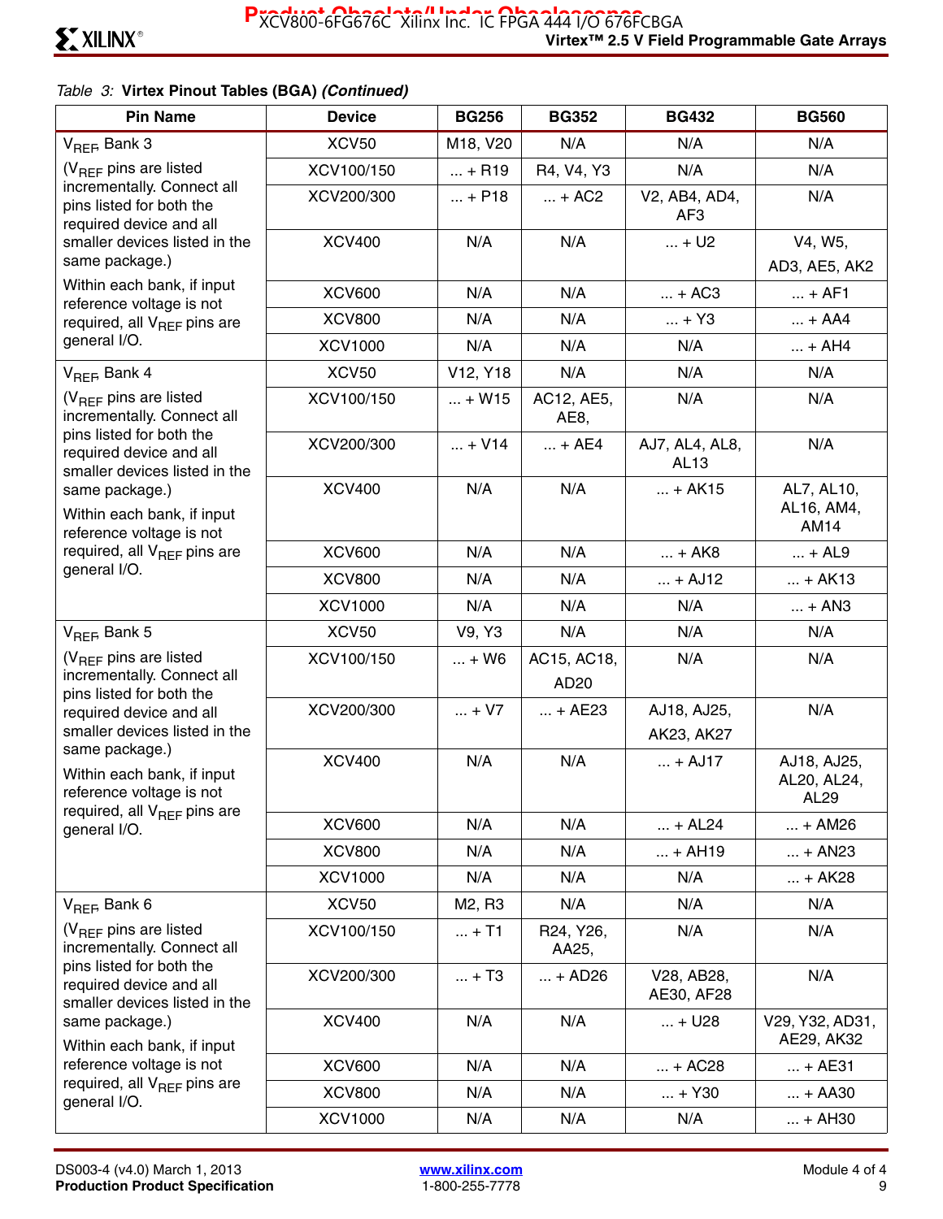Table 3: **Virtex Pinout Tables (BGA)** ***(Continued)***

| Pin Name | Device | BG256 | BG352 | BG432 | BG560 |
|---|---|---|---|---|---|
| $V_{REF}$, Bank 3 | XCV50 | M18, V20 | N/A | N/A | N/A |
| ($V_{REF}$ pins are listed incrementally. Connect all pins listed for both the required device and all smaller devices listed in the same package.) | XCV100/150 | ... + R19 | R4, V4, Y3 | N/A | N/A |
| | XCV200/300 | ... + P18 | ... + AC2 | V2, AB4, AD4, AF3 | N/A |
| | XCV400 | N/A | N/A | ... + U2 | V4, W5, AD3, AE5, AK2 |
| Within each bank, if input reference voltage is not required, all $V_{REF}$ pins are general I/O. | XCV600 | N/A | N/A | ... + AC3 | ... + AF1 |
| | XCV800 | N/A | N/A | ... + Y3 | ... + AA4 |
| | XCV1000 | N/A | N/A | N/A | ... + AH4 |
| $V_{REF}$, Bank 4 | XCV50 | V12, Y18 | N/A | N/A | N/A |
| ($V_{REF}$ pins are listed incrementally. Connect all pins listed for both the required device and all smaller devices listed in the same package.) | XCV100/150 | ... + W15 | AC12, AE5, AE8, | N/A | N/A |
| | XCV200/300 | ... + V14 | ... + AE4 | AJ7, AL4, AL8, AL13 | N/A |
| | XCV400 | N/A | N/A | ... + AK15 | AL7, AL10, AL16, AM4, AM14 |
| Within each bank, if input reference voltage is not required, all $V_{REF}$ pins are general I/O. | XCV600 | N/A | N/A | ... + AK8 | ... + AL9 |
| | XCV800 | N/A | N/A | ... + AJ12 | ... + AK13 |
| | XCV1000 | N/A | N/A | N/A | ... + AN3 |
| $V_{REF}$, Bank 5 | XCV50 | V9, Y3 | N/A | N/A | N/A |
| ($V_{REF}$ pins are listed incrementally. Connect all pins listed for both the required device and all smaller devices listed in the same package.) | XCV100/150 | ... + W6 | AC15, AC18, AD20 | N/A | N/A |
| | XCV200/300 | ... + V7 | ... + AE23 | AJ18, AJ25, AK23, AK27 | N/A |
| | XCV400 | N/A | N/A | ... + AJ17 | AJ18, AJ25, AL20, AL24, AL29 |
| Within each bank, if input reference voltage is not required, all $V_{REF}$ pins are general I/O. | XCV600 | N/A | N/A | ... + AL24 | ... + AM26 |
| | XCV800 | N/A | N/A | ... + AH19 | ... + AN23 |
| | XCV1000 | N/A | N/A | N/A | ... + AK28 |
| $V_{REF}$, Bank 6 | XCV50 | M2, R3 | N/A | N/A | N/A |
| ($V_{REF}$ pins are listed incrementally. Connect all pins listed for both the required device and all smaller devices listed in the same package.) | XCV100/150 | ... + T1 | R24, Y26, AA25, | N/A | N/A |
| | XCV200/300 | ... + T3 | ... + AD26 | V28, AB28, AE30, AF28 | N/A |
| | XCV400 | N/A | N/A | ... + U28 | V29, Y32, AD31, AE29, AK32 |
| Within each bank, if input reference voltage is not required, all $V_{REF}$ pins are general I/O. | XCV600 | N/A | N/A | ... + AC28 | ... + AE31 |
| | XCV800 | N/A | N/A | ... + Y30 | ... + AA30 |
| | XCV1000 | N/A | N/A | N/A | ... + AH30 |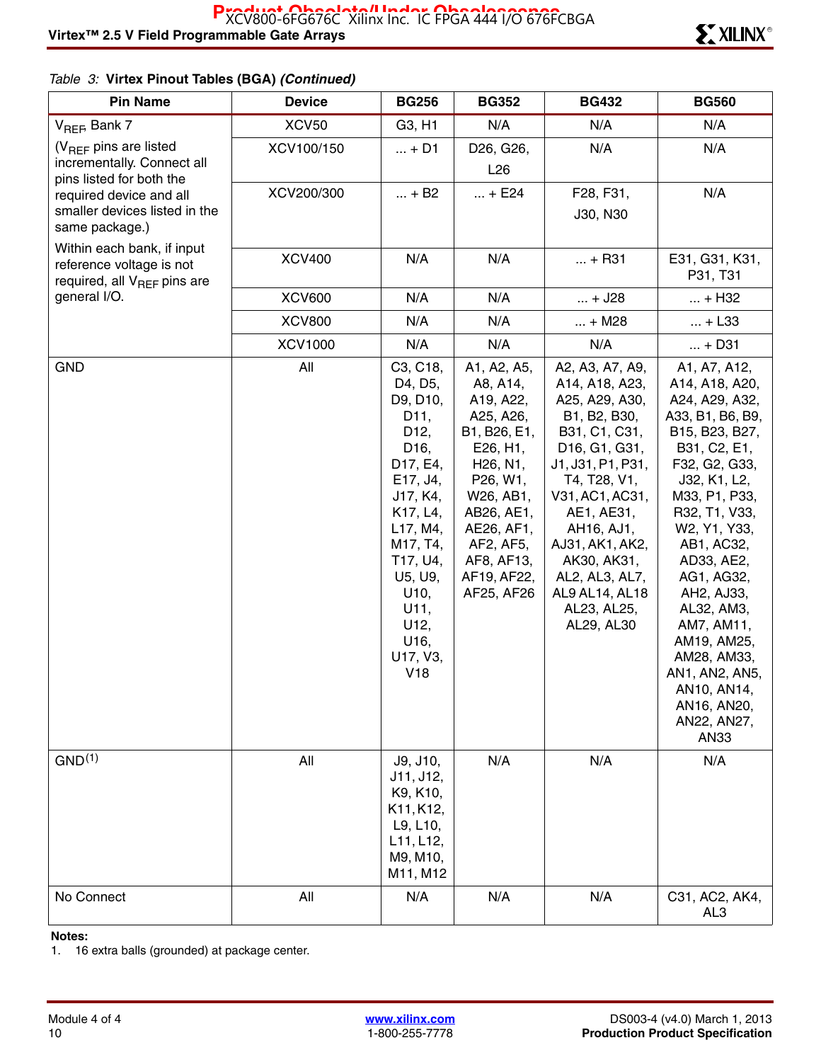Table 3: **Virtex Pinout Tables (BGA)** ***(Continued)***

| Pin Name | Device | BG256 | BG352 | BG432 | BG560 |
|---|---|---|---|---|---|
| $V_{REF}$, Bank 7 ($V_{REF}$ pins are listed incrementally. Connect all pins listed for both the required device and all smaller devices listed in the same package.) Within each bank, if input reference voltage is not required, all $V_{REF}$ pins are general I/O. | XCV50 | G3, H1 | N/A | N/A | N/A |
| | XCV100/150 | ... + D1 | D26, G26, L26 | N/A | N/A |
| | XCV200/300 | ... + B2 | ... + E24 | F28, F31, J30, N30 | N/A |
| | XCV400 | N/A | N/A | ... + R31 | E31, G31, K31, P31, T31 |
| | XCV600 | N/A | N/A | ... + J28 | ... + H32 |
| | XCV800 | N/A | N/A | ... + M28 | ... + L33 |
| | XCV1000 | N/A | N/A | N/A | ... + D31 |
| GND | All | C3, C18, D4, D5, D9, D10, D11, D12, D16, D17, E4, E17, J4, J17, K4, K17, L4, L17, M4, M17, T4, T17, U4, U5, U9, U10, U11, U12, U16, U17, V3, V18 | A1, A2, A5, A8, A14, A19, A22, A25, A26, B1, B26, E1, E26, H1, H26, N1, P26, W1, W26, AB1, AB26, AE1, AE26, AF1, AF2, AF5, AF8, AF13, AF19, AF22, AF25, AF26 | A2, A3, A7, A9, A14, A18, A23, A25, A29, A30, B1, B2, B30, B31, C1, C31, D16, G1, G31, J1, J31, P1, P31, T4, T28, V1, V31, AC1, AC31, AE1, AE31, AH16, AJ1, AJ31, AK1, AK2, AK30, AK31, AL2, AL3, AL7, AL9 AL14, AL18 AL23, AL25, AL29, AL30 | A1, A7, A12, A14, A18, A20, A24, A29, A32, A33, B1, B6, B9, B15, B23, B27, B31, C2, E1, F32, G2, G33, J32, K1, L2, M33, P1, P33, R32, T1, V33, W2, Y1, Y33, AB1, AC32, AD33, AE2, AG1, AG32, AH2, AJ33, AL32, AM3, AM7, AM11, AM19, AM25, AM28, AM33, AN1, AN2, AN5, AN10, AN14, AN16, AN20, AN22, AN27, AN33 |
| GND[1] | All | J9, J10, J11, J12, K9, K10, K11, K12, L9, L10, L11, L12, M9, M10, M11, M12 | N/A | N/A | N/A |
| No Connect | All | N/A | N/A | N/A | C31, AC2, AK4, AL3 |

**Notes:**
1. 16 extra balls (grounded) at package center.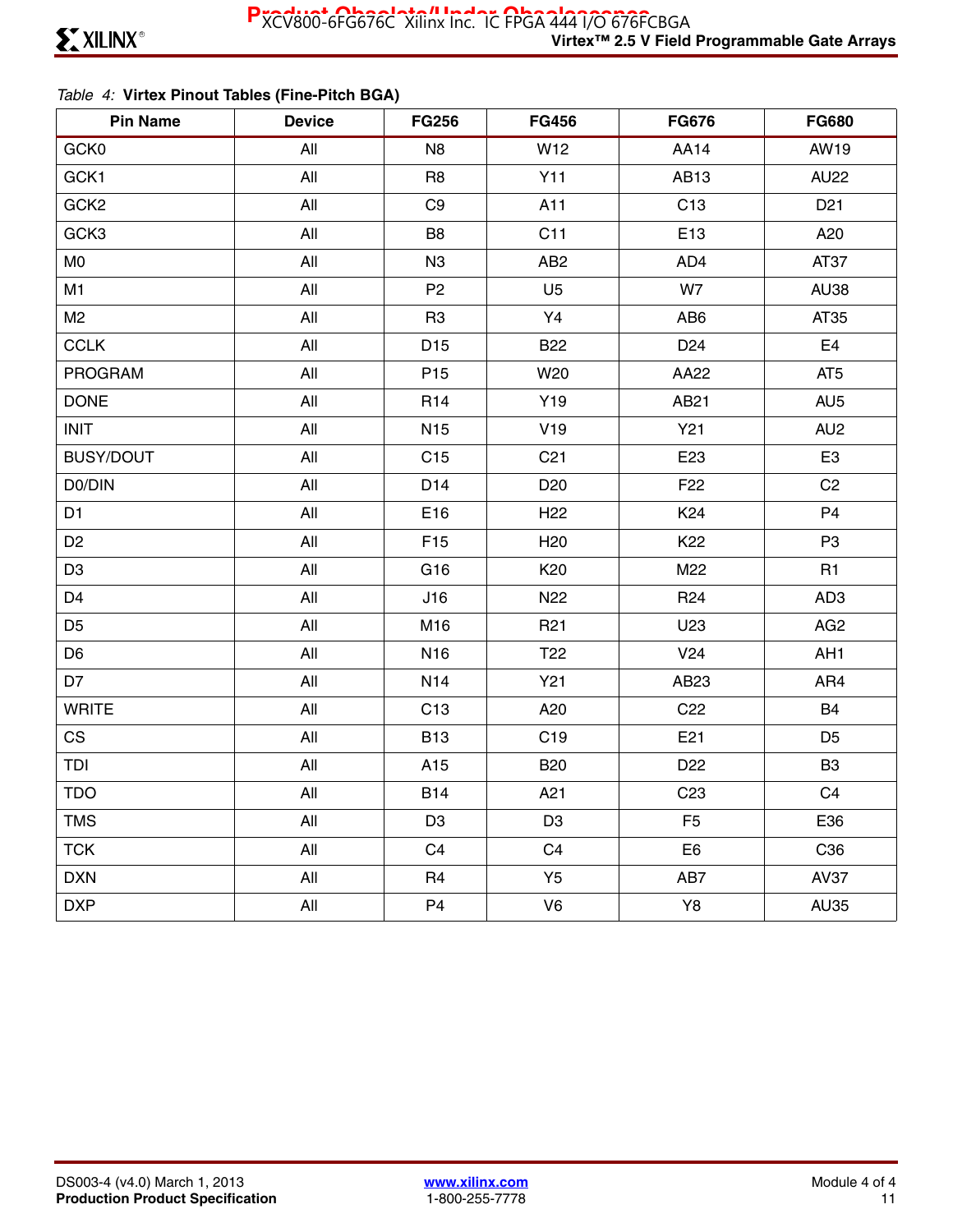*Table 4:* **Virtex Pinout Tables (Fine-Pitch BGA)**

| Pin Name | Device | FG256 | FG456 | FG676 | FG680 |
|---|---|---|---|---|---|
| GCK0 | All | N8 | W12 | AA14 | AW19 |
| GCK1 | All | R8 | Y11 | AB13 | AU22 |
| GCK2 | All | C9 | A11 | C13 | D21 |
| GCK3 | All | B8 | C11 | E13 | A20 |
| M0 | All | N3 | AB2 | AD4 | AT37 |
| M1 | All | P2 | U5 | W7 | AU38 |
| M2 | All | R3 | Y4 | AB6 | AT35 |
| CCLK | All | D15 | B22 | D24 | E4 |
| PROGRAM | All | P15 | W20 | AA22 | AT5 |
| DONE | All | R14 | Y19 | AB21 | AU5 |
| INIT | All | N15 | V19 | Y21 | AU2 |
| BUSY/DOUT | All | C15 | C21 | E23 | E3 |
| D0/DIN | All | D14 | D20 | F22 | C2 |
| D1 | All | E16 | H22 | K24 | P4 |
| D2 | All | F15 | H20 | K22 | P3 |
| D3 | All | G16 | K20 | M22 | R1 |
| D4 | All | J16 | N22 | R24 | AD3 |
| D5 | All | M16 | R21 | U23 | AG2 |
| D6 | All | N16 | T22 | V24 | AH1 |
| D7 | All | N14 | Y21 | AB23 | AR4 |
| WRITE | All | C13 | A20 | C22 | B4 |
| CS | All | B13 | C19 | E21 | D5 |
| TDI | All | A15 | B20 | D22 | B3 |
| TDO | All | B14 | A21 | C23 | C4 |
| TMS | All | D3 | D3 | F5 | E36 |
| TCK | All | C4 | C4 | E6 | C36 |
| DXN | All | R4 | Y5 | AB7 | AV37 |
| DXP | All | P4 | V6 | Y8 | AU35 |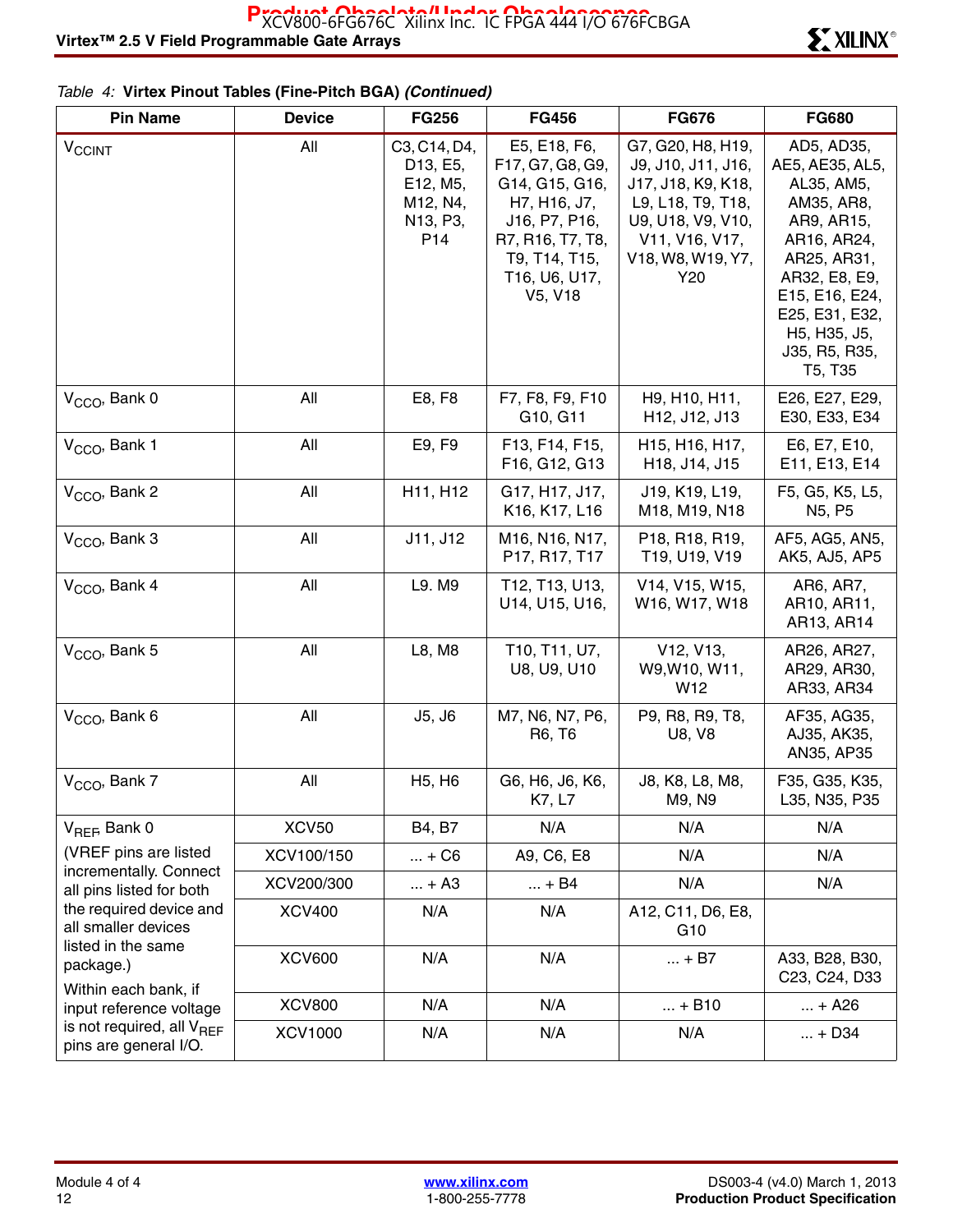Table 4: **Virtex Pinout Tables (Fine-Pitch BGA)** ***(Continued)***

| Pin Name | Device | FG256 | FG456 | FG676 | FG680 |
|---|---|---|---|---|---|
| $V_{CCINT}$ | All | C3, C14, D4, D13, E5, E12, M5, M12, N4, N13, P3, P14 | E5, E18, F6, F17, G7, G8, G9, G14, G15, G16, H7, H16, J7, J16, P7, P16, R7, R16, T7, T8, T9, T14, T15, T16, U6, U17, V5, V18 | G7, G20, H8, H19, J9, J10, J11, J16, J17, J18, K9, K18, L9, L18, T9, T18, U9, U18, V9, V10, V11, V16, V17, V18, W8, W19, Y7, Y20 | AD5, AD35, AE5, AE35, AL5, AL35, AM5, AM35, AR8, AR9, AR15, AR16, AR24, AR25, AR31, AR32, E8, E9, E15, E16, E24, E25, E31, E32, H5, H35, J5, J35, R5, R35, T5, T35 |
| $V_{CCO}$, Bank 0 | All | E8, F8 | F7, F8, F9, F10 G10, G11 | H9, H10, H11, H12, J12, J13 | E26, E27, E29, E30, E33, E34 |
| $V_{CCO}$, Bank 1 | All | E9, F9 | F13, F14, F15, F16, G12, G13 | H15, H16, H17, H18, J14, J15 | E6, E7, E10, E11, E13, E14 |
| $V_{CCO}$, Bank 2 | All | H11, H12 | G17, H17, J17, K16, K17, L16 | J19, K19, L19, M18, M19, N18 | F5, G5, K5, L5, N5, P5 |
| $V_{CCO}$, Bank 3 | All | J11, J12 | M16, N16, N17, P17, R17, T17 | P18, R18, R19, T19, U19, V19 | AF5, AG5, AN5, AK5, AJ5, AP5 |
| $V_{CCO}$, Bank 4 | All | L9. M9 | T12, T13, U13, U14, U15, U16, | V14, V15, W15, W16, W17, W18 | AR6, AR7, AR10, AR11, AR13, AR14 |
| $V_{CCO}$, Bank 5 | All | L8, M8 | T10, T11, U7, U8, U9, U10 | V12, V13, W9,W10, W11, W12 | AR26, AR27, AR29, AR30, AR33, AR34 |
| $V_{CCO}$, Bank 6 | All | J5, J6 | M7, N6, N7, P6, R6, T6 | P9, R8, R9, T8, U8, V8 | AF35, AG35, AJ35, AK35, AN35, AP35 |
| $V_{CCO}$, Bank 7 | All | H5, H6 | G6, H6, J6, K6, K7, L7 | J8, K8, L8, M8, M9, N9 | F35, G35, K35, L35, N35, P35 |
| $V_{REF}$, Bank 0 | XCV50 | B4, B7 | N/A | N/A | N/A |
| (VREF pins are listed incrementally. Connect all pins listed for both | XCV100/150 | ... + C6 | A9, C6, E8 | N/A | N/A |
| the required device and all smaller devices | XCV200/300 | ... + A3 | ... + B4 | N/A | N/A |
| listed in the same package.) | XCV400 | N/A | N/A | A12, C11, D6, E8, G10 | |
| Within each bank, if input reference voltage | XCV600 | N/A | N/A | ... + B7 | A33, B28, B30, C23, C24, D33 |
| is not required, all $V_{REF}$ pins are general I/O. | XCV800 | N/A | N/A | ... + B10 | ... + A26 |
| | XCV1000 | N/A | N/A | N/A | ... + D34 |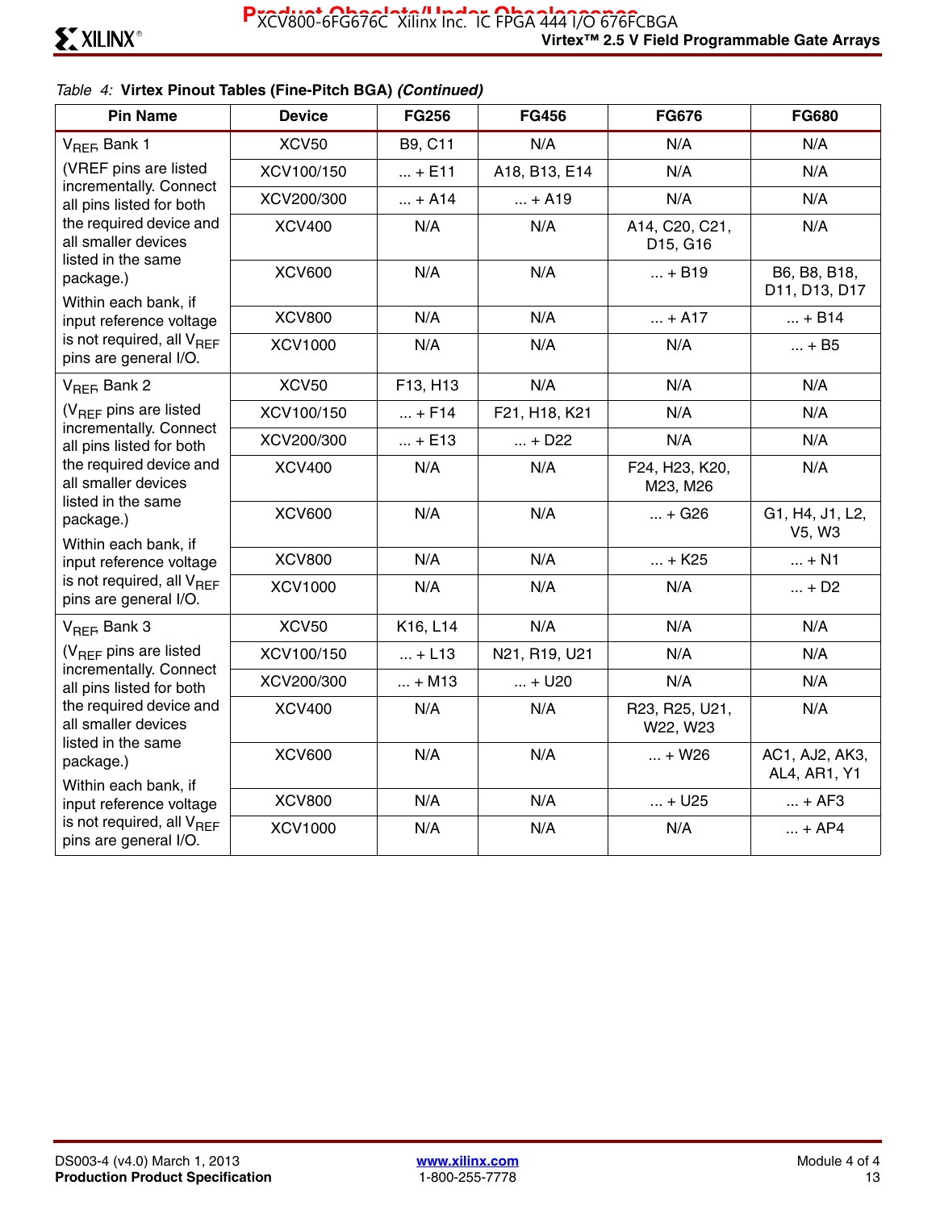Table 4: **Virtex Pinout Tables (Fine-Pitch BGA)** ***(Continued)***

| Pin Name | Device | FG256 | FG456 | FG676 | FG680 |
|---|---|---|---|---|---|
| $V_{REF}$, Bank 1 (VREF pins are listed incrementally. Connect all pins listed for both the required device and all smaller devices listed in the same package.) Within each bank, if input reference voltage is not required, all $V_{REF}$ pins are general I/O. | XCV50 | B9, C11 | N/A | N/A | N/A |
| | XCV100/150 | ... + E11 | A18, B13, E14 | N/A | N/A |
| | XCV200/300 | ... + A14 | ... + A19 | N/A | N/A |
| | XCV400 | N/A | N/A | A14, C20, C21, D15, G16 | N/A |
| | XCV600 | N/A | N/A | ... + B19 | B6, B8, B18, D11, D13, D17 |
| | XCV800 | N/A | N/A | ... + A17 | ... + B14 |
| | XCV1000 | N/A | N/A | N/A | ... + B5 |
| $V_{REF}$, Bank 2 ($V_{REF}$ pins are listed incrementally. Connect all pins listed for both the required device and all smaller devices listed in the same package.) Within each bank, if input reference voltage is not required, all $V_{REF}$ pins are general I/O. | XCV50 | F13, H13 | N/A | N/A | N/A |
| | XCV100/150 | ... + F14 | F21, H18, K21 | N/A | N/A |
| | XCV200/300 | ... + E13 | ... + D22 | N/A | N/A |
| | XCV400 | N/A | N/A | F24, H23, K20, M23, M26 | N/A |
| | XCV600 | N/A | N/A | ... + G26 | G1, H4, J1, L2, V5, W3 |
| | XCV800 | N/A | N/A | ... + K25 | ... + N1 |
| | XCV1000 | N/A | N/A | N/A | ... + D2 |
| $V_{REF}$, Bank 3 ($V_{REF}$ pins are listed incrementally. Connect all pins listed for both the required device and all smaller devices listed in the same package.) Within each bank, if input reference voltage is not required, all $V_{REF}$ pins are general I/O. | XCV50 | K16, L14 | N/A | N/A | N/A |
| | XCV100/150 | ... + L13 | N21, R19, U21 | N/A | N/A |
| | XCV200/300 | ... + M13 | ... + U20 | N/A | N/A |
| | XCV400 | N/A | N/A | R23, R25, U21, W22, W23 | N/A |
| | XCV600 | N/A | N/A | ... + W26 | AC1, AJ2, AK3, AL4, AR1, Y1 |
| | XCV800 | N/A | N/A | ... + U25 | ... + AF3 |
| | XCV1000 | N/A | N/A | N/A | ... + AP4 |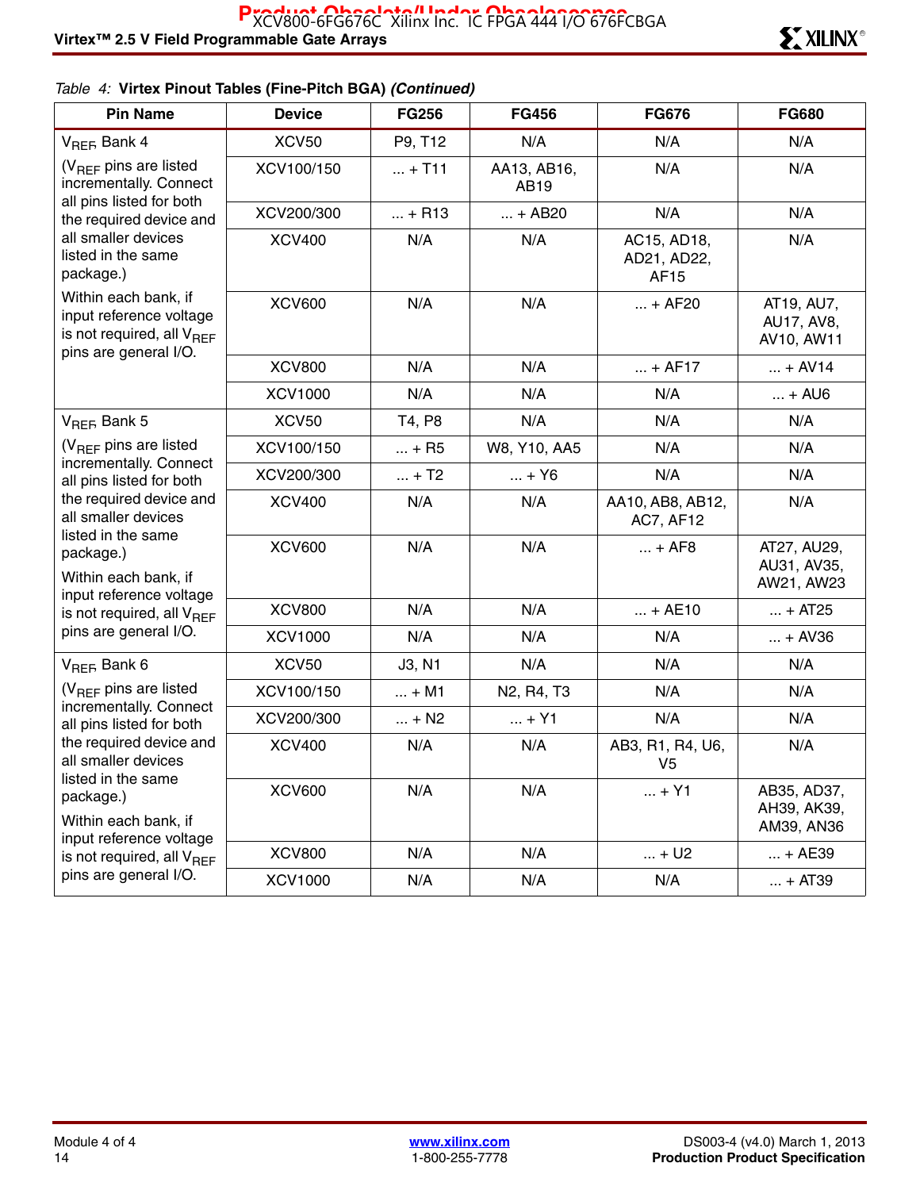Table 4: **Virtex Pinout Tables (Fine-Pitch BGA)** ***(Continued)***

| Pin Name | Device | FG256 | FG456 | FG676 | FG680 |
|---|---|---|---|---|---|
| $V_{REF}$ Bank 4 | XCV50 | P9, T12 | N/A | N/A | N/A |
| ($V_{REF}$ pins are listed incrementally. Connect all pins listed for both the required device and all smaller devices listed in the same package.) | XCV100/150 | ... + T11 | AA13, AB16, AB19 | N/A | N/A |
| | XCV200/300 | ... + R13 | ... + AB20 | N/A | N/A |
| | XCV400 | N/A | N/A | AC15, AD18, AD21, AD22, AF15 | N/A |
| Within each bank, if input reference voltage is not required, all $V_{REF}$ pins are general I/O. | XCV600 | N/A | N/A | ... + AF20 | AT19, AU7, AU17, AV8, AV10, AW11 |
| | XCV800 | N/A | N/A | ... + AF17 | ... + AV14 |
| | XCV1000 | N/A | N/A | N/A | ... + AU6 |
| $V_{REF}$ Bank 5 | XCV50 | T4, P8 | N/A | N/A | N/A |
| ($V_{REF}$ pins are listed incrementally. Connect all pins listed for both the required device and all smaller devices listed in the same package.) | XCV100/150 | ... + R5 | W8, Y10, AA5 | N/A | N/A |
| | XCV200/300 | ... + T2 | ... + Y6 | N/A | N/A |
| | XCV400 | N/A | N/A | AA10, AB8, AB12, AC7, AF12 | N/A |
| Within each bank, if input reference voltage is not required, all $V_{REF}$ pins are general I/O. | XCV600 | N/A | N/A | ... + AF8 | AT27, AU29, AU31, AV35, AW21, AW23 |
| | XCV800 | N/A | N/A | ... + AE10 | ... + AT25 |
| | XCV1000 | N/A | N/A | N/A | ... + AV36 |
| $V_{REF}$ Bank 6 | XCV50 | J3, N1 | N/A | N/A | N/A |
| ($V_{REF}$ pins are listed incrementally. Connect all pins listed for both the required device and all smaller devices listed in the same package.) | XCV100/150 | ... + M1 | N2, R4, T3 | N/A | N/A |
| | XCV200/300 | ... + N2 | ... + Y1 | N/A | N/A |
| | XCV400 | N/A | N/A | AB3, R1, R4, U6, V5 | N/A |
| Within each bank, if input reference voltage is not required, all $V_{REF}$ pins are general I/O. | XCV600 | N/A | N/A | ... + Y1 | AB35, AD37, AH39, AK39, AM39, AN36 |
| | XCV800 | N/A | N/A | ... + U2 | ... + AE39 |
| | XCV1000 | N/A | N/A | N/A | ... + AT39 |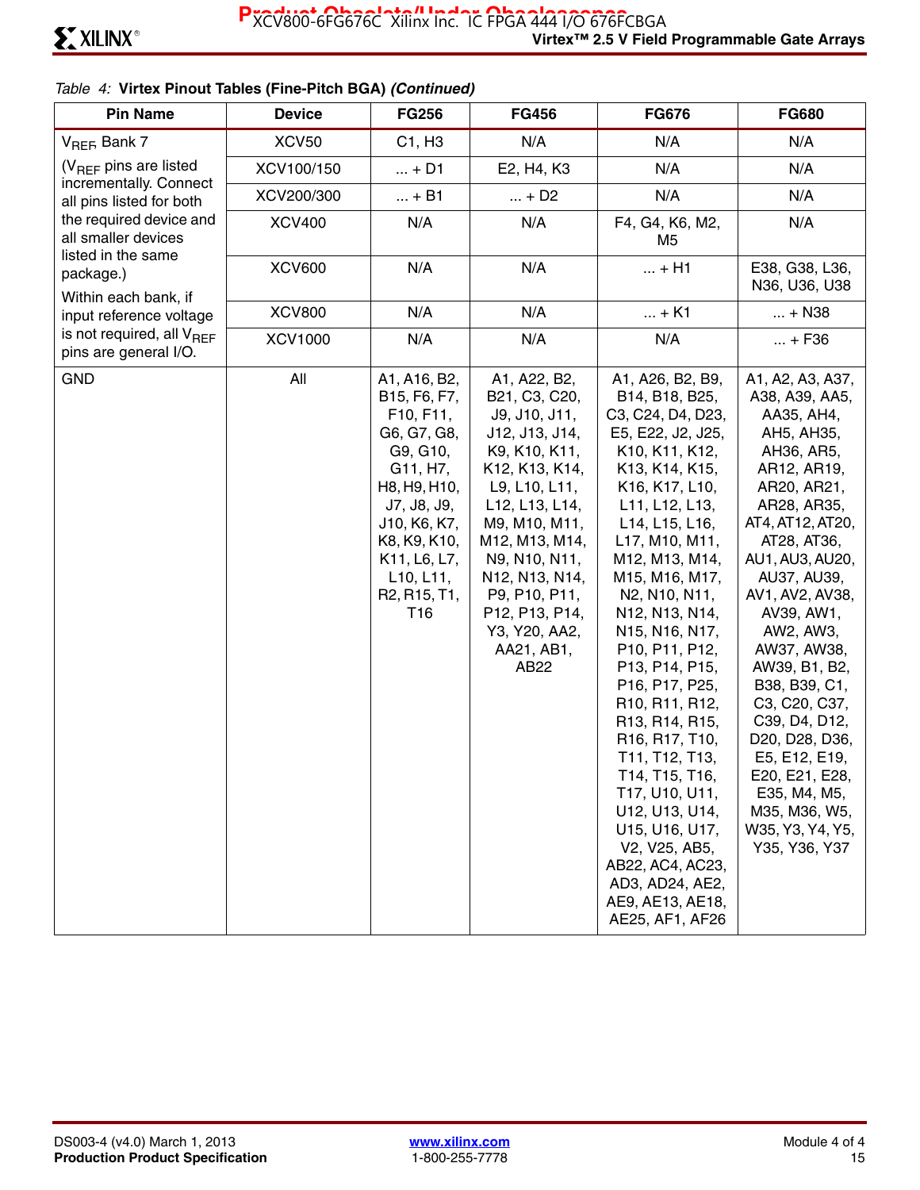Table 4: **Virtex Pinout Tables (Fine-Pitch BGA)** ***(Continued)***

| Pin Name | Device | FG256 | FG456 | FG676 | FG680 |
|---|---|---|---|---|---|
| $V_{REF}$ Bank 7 | XCV50 | C1, H3 | N/A | N/A | N/A |
| ($V_{REF}$ pins are listed incrementally. Connect all pins listed for both the required device and all smaller devices listed in the same package.) | XCV100/150 | ... + D1 | E2, H4, K3 | N/A | N/A |
| Within each bank, if input reference voltage is not required, all $V_{REF}$ pins are general I/O. | XCV200/300 | ... + B1 | ... + D2 | N/A | N/A |
| | XCV400 | N/A | N/A | F4, G4, K6, M2, M5 | N/A |
| | XCV600 | N/A | N/A | ... + H1 | E38, G38, L36, N36, U36, U38 |
| | XCV800 | N/A | N/A | ... + K1 | ... + N38 |
| | XCV1000 | N/A | N/A | N/A | ... + F36 |
| GND | All | A1, A16, B2, B15, F6, F7, F10, F11, G6, G7, G8, G9, G10, G11, H7, H8, H9, H10, J7, J8, J9, J10, K6, K7, K8, K9, K10, K11, L6, L7, L10, L11, R2, R15, T1, T16 | A1, A22, B2, B21, C3, C20, J9, J10, J11, J12, J13, J14, K9, K10, K11, K12, K13, K14, L9, L10, L11, L12, L13, L14, M9, M10, M11, M12, M13, M14, N9, N10, N11, N12, N13, N14, P9, P10, P11, P12, P13, P14, Y3, Y20, AA2, AA21, AB1, AB22 | A1, A26, B2, B9, B14, B18, B25, C3, C24, D4, D23, E5, E22, J2, J25, K10, K11, K12, K13, K14, K15, K16, K17, L10, L11, L12, L13, L14, L15, L16, L17, M10, M11, M12, M13, M14, M15, M16, M17, N2, N10, N11, N12, N13, N14, N15, N16, N17, P10, P11, P12, P13, P14, P15, P16, P17, P25, R10, R11, R12, R13, R14, R15, R16, R17, T10, T11, T12, T13, T14, T15, T16, T17, U10, U11, U12, U13, U14, U15, U16, U17, V2, V25, AB5, AB22, AC4, AC23, AD3, AD24, AE2, AE9, AE13, AE18, AE25, AF1, AF26 | A1, A2, A3, A37, A38, A39, AA5, AA35, AH4, AH5, AH35, AH36, AR5, AR12, AR19, AR20, AR21, AR28, AR35, AT4, AT12, AT20, AT28, AT36, AU1, AU3, AU20, AU37, AU39, AV1, AV2, AV38, AV39, AW1, AW2, AW3, AW37, AW38, AW39, B1, B2, B38, B39, C1, C3, C20, C37, C39, D4, D12, D20, D28, D36, E5, E12, E19, E20, E21, E28, E35, M4, M5, M35, M36, W5, W35, Y3, Y4, Y5, Y35, Y36, Y37 |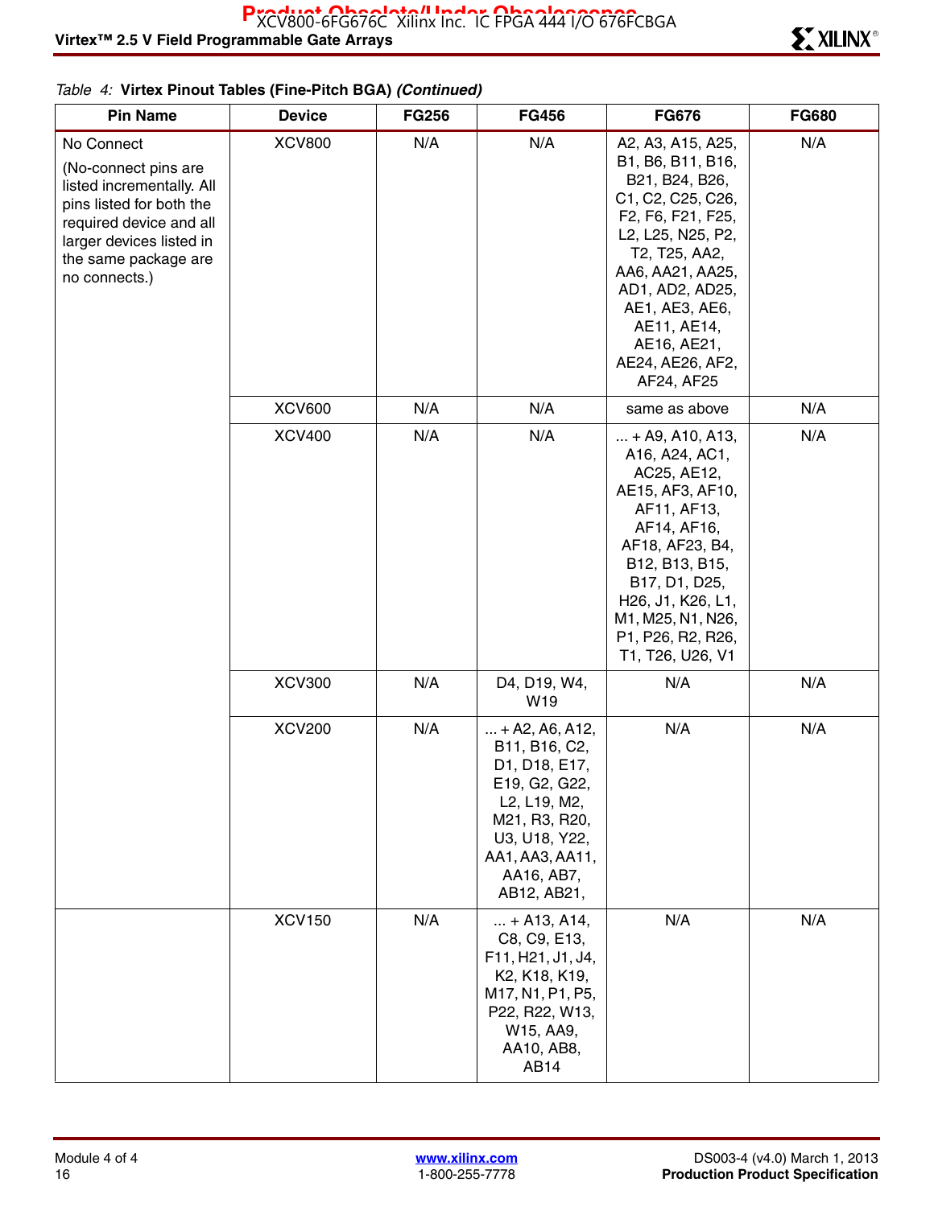Table 4: **Virtex Pinout Tables (Fine-Pitch BGA)** ***(Continued)***

| Pin Name | Device | FG256 | FG456 | FG676 | FG680 |
|---|---|---|---|---|---|
| No Connect (No-connect pins are listed incrementally. All pins listed for both the required device and all larger devices listed in the same package are no connects.) | XCV800 | N/A | N/A | A2, A3, A15, A25, B1, B6, B11, B16, B21, B24, B26, C1, C2, C25, C26, F2, F6, F21, F25, L2, L25, N25, P2, T2, T25, AA2, AA6, AA21, AA25, AD1, AD2, AD25, AE1, AE3, AE6, AE11, AE14, AE16, AE21, AE24, AE26, AF2, AF24, AF25 | N/A |
| | XCV600 | N/A | N/A | same as above | N/A |
| | XCV400 | N/A | N/A | ... + A9, A10, A13, A16, A24, AC1, AC25, AE12, AE15, AF3, AF10, AF11, AF13, AF14, AF16, AF18, AF23, B4, B12, B13, B15, B17, D1, D25, H26, J1, K26, L1, M1, M25, N1, N26, P1, P26, R2, R26, T1, T26, U26, V1 | N/A |
| | XCV300 | N/A | D4, D19, W4, W19 | N/A | N/A |
| | XCV200 | N/A | ... + A2, A6, A12, B11, B16, C2, D1, D18, E17, E19, G2, G22, L2, L19, M2, M21, R3, R20, U3, U18, Y22, AA1, AA3, AA11, AA16, AB7, AB12, AB21, | N/A | N/A |
| | XCV150 | N/A | ... + A13, A14, C8, C9, E13, F11, H21, J1, J4, K2, K18, K19, M17, N1, P1, P5, P22, R22, W13, W15, AA9, AA10, AB8, AB14 | N/A | N/A |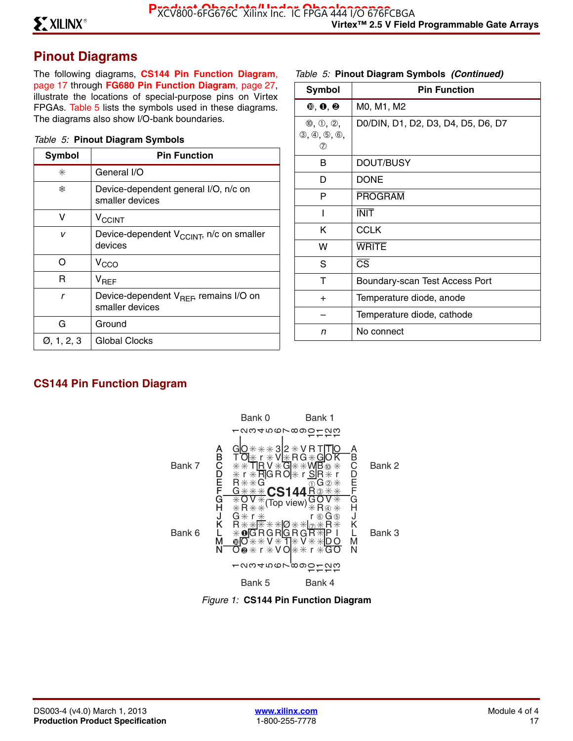## Pinout Diagrams

The following diagrams, **CS144 Pin Function Diagram**, page 17 through **FG680 Pin Function Diagram**, page 27, illustrate the locations of special-purpose pins on Virtex FPGAs. Table 5 lists the symbols used in these diagrams. The diagrams also show I/O-bank boundaries.

*Table 5:* **Pinout Diagram Symbols**

| Symbol | Pin Function |
|---|---|
| ✳ | General I/O |
| ❄ | Device-dependent general I/O, n/c on smaller devices |
| V | $V_{CCINT}$ |
| *v* | Device-dependent $V_{CCINT}$, n/c on smaller devices |
| O | $V_{CCO}$ |
| R | $V_{REF}$ |
| *r* | Device-dependent $V_{REF}$, remains I/O on smaller devices |
| G | Ground |
| Ø, 1, 2, 3 | Global Clocks |
| ⓿, ❶, ❷ | M0, M1, M2 |
| ⓪, ①, ②, ③, ④, ⑤, ⑥, ⑦ | D0/DIN, D1, D2, D3, D4, D5, D6, D7 |
| B | DOUT/BUSY |
| D | DONE |
| P | $\overline{\text{PROGRAM}}$ |
| I | $\overline{\text{INIT}}$ |
| K | CCLK |
| W | $\overline{\text{WRITE}}$ |
| S | $\overline{\text{CS}}$ |
| T | Boundary-scan Test Access Port |
| + | Temperature diode, anode |
| – | Temperature diode, cathode |
| *n* | No connect |

## CS144 Pin Function Diagram

```
            Bank 0                 Bank 1
      1  2  3  4  5  6  7  8  9  10 11 12 13
  A   G  O  ✳  ✳  ✳  3  2  ✳  V  R  T  T  O   A
  B   T  O  ✳  r  ✳  V  ✳  R  G  ✳  G  O  K   B
  C   ✳  ✳  T  R  V  ✳  G  ✳  ✳  W  B  ⓪  ✳   C
  D   ✳  r  ✳  R  G  R  O  ✳  r  S  R  ✳  r   D
  E   R  ✳  ✳  G                 ①  G  ②  ✳   E
  F   G  ✳  ✳  ✳     CS144       R  ③  ✳  ✳   F
  G   ✳  O  V  ✳   (Top view)    G  O  V  ✳   G
  H   ✳  R  ✳  ✳                 ✳  R  ④  ✳   H
  J   G  ✳  r  ✳                 r  ⑥  G  ⑤   J
  K   R  ✳  ✳  ✳  ✳  ✳  Ø  ✳  ✳  ⑦  ✳  R  ✳   K
  L   ✳  ❶  G  R  G  R  G  R  G  R  ✳  P  I   L
  M   ⓿  O  ✳  ✳  V  ✳  1  ✳  V  ✳  ✳  D  O   M
  N   O  ❷  ✳  r  ✳  V  O  ✳  ✳  r  ✳  G  O   N
      1  2  3  4  5  6  7  8  9  10 11 12 13
            Bank 5                 Bank 4

Bank 7 (left, upper)   Bank 2 (right, upper)
Bank 6 (left, lower)   Bank 3 (right, lower)
```

*Figure 1:* **CS144 Pin Function Diagram**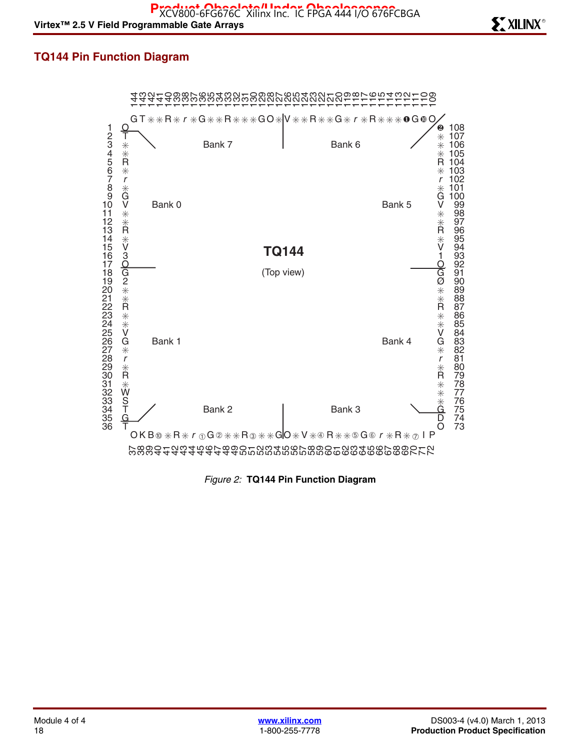## TQ144 Pin Function Diagram

Figure 2: **TQ144 Pin Function Diagram**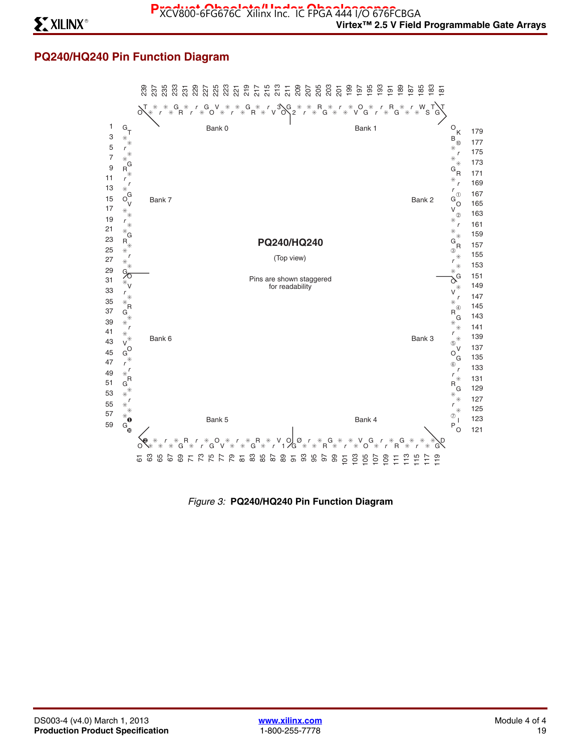## PQ240/HQ240 Pin Function Diagram

PQ240/HQ240

(Top view)

Pins are shown staggered for readability

Bank 0 Bank 1 Bank 2 Bank 3 Bank 4 Bank 5 Bank 6 Bank 7

*Figure 3:* **PQ240/HQ240 Pin Function Diagram**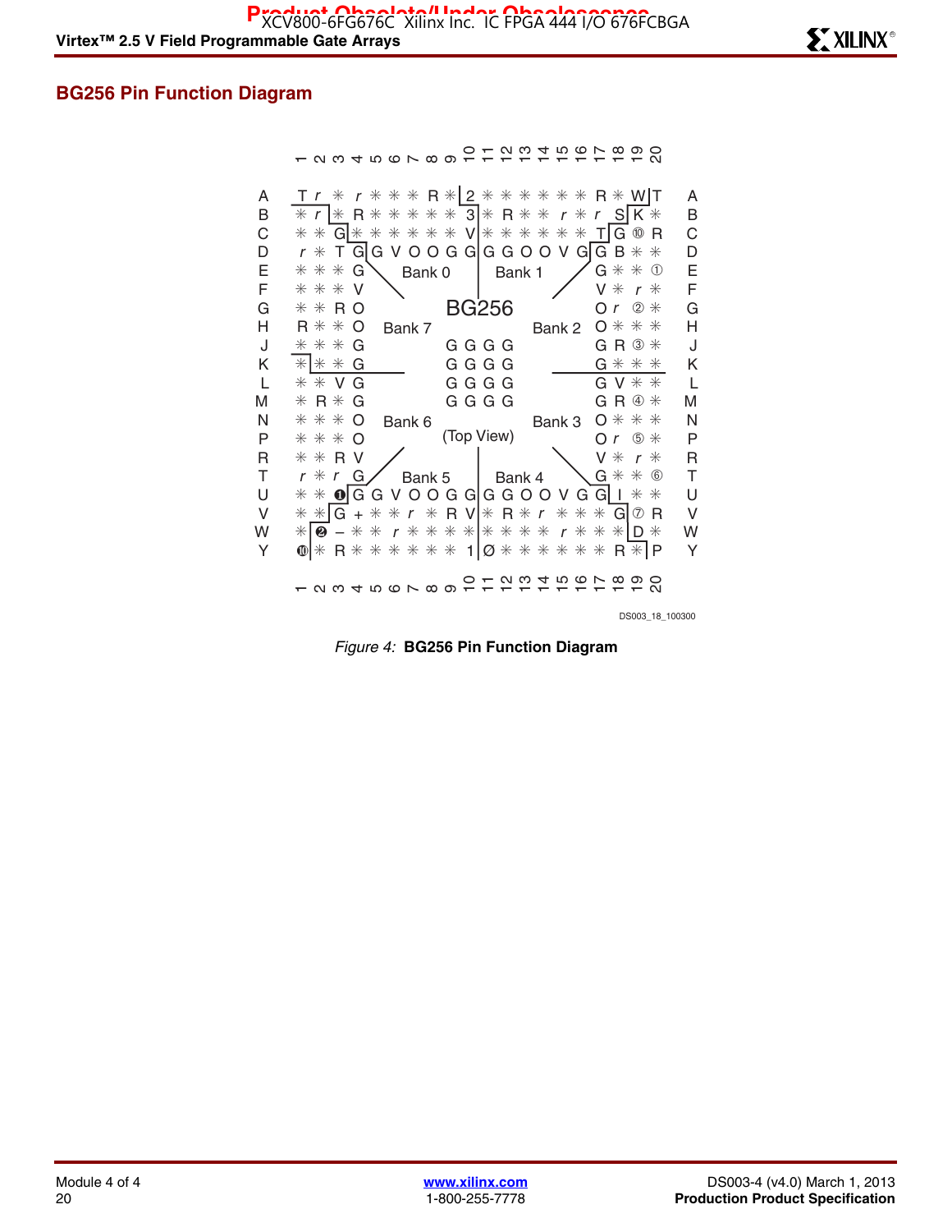## BG256 Pin Function Diagram

DS003_18_100300

*Figure 4:* **BG256 Pin Function Diagram**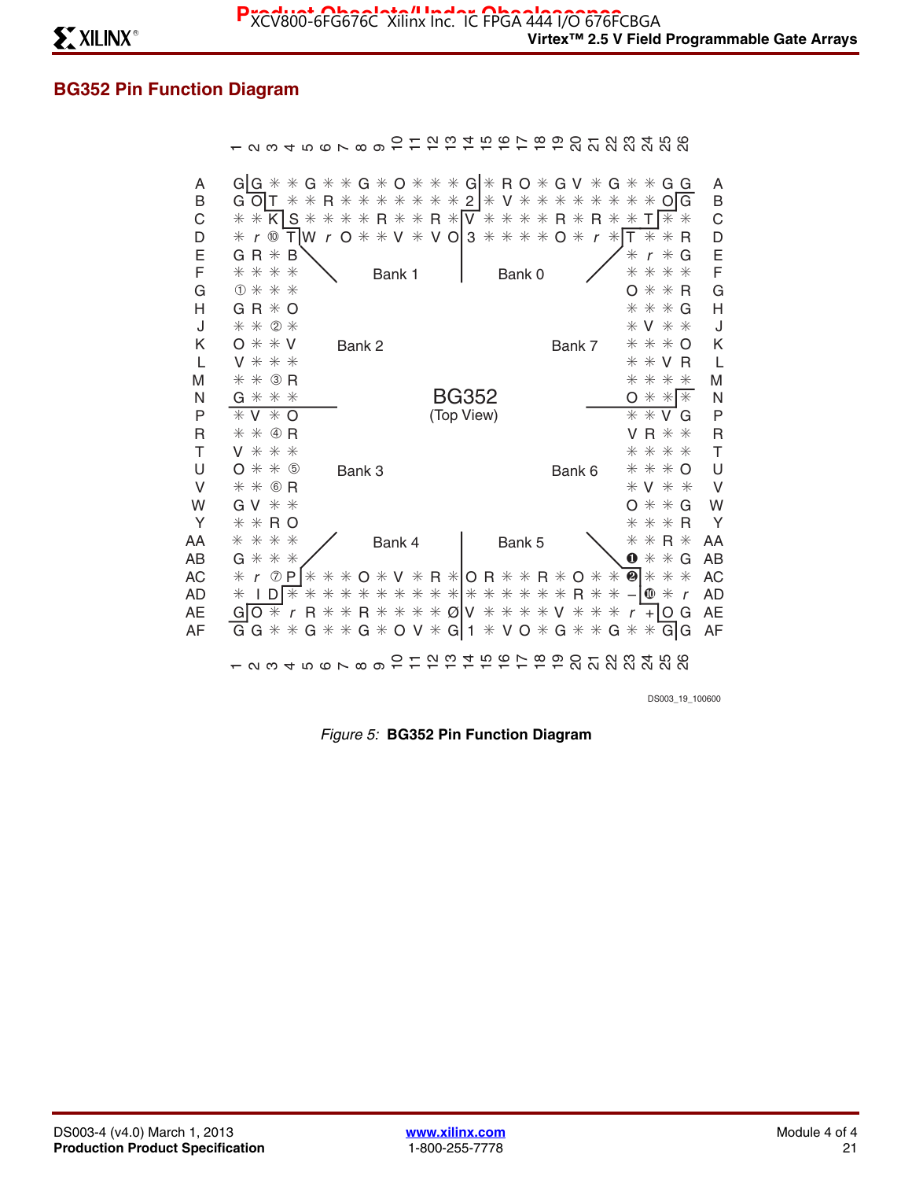## BG352 Pin Function Diagram

| | 1 | 2 | 3 | 4 | 5 | 6 | 7 | 8 | 9 | 10 | 11 | 12 | 13 | 14 | 15 | 16 | 17 | 18 | 19 | 20 | 21 | 22 | 23 | 24 | 25 | 26 | |
|---|---|---|---|---|---|---|---|---|---|---|---|---|---|---|---|---|---|---|---|---|---|---|---|---|---|---|---|
| A | G | G | ✳ | ✳ | G | ✳ | ✳ | G | ✳ | O | ✳ | ✳ | ✳ | G | ✳ | R | O | ✳ | G | V | ✳ | G | ✳ | ✳ | G | G | A |
| B | G | O | T | ✳ | ✳ | R | ✳ | ✳ | ✳ | ✳ | ✳ | ✳ | ✳ | 2 | ✳ | V | ✳ | ✳ | ✳ | ✳ | ✳ | ✳ | ✳ | ✳ | O | G | B |
| C | ✳ | ✳ | K | S | ✳ | ✳ | ✳ | ✳ | R | ✳ | ✳ | R | ✳ | V | ✳ | ✳ | ✳ | ✳ | R | ✳ | R | ✳ | ✳ | T | ✳ | ✳ | C |
| D | ✳ | r | ⑩ | T | W | r | O | ✳ | ✳ | V | ✳ | V | O | 3 | ✳ | ✳ | ✳ | ✳ | O | ✳ | r | ✳ | T | ✳ | ✳ | R | D |
| E | G | R | ✳ | B | | | | | | | | | | | | | | | | | | | ✳ | r | ✳ | G | E |
| F | ✳ | ✳ | ✳ | ✳ | | | | | | | | | | | | | | | | | | | ✳ | ✳ | ✳ | ✳ | F |
| G | ① | ✳ | ✳ | ✳ | | | | | | | | | | | | | | | | | | | O | ✳ | ✳ | R | G |
| H | G | R | ✳ | O | | | | | | | | | | | | | | | | | | | ✳ | ✳ | ✳ | G | H |
| J | ✳ | ✳ | ② | ✳ | | | | | | | | | | | | | | | | | | | ✳ | V | ✳ | ✳ | J |
| K | O | ✳ | ✳ | V | | | | | | | | | | | | | | | | | | | ✳ | ✳ | ✳ | O | K |
| L | V | ✳ | ✳ | ✳ | | | | | | | | | | | | | | | | | | | ✳ | ✳ | V | R | L |
| M | ✳ | ✳ | ③ | R | | | | | | | | | | | | | | | | | | | ✳ | ✳ | ✳ | ✳ | M |
| N | G | ✳ | ✳ | ✳ | | | | | | | | | | | | | | | | | | | O | ✳ | ✳ | ✳ | N |
| P | ✳ | V | ✳ | O | | | | | | | | | | | | | | | | | | | ✳ | ✳ | V | G | P |
| R | ✳ | ✳ | ④ | R | | | | | | | | | | | | | | | | | | | V | R | ✳ | ✳ | R |
| T | V | ✳ | ✳ | ✳ | | | | | | | | | | | | | | | | | | | ✳ | ✳ | ✳ | ✳ | T |
| U | O | ✳ | ✳ | ⑤ | | | | | | | | | | | | | | | | | | | ✳ | ✳ | ✳ | O | U |
| V | ✳ | ✳ | ⑥ | R | | | | | | | | | | | | | | | | | | | ✳ | V | ✳ | ✳ | V |
| W | G | V | ✳ | ✳ | | | | | | | | | | | | | | | | | | | O | ✳ | ✳ | G | W |
| Y | ✳ | ✳ | R | O | | | | | | | | | | | | | | | | | | | ✳ | ✳ | ✳ | R | Y |
| AA | ✳ | ✳ | ✳ | ✳ | | | | | | | | | | | | | | | | | | | ✳ | ✳ | R | ✳ | AA |
| AB | G | ✳ | ✳ | ✳ | | | | | | | | | | | | | | | | | | | ❶ | ✳ | ✳ | G | AB |
| AC | ✳ | r | ⑦ | P | ✳ | ✳ | ✳ | O | ✳ | V | ✳ | R | ✳ | O | R | ✳ | ✳ | R | ✳ | O | ✳ | ✳ | ❷ | ✳ | ✳ | ✳ | AC |
| AD | ✳ | I | D | ✳ | ✳ | ✳ | ✳ | ✳ | ✳ | ✳ | ✳ | ✳ | ✳ | ✳ | ✳ | ✳ | ✳ | ✳ | ✳ | R | ✳ | ✳ | – | ❿ | ✳ | r | AD |
| AE | G | O | ✳ | r | R | ✳ | ✳ | R | ✳ | ✳ | ✳ | ✳ | Ø | V | ✳ | ✳ | ✳ | ✳ | V | ✳ | ✳ | ✳ | r | + | O | G | AE |
| AF | G | G | ✳ | ✳ | G | ✳ | ✳ | G | ✳ | O | V | ✳ | G | 1 | ✳ | V | O | ✳ | G | ✳ | ✳ | G | ✳ | ✳ | G | G | AF |
| | 1 | 2 | 3 | 4 | 5 | 6 | 7 | 8 | 9 | 10 | 11 | 12 | 13 | 14 | 15 | 16 | 17 | 18 | 19 | 20 | 21 | 22 | 23 | 24 | 25 | 26 | |

Bank 0, Bank 1, Bank 2, Bank 3, Bank 4, Bank 5, Bank 6, Bank 7

BG352 (Top View)

DS003_19_100600

*Figure 5:* **BG352 Pin Function Diagram**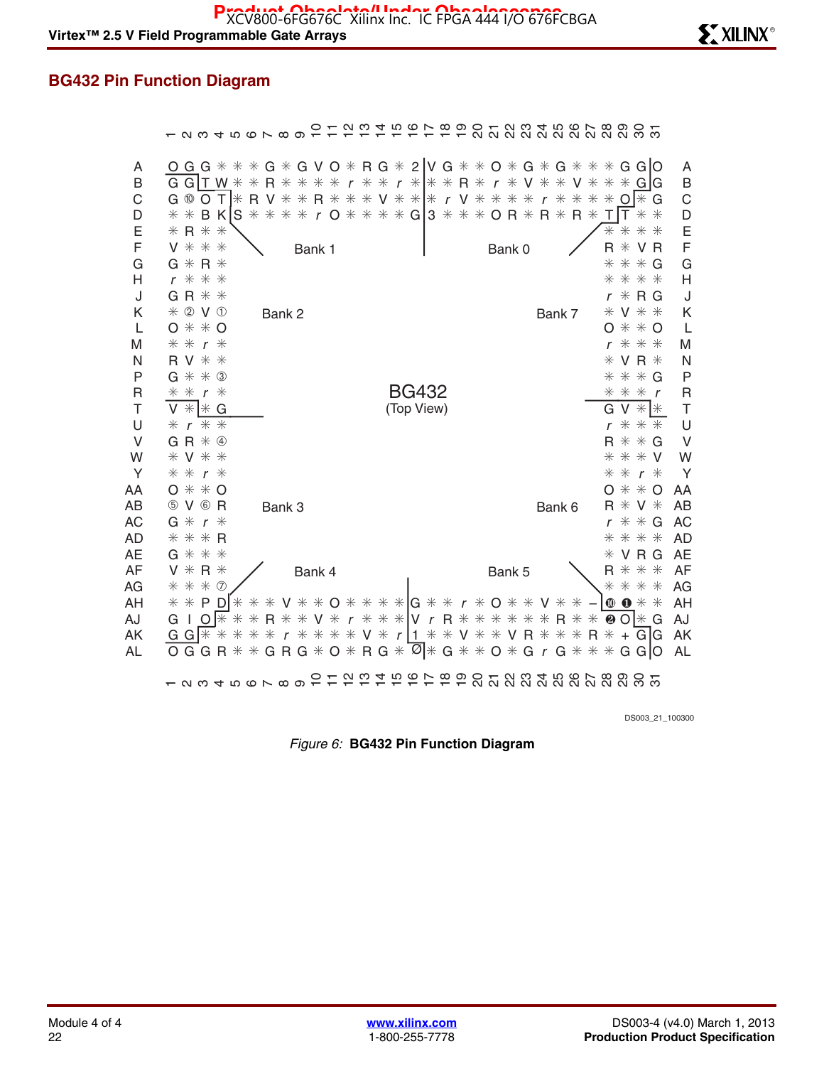## BG432 Pin Function Diagram

```
       1 2 3 4 5 6 7 8 9 10 11 12 13 14 15 16 17 18 19 20 21 22 23 24 25 26 27 28 29 30 31

A      O G G * * * G * G V O * R G * 2 | V G * * O * G * G * * * G G | O      A
B      G G | T W * * R * * * * r * * r * | * * R * r * V * * V * * * G G | G  B
C      G ⑩ O T | * R V * * R * * * V * * * | * r V * * * * r * * * * O | * G  C
D      * * B K | S * * * * r O * * * * G | 3 * * * O R * R * R * T | T * *   D
E      * R * *                                              * * * *            E
F      V * * *           Bank 1              Bank 0         R * V R            F
G      G * R *                                              * * * G            G
H      r * * *                                              * * * *            H
J      G R * *                                              r * R G            J
K      * ② V ①     Bank 2                         Bank 7    * V * *            K
L      O * * O                                              O * * O            L
M      * * r *                                              r * * *            M
N      R V * *                                              * V R *            N
P      G * * ③                                              * * * G            P
R      * * r *                  BG432                       * * * r            R
T      V * | * G               (Top View)                   G V * | *          T
U      * r * *                                              r * * *            U
V      G R * ④                                              R * * G            V
W      * V * *                                              * * * V            W
Y      * * r *                                              * * r *            Y
AA     O * * O                                              O * * O            AA
AB     ⑤ V ⑥ R     Bank 3                         Bank 6    R * V *            AB
AC     G * r *                                              r * * G            AC
AD     * * * R                                              * * * *            AD
AE     G * * *                                              * V R G            AE
AF     V * R *           Bank 4              Bank 5         R * * *            AF
AG     * * * ⑦                                              * * * *            AG
AH     * * P D | * * * V * * O * * * * | G * * r * O * * V * * – | ⑩ ❶ * *    AH
AJ     G I O | * * * R * * V * r * * * | V r R * * * * * * R * * ❷ O | * G      AJ
AK     G G | * * * * * r * * * * V * r | 1 * * V * * * V R * * * R * + G | G    AK
AL     O G G R * * G R G * O * R G * Ø | * G * * O * G r G * * * G G | O        AL

       1 2 3 4 5 6 7 8 9 10 11 12 13 14 15 16 17 18 19 20 21 22 23 24 25 26 27 28 29 30 31
```

DS003_21_100300

*Figure 6:* **BG432 Pin Function Diagram**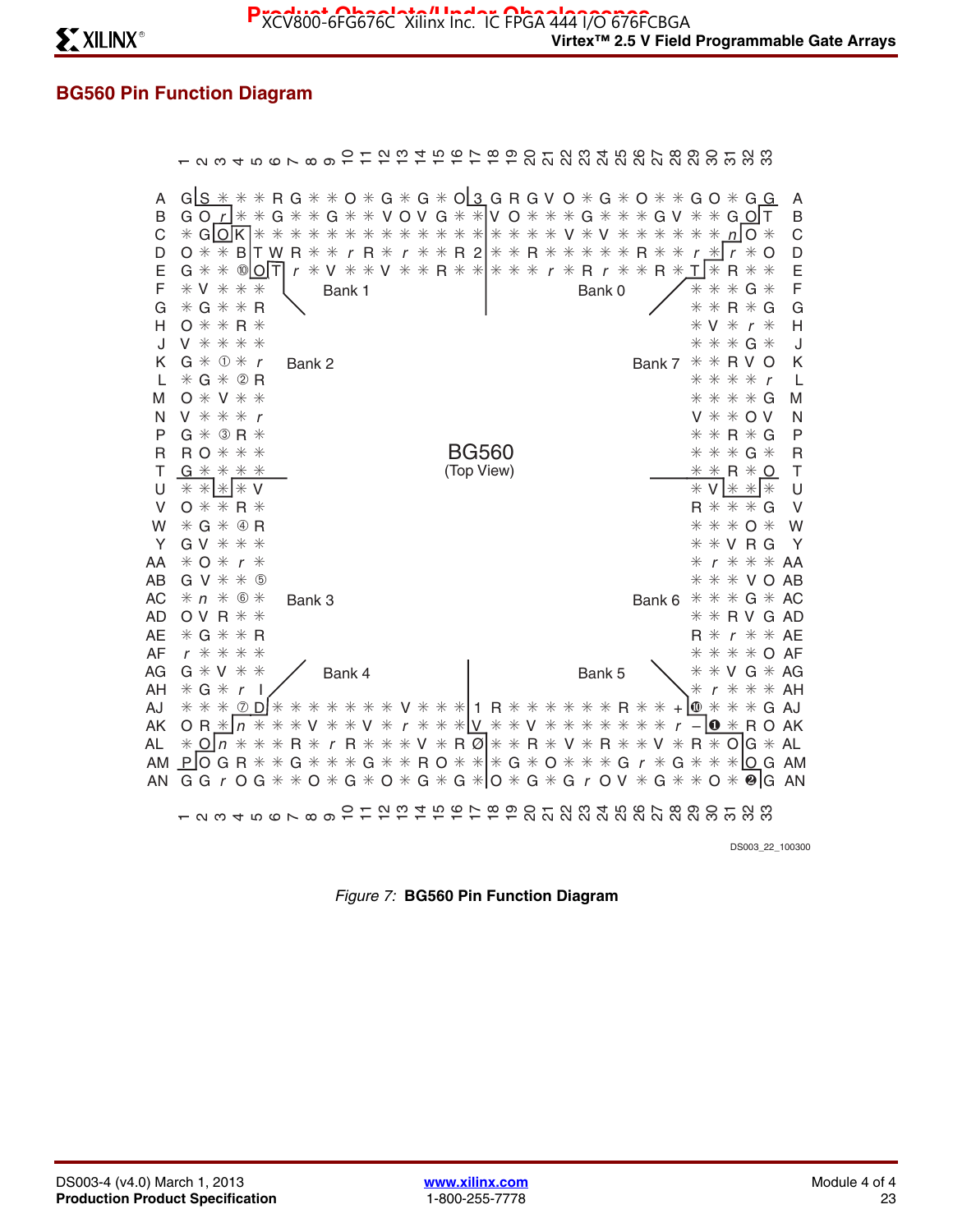## BG560 Pin Function Diagram

```
    1 2 3 4 5 6 7 8 9 10 11 12 13 14 15 16 17 18 19 20 21 22 23 24 25 26 27 28 29 30 31 32 33
A   G S ✳ ✳ ✳ R G ✳ ✳ O ✳ G ✳ G ✳ O 3 G R G V O ✳ G ✳ O ✳ ✳ G O ✳ G G   A
B   G O r ✳ ✳ G ✳ ✳ G ✳ ✳ V O V G ✳ ✳ V O ✳ ✳ ✳ G ✳ ✳ ✳ G V ✳ ✳ G O T   B
C   ✳ G O K ✳ ✳ ✳ ✳ ✳ ✳ ✳ ✳ ✳ ✳ ✳ ✳ ✳ ✳ ✳ ✳ ✳ V ✳ V ✳ ✳ ✳ ✳ ✳ ✳ n O ✳   C
D   O ✳ ✳ B T W R ✳ ✳ r R ✳ r ✳ ✳ ✳ R 2 ✳ ✳ R ✳ ✳ ✳ ✳ ✳ R ✳ ✳ r ✳ r ✳ O   D
E   G ✳ ✳ ⑩ O T r ✳ V ✳ ✳ ✳ V ✳ ✳ R ✳ ✳ ✳ ✳ ✳ r ✳ R r ✳ ✳ R ✳ T ✳ R ✳ ✳   E
F   ✳ V ✳ ✳ ✳          Bank 1                 Bank 0          ✳ ✳ ✳ G ✳   F
G   ✳ G ✳ ✳ R                                                 ✳ ✳ R ✳ G   G
H   O ✳ ✳ R ✳                                                 ✳ V ✳ r ✳   H
J   V ✳ ✳ ✳ ✳                                                 ✳ ✳ ✳ G ✳   J
K   G ✳ ① ✳ r    Bank 2                             Bank 7    ✳ ✳ R V O   K
L   ✳ G ✳ ② R                                                 ✳ ✳ ✳ ✳ r   L
M   O ✳ V ✳ ✳                                                 ✳ ✳ ✳ ✳ G   M
N   V ✳ ✳ ✳ r                                                 V ✳ ✳ O V   N
P   G ✳ ③ R ✳                                                 ✳ ✳ R ✳ G   P
R   R O ✳ ✳ ✳                    BG560                        ✳ ✳ ✳ G ✳   R
T   G ✳ ✳ ✳ ✳                  (Top View)                     ✳ ✳ R ✳ O   T
U   ✳ ✳ ✳ ✳ V                                                 ✳ V ✳ ✳ ✳   U
V   O ✳ ✳ R ✳                                                 R ✳ ✳ ✳ G   V
W   ✳ G ✳ ④ R                                                 ✳ ✳ ✳ O ✳   W
Y   G V ✳ ✳ ✳                                                 ✳ ✳ V R G   Y
AA  ✳ O ✳ r ✳                                                 ✳ r ✳ ✳ ✳   AA
AB  G V ✳ ✳ ⑤                                                 ✳ ✳ ✳ V O   AB
AC  ✳ n ✳ ⑥ ✳    Bank 3                             Bank 6    ✳ ✳ ✳ G ✳   AC
AD  O V R ✳ ✳                                                 ✳ ✳ R V G   AD
AE  ✳ G ✳ ✳ R                                                 R ✳ r ✳ ✳   AE
AF  r ✳ ✳ ✳ ✳                                                 ✳ ✳ ✳ ✳ O   AF
AG  G ✳ V ✳ ✳          Bank 4                 Bank 5          ✳ ✳ V G ✳   AG
AH  ✳ G ✳ r I                                                 ✳ r ✳ ✳ ✳   AH
AJ  ✳ ✳ ✳ ⑦ D ✳ ✳ ✳ ✳ ✳ ✳ ✳ V ✳ ✳ ✳ 1 R ✳ ✳ ✳ ✳ ✳ ✳ R ✳ ✳ + ⑩ ✳ ✳ ✳ G   AJ
AK  O R ✳ n ✳ ✳ ✳ V ✳ ✳ V ✳ r ✳ ✳ ✳ V ✳ ✳ V ✳ ✳ ✳ ✳ ✳ ✳ ✳ ✳ r – ❶ ✳ R O   AK
AL  ✳ O n ✳ ✳ ✳ R ✳ r R ✳ ✳ ✳ V ✳ R Ø ✳ ✳ R ✳ V ✳ R ✳ ✳ V ✳ R ✳ O G ✳   AL
AM  P O G R ✳ ✳ G ✳ ✳ ✳ G ✳ ✳ R O ✳ ✳ ✳ G ✳ O ✳ ✳ ✳ G r ✳ G ✳ ✳ ✳ O G   AM
AN  G G r O G ✳ ✳ O ✳ G ✳ O ✳ G ✳ G ✳ O ✳ G ✳ G r O V ✳ G ✳ ✳ O ✳ ❷ G   AN
    1 2 3 4 5 6 7 8 9 10 11 12 13 14 15 16 17 18 19 20 21 22 23 24 25 26 27 28 29 30 31 32 33
```

DS003_22_100300

*Figure 7:* **BG560 Pin Function Diagram**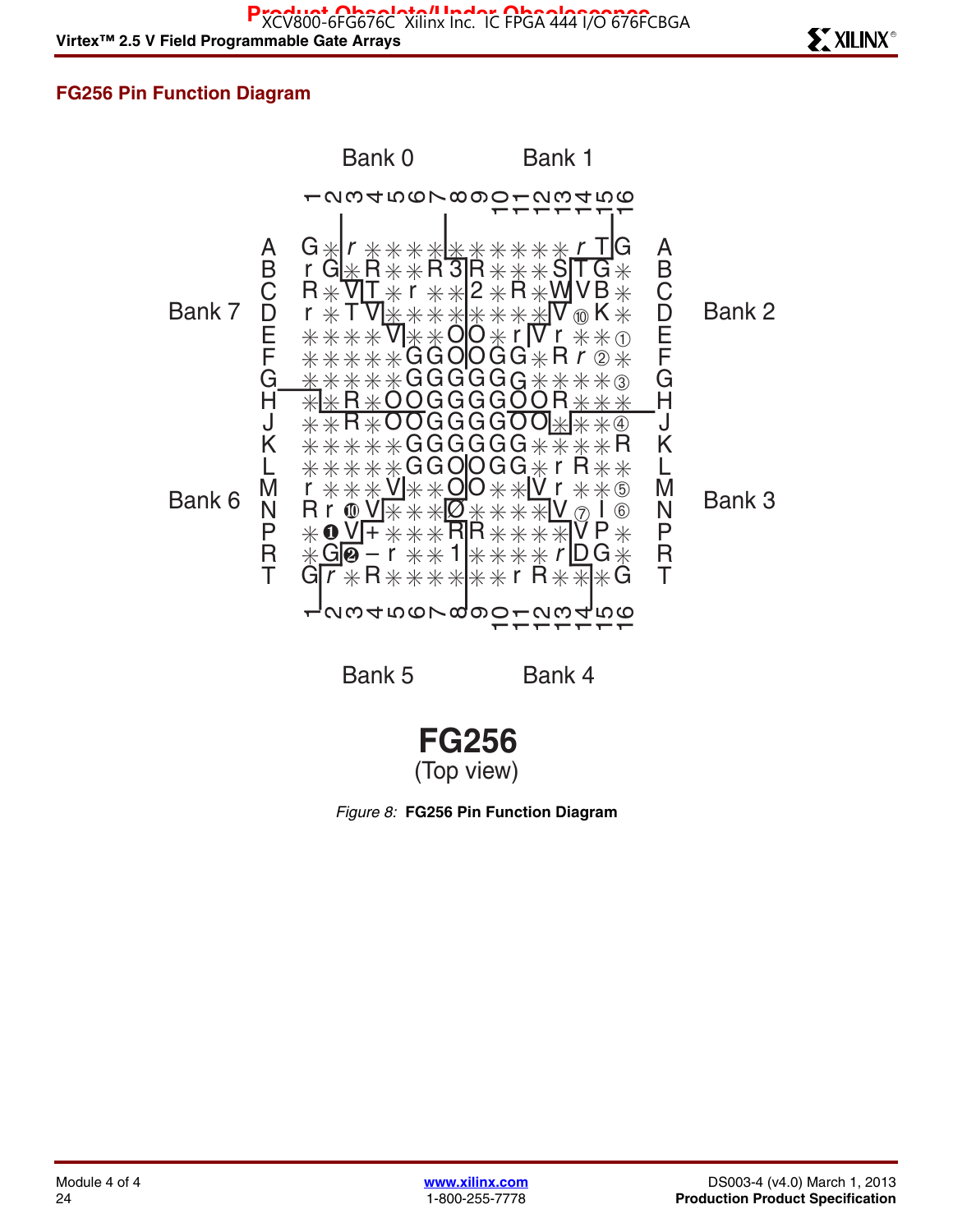## FG256 Pin Function Diagram

Bank 0 Bank 1

Bank 7 Bank 2

Bank 6 Bank 3

Bank 5 Bank 4

**FG256**

(Top view)

*Figure 8:* **FG256 Pin Function Diagram**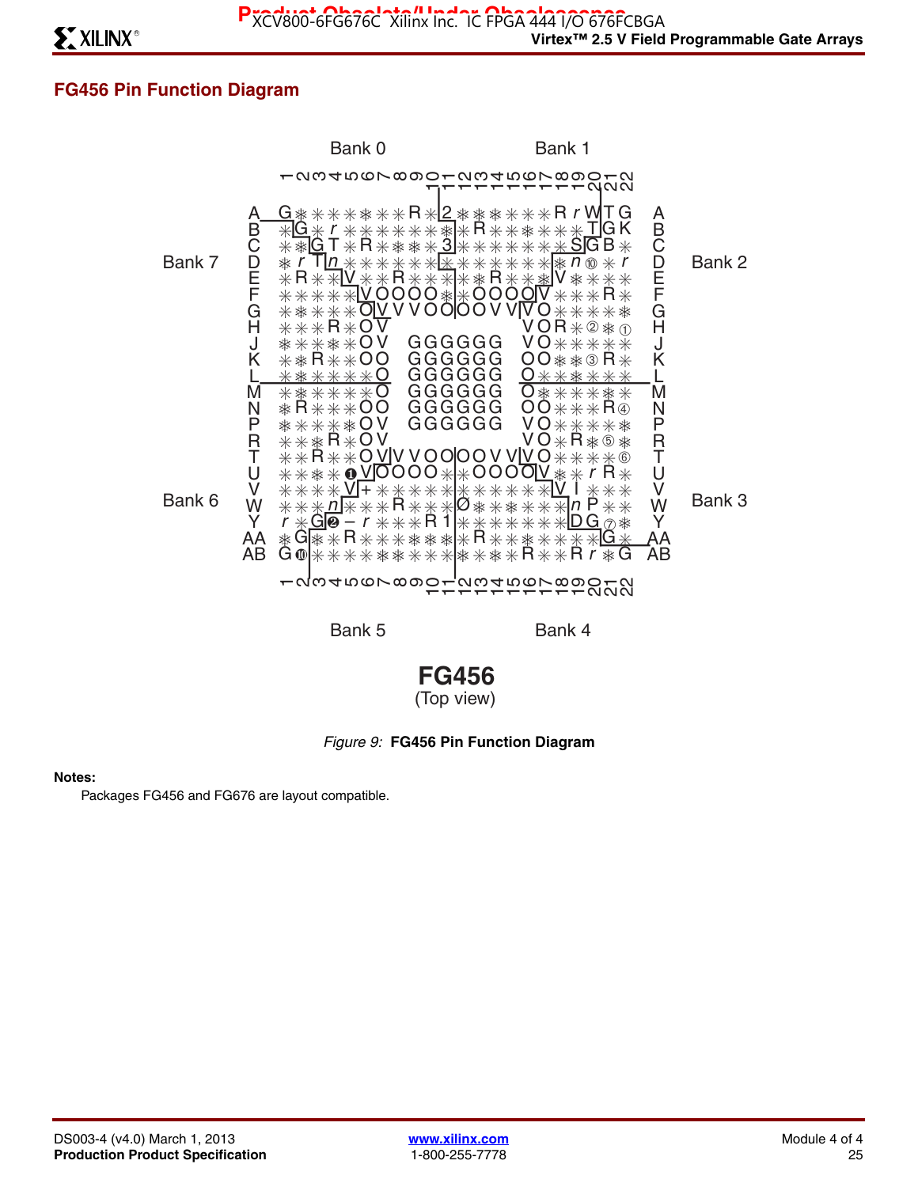## FG456 Pin Function Diagram

Bank 0 Bank 1

Bank 7 Bank 2

Bank 6 Bank 3

Bank 5 Bank 4

**FG456**
(Top view)

*Figure 9:* **FG456 Pin Function Diagram**

**Notes:**

Packages FG456 and FG676 are layout compatible.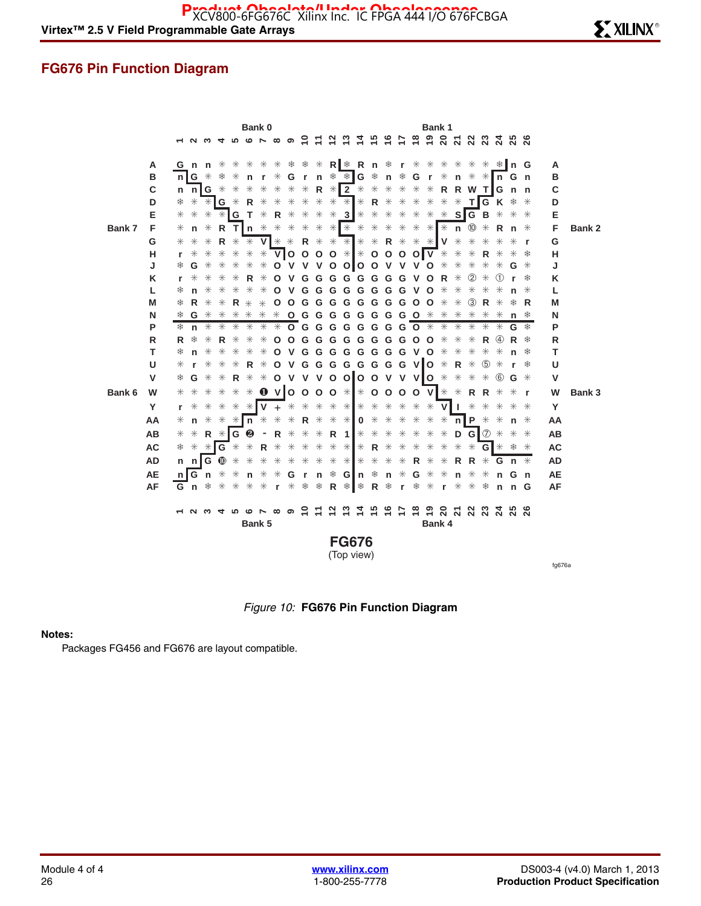## FG676 Pin Function Diagram

*Figure 10:* **FG676 Pin Function Diagram**

**Notes:**

Packages FG456 and FG676 are layout compatible.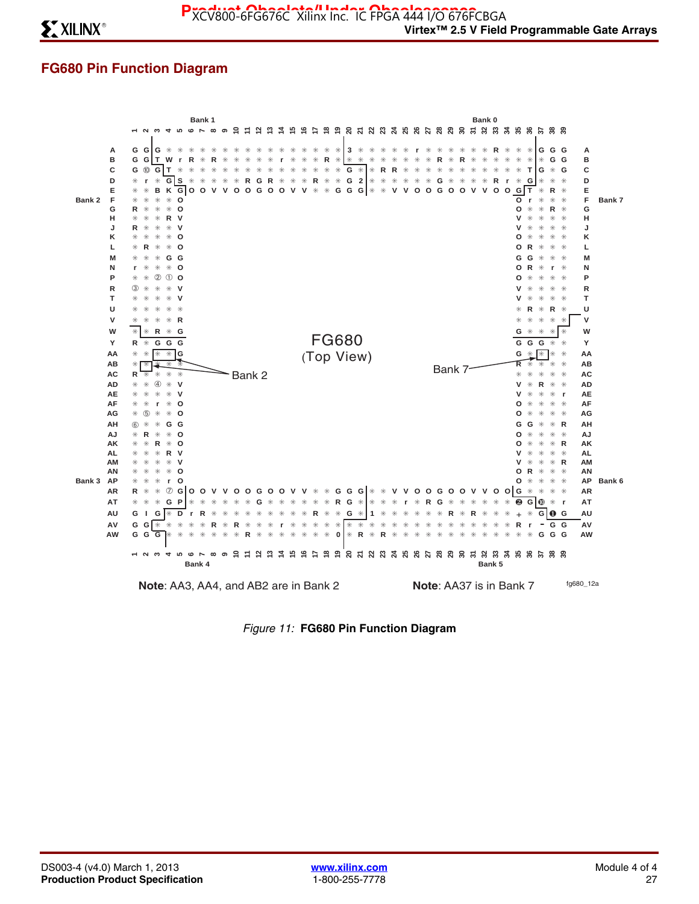## FG680 Pin Function Diagram

Note: AA3, AA4, and AB2 are in Bank 2

Note: AA37 is in Bank 7

fg680_12a

*Figure 11:* **FG680 Pin Function Diagram**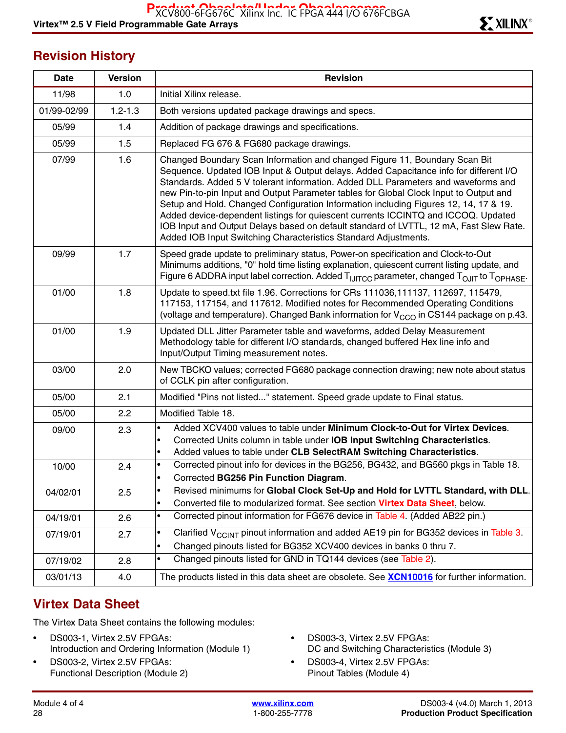## Revision History

| Date | Version | Revision |
|---|---|---|
| 11/98 | 1.0 | Initial Xilinx release. |
| 01/99-02/99 | 1.2-1.3 | Both versions updated package drawings and specs. |
| 05/99 | 1.4 | Addition of package drawings and specifications. |
| 05/99 | 1.5 | Replaced FG 676 & FG680 package drawings. |
| 07/99 | 1.6 | Changed Boundary Scan Information and changed Figure 11, Boundary Scan Bit Sequence. Updated IOB Input & Output delays. Added Capacitance info for different I/O Standards. Added 5 V tolerant information. Added DLL Parameters and waveforms and new Pin-to-pin Input and Output Parameter tables for Global Clock Input to Output and Setup and Hold. Changed Configuration Information including Figures 12, 14, 17 & 19. Added device-dependent listings for quiescent currents ICCINTQ and ICCOQ. Updated IOB Input and Output Delays based on default standard of LVTTL, 12 mA, Fast Slew Rate. Added IOB Input Switching Characteristics Standard Adjustments. |
| 09/99 | 1.7 | Speed grade update to preliminary status, Power-on specification and Clock-to-Out Minimums additions, "0" hold time listing explanation, quiescent current listing update, and Figure 6 ADDRA input label correction. Added $T_{IJITCC}$ parameter, changed $T_{OJIT}$ to $T_{OPHASE}$. |
| 01/00 | 1.8 | Update to speed.txt file 1.96. Corrections for CRs 111036,111137, 112697, 115479, 117153, 117154, and 117612. Modified notes for Recommended Operating Conditions (voltage and temperature). Changed Bank information for $V_{CCO}$ in CS144 package on p.43. |
| 01/00 | 1.9 | Updated DLL Jitter Parameter table and waveforms, added Delay Measurement Methodology table for different I/O standards, changed buffered Hex line info and Input/Output Timing measurement notes. |
| 03/00 | 2.0 | New TBCKO values; corrected FG680 package connection drawing; new note about status of CCLK pin after configuration. |
| 05/00 | 2.1 | Modified "Pins not listed..." statement. Speed grade update to Final status. |
| 05/00 | 2.2 | Modified Table 18. |
| 09/00 | 2.3 | • Added XCV400 values to table under **Minimum Clock-to-Out for Virtex Devices**.<br>• Corrected Units column in table under **IOB Input Switching Characteristics**.<br>• Added values to table under **CLB SelectRAM Switching Characteristics**. |
| 10/00 | 2.4 | • Corrected pinout info for devices in the BG256, BG432, and BG560 pkgs in Table 18.<br>• Corrected **BG256 Pin Function Diagram**. |
| 04/02/01 | 2.5 | • Revised minimums for **Global Clock Set-Up and Hold for LVTTL Standard, with DLL**.<br>• Converted file to modularized format. See section **Virtex Data Sheet**, below. |
| 04/19/01 | 2.6 | • Corrected pinout information for FG676 device in Table 4. (Added AB22 pin.) |
| 07/19/01 | 2.7 | • Clarified $V_{CCINT}$ pinout information and added AE19 pin for BG352 devices in Table 3.<br>• Changed pinouts listed for BG352 XCV400 devices in banks 0 thru 7. |
| 07/19/02 | 2.8 | • Changed pinouts listed for GND in TQ144 devices (see Table 2). |
| 03/01/13 | 4.0 | The products listed in this data sheet are obsolete. See **XCN10016** for further information. |

## Virtex Data Sheet

The Virtex Data Sheet contains the following modules:

- DS003-1, Virtex 2.5V FPGAs:
  Introduction and Ordering Information (Module 1)
- DS003-2, Virtex 2.5V FPGAs:
  Functional Description (Module 2)
- DS003-3, Virtex 2.5V FPGAs:
  DC and Switching Characteristics (Module 3)
- DS003-4, Virtex 2.5V FPGAs:
  Pinout Tables (Module 4)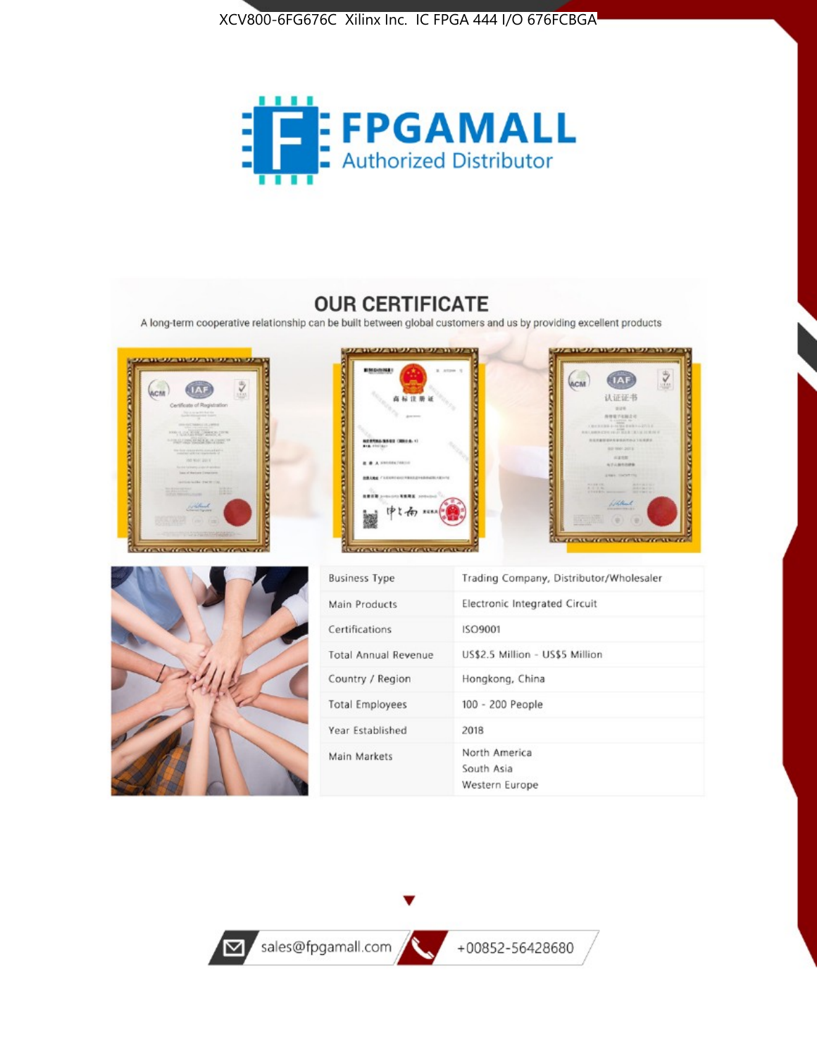FPGAMALL

Authorized Distributor

## OUR CERTIFICATE

A long-term cooperative relationship can be built between global customers and us by providing excellent products

| | |
|---|---|
| Business Type | Trading Company, Distributor/Wholesaler |
| Main Products | Electronic Integrated Circuit |
| Certifications | ISO9001 |
| Total Annual Revenue | US$2.5 Million - US$5 Million |
| Country / Region | Hongkong, China |
| Total Employees | 100 - 200 People |
| Year Established | 2018 |
| Main Markets | North America<br>South Asia<br>Western Europe |

sales@fpgamall.com

+00852-56428680